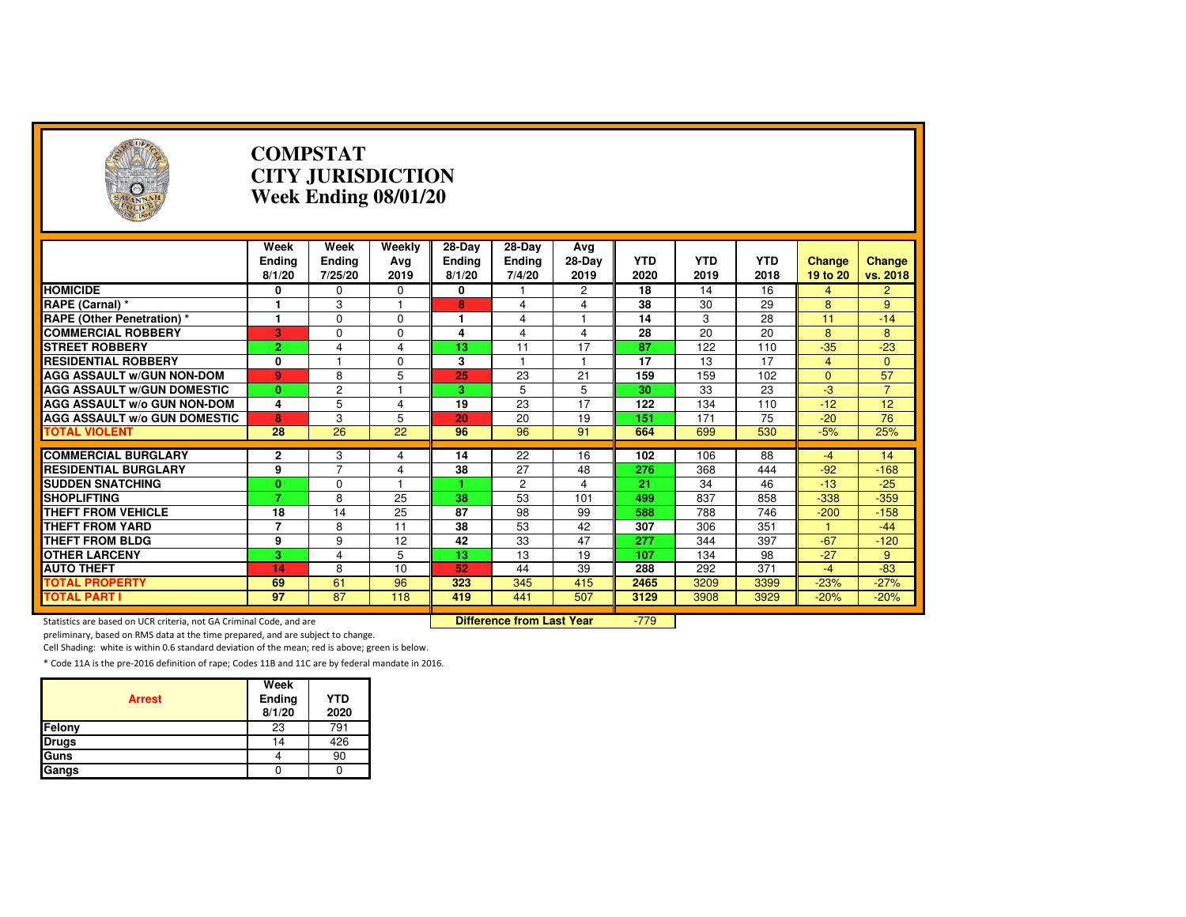# COMPSTAT
# CITY JURISDICTION
# Week Ending 08/01/20

| | Week Ending 8/1/20 | Week Ending 7/25/20 | Weekly Avg 2019 | 28-Day Ending 8/1/20 | 28-Day Ending 7/4/20 | Avg 28-Day 2019 | YTD 2020 | YTD 2019 | YTD 2018 | Change 19 to 20 | Change vs. 2018 |
|---|---|---|---|---|---|---|---|---|---|---|---|
| **HOMICIDE** | 0 | 0 | 0 | 0 | 1 | 2 | 18 | 14 | 16 | 4 | 2 |
| **RAPE (Carnal) *** | 1 | 3 | 1 | 8 | 4 | 4 | 38 | 30 | 29 | 8 | 9 |
| **RAPE (Other Penetration) *** | 1 | 0 | 0 | 1 | 4 | 1 | 14 | 3 | 28 | 11 | -14 |
| **COMMERCIAL ROBBERY** | 3 | 0 | 0 | 4 | 4 | 4 | 28 | 20 | 20 | 8 | 8 |
| **STREET ROBBERY** | 2 | 4 | 4 | 13 | 11 | 17 | 87 | 122 | 110 | -35 | -23 |
| **RESIDENTIAL ROBBERY** | 0 | 1 | 0 | 3 | 1 | 1 | 17 | 13 | 17 | 4 | 0 |
| **AGG ASSAULT w/GUN NON-DOM** | 9 | 8 | 5 | 25 | 23 | 21 | 159 | 159 | 102 | 0 | 57 |
| **AGG ASSAULT w/GUN DOMESTIC** | 0 | 2 | 1 | 3 | 5 | 5 | 30 | 33 | 23 | -3 | 7 |
| **AGG ASSAULT w/o GUN NON-DOM** | 4 | 5 | 4 | 19 | 23 | 17 | 122 | 134 | 110 | -12 | 12 |
| **AGG ASSAULT w/o GUN DOMESTIC** | 8 | 3 | 5 | 20 | 20 | 19 | 151 | 171 | 75 | -20 | 76 |
| **TOTAL VIOLENT** | 28 | 26 | 22 | 96 | 96 | 91 | 664 | 699 | 530 | -5% | 25% |
| **COMMERCIAL BURGLARY** | 2 | 3 | 4 | 14 | 22 | 16 | 102 | 106 | 88 | -4 | 14 |
| **RESIDENTIAL BURGLARY** | 9 | 7 | 4 | 38 | 27 | 48 | 276 | 368 | 444 | -92 | -168 |
| **SUDDEN SNATCHING** | 0 | 0 | 1 | 1 | 2 | 4 | 21 | 34 | 46 | -13 | -25 |
| **SHOPLIFTING** | 7 | 8 | 25 | 38 | 53 | 101 | 499 | 837 | 858 | -338 | -359 |
| **THEFT FROM VEHICLE** | 18 | 14 | 25 | 87 | 98 | 99 | 588 | 788 | 746 | -200 | -158 |
| **THEFT FROM YARD** | 7 | 8 | 11 | 38 | 53 | 42 | 307 | 306 | 351 | 1 | -44 |
| **THEFT FROM BLDG** | 9 | 9 | 12 | 42 | 33 | 47 | 277 | 344 | 397 | -67 | -120 |
| **OTHER LARCENY** | 3 | 4 | 5 | 13 | 13 | 19 | 107 | 134 | 98 | -27 | 9 |
| **AUTO THEFT** | 14 | 8 | 10 | 52 | 44 | 39 | 288 | 292 | 371 | -4 | -83 |
| **TOTAL PROPERTY** | 69 | 61 | 96 | 323 | 345 | 415 | 2465 | 3209 | 3399 | -23% | -27% |
| **TOTAL PART I** | 97 | 87 | 118 | 419 | 441 | 507 | 3129 | 3908 | 3929 | -20% | -20% |
| | | | | **Difference from Last Year** | | | -779 | | | | |

Statistics are based on UCR criteria, not GA Criminal Code, and are preliminary, based on RMS data at the time prepared, and are subject to change.

Cell Shading: white is within 0.6 standard deviation of the mean; red is above; green is below.

* Code 11A is the pre-2016 definition of rape; Codes 11B and 11C are by federal mandate in 2016.

| Arrest | Week Ending 8/1/20 | YTD 2020 |
|---|---|---|
| Felony | 23 | 791 |
| Drugs | 14 | 426 |
| Guns | 4 | 90 |
| Gangs | 0 | 0 |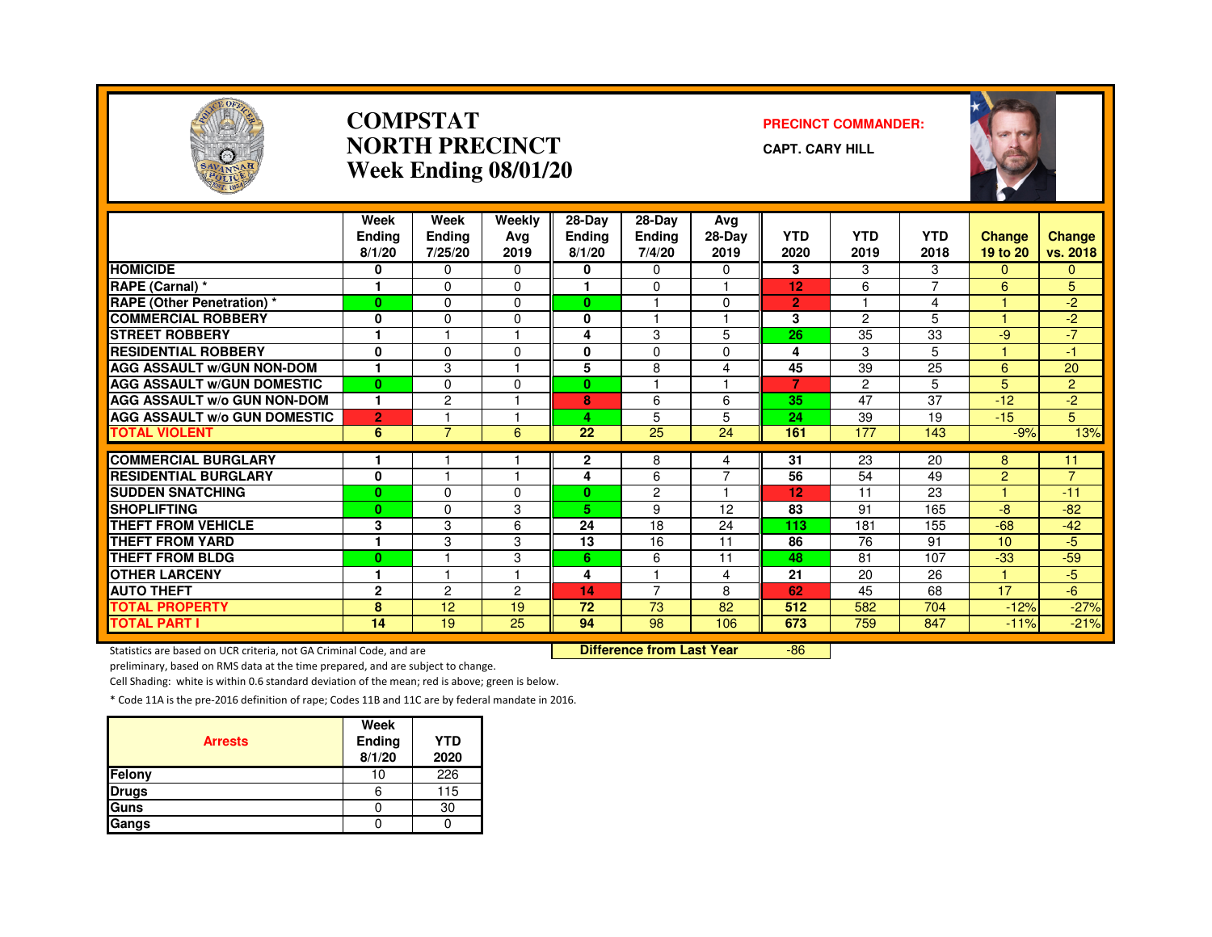# COMPSTAT NORTH PRECINCT Week Ending 08/01/20

**PRECINCT COMMANDER:**

**CAPT. CARY HILL**

| | Week Ending 8/1/20 | Week Ending 7/25/20 | Weekly Avg 2019 | 28-Day Ending 8/1/20 | 28-Day Ending 7/4/20 | Avg 28-Day 2019 | YTD 2020 | YTD 2019 | YTD 2018 | Change 19 to 20 | Change vs. 2018 |
|---|---|---|---|---|---|---|---|---|---|---|---|
| HOMICIDE | 0 | 0 | 0 | 0 | 0 | 0 | 3 | 3 | 3 | 0 | 0 |
| RAPE (Carnal) * | 1 | 0 | 0 | 1 | 0 | 1 | 12 | 6 | 7 | 6 | 5 |
| RAPE (Other Penetration) * | 0 | 0 | 0 | 0 | 1 | 0 | 2 | 1 | 4 | 1 | -2 |
| COMMERCIAL ROBBERY | 0 | 0 | 0 | 0 | 1 | 1 | 3 | 2 | 5 | 1 | -2 |
| STREET ROBBERY | 1 | 1 | 1 | 4 | 3 | 5 | 26 | 35 | 33 | -9 | -7 |
| RESIDENTIAL ROBBERY | 0 | 0 | 0 | 0 | 0 | 0 | 4 | 3 | 5 | 1 | -1 |
| AGG ASSAULT w/GUN NON-DOM | 1 | 3 | 1 | 5 | 8 | 4 | 45 | 39 | 25 | 6 | 20 |
| AGG ASSAULT w/GUN DOMESTIC | 0 | 0 | 0 | 0 | 1 | 1 | 7 | 2 | 5 | 5 | 2 |
| AGG ASSAULT w/o GUN NON-DOM | 1 | 2 | 1 | 8 | 6 | 6 | 35 | 47 | 37 | -12 | -2 |
| AGG ASSAULT w/o GUN DOMESTIC | 2 | 1 | 1 | 4 | 5 | 5 | 24 | 39 | 19 | -15 | 5 |
| TOTAL VIOLENT | 6 | 7 | 6 | 22 | 25 | 24 | 161 | 177 | 143 | -9% | 13% |
| COMMERCIAL BURGLARY | 1 | 1 | 1 | 2 | 8 | 4 | 31 | 23 | 20 | 8 | 11 |
| RESIDENTIAL BURGLARY | 0 | 1 | 1 | 4 | 6 | 7 | 56 | 54 | 49 | 2 | 7 |
| SUDDEN SNATCHING | 0 | 0 | 0 | 0 | 2 | 1 | 12 | 11 | 23 | 1 | -11 |
| SHOPLIFTING | 0 | 0 | 3 | 5 | 9 | 12 | 83 | 91 | 165 | -8 | -82 |
| THEFT FROM VEHICLE | 3 | 3 | 6 | 24 | 18 | 24 | 113 | 181 | 155 | -68 | -42 |
| THEFT FROM YARD | 1 | 3 | 3 | 13 | 16 | 11 | 86 | 76 | 91 | 10 | -5 |
| THEFT FROM BLDG | 0 | 1 | 3 | 6 | 6 | 11 | 48 | 81 | 107 | -33 | -59 |
| OTHER LARCENY | 1 | 1 | 1 | 4 | 1 | 4 | 21 | 20 | 26 | 1 | -5 |
| AUTO THEFT | 2 | 2 | 2 | 14 | 7 | 8 | 62 | 45 | 68 | 17 | -6 |
| TOTAL PROPERTY | 8 | 12 | 19 | 72 | 73 | 82 | 512 | 582 | 704 | -12% | -27% |
| TOTAL PART I | 14 | 19 | 25 | 94 | 98 | 106 | 673 | 759 | 847 | -11% | -21% |

**Difference from Last Year** -86

Statistics are based on UCR criteria, not GA Criminal Code, and are preliminary, based on RMS data at the time prepared, and are subject to change.

Cell Shading: white is within 0.6 standard deviation of the mean; red is above; green is below.

* Code 11A is the pre-2016 definition of rape; Codes 11B and 11C are by federal mandate in 2016.

| Arrests | Week Ending 8/1/20 | YTD 2020 |
|---|---|---|
| Felony | 10 | 226 |
| Drugs | 6 | 115 |
| Guns | 0 | 30 |
| Gangs | 0 | 0 |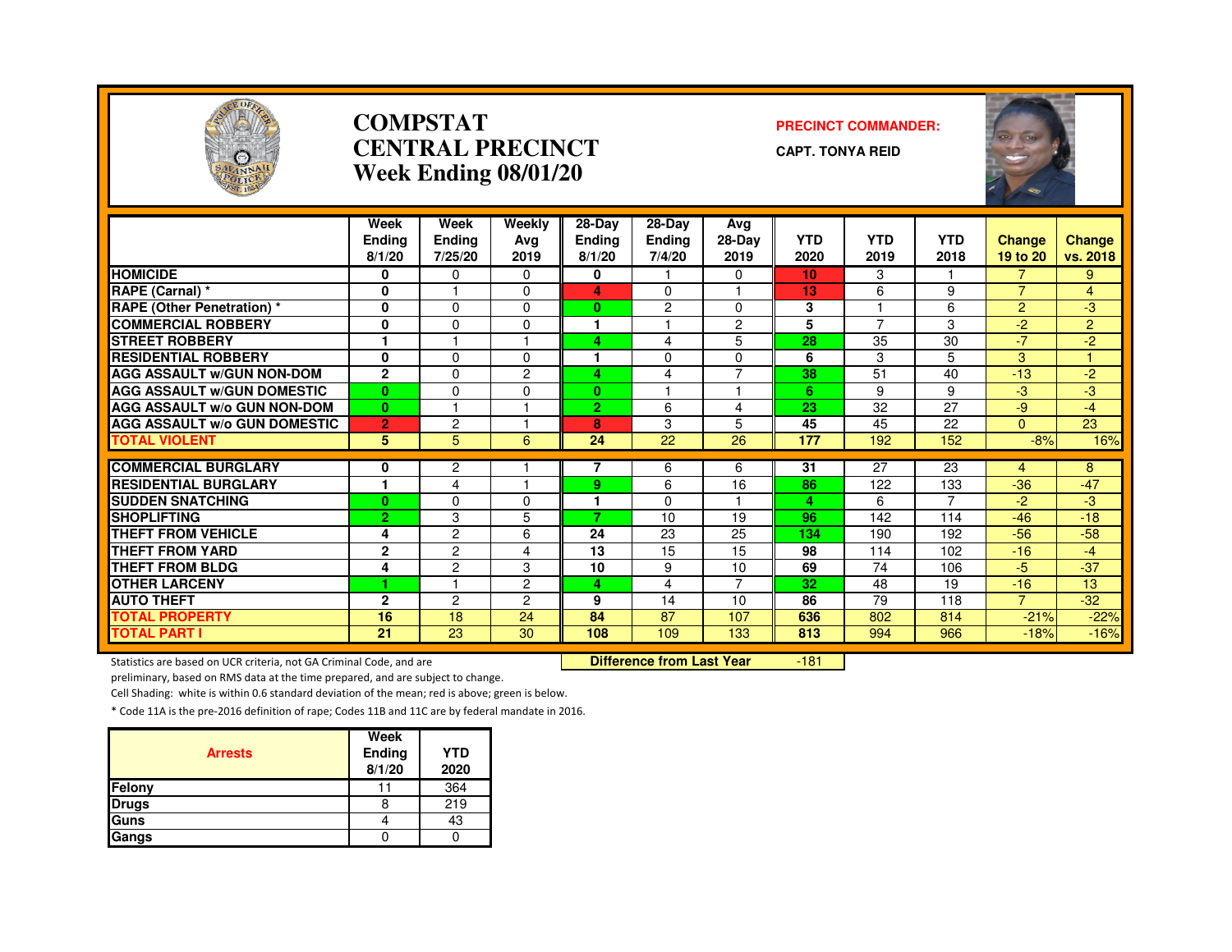# COMPSTAT
# CENTRAL PRECINCT
## Week Ending 08/01/20

**PRECINCT COMMANDER:**

**CAPT. TONYA REID**

| | Week Ending 8/1/20 | Week Ending 7/25/20 | Weekly Avg 2019 | 28-Day Ending 8/1/20 | 28-Day Ending 7/4/20 | Avg 28-Day 2019 | YTD 2020 | YTD 2019 | YTD 2018 | Change 19 to 20 | Change vs. 2018 |
|---|---|---|---|---|---|---|---|---|---|---|---|
| HOMICIDE | 0 | 0 | 0 | 0 | 1 | 0 | 10 | 3 | 1 | 7 | 9 |
| RAPE (Carnal) * | 0 | 1 | 0 | 4 | 0 | 1 | 13 | 6 | 9 | 7 | 4 |
| RAPE (Other Penetration) * | 0 | 0 | 0 | 0 | 2 | 0 | 3 | 1 | 6 | 2 | -3 |
| COMMERCIAL ROBBERY | 0 | 0 | 0 | 1 | 1 | 2 | 5 | 7 | 3 | -2 | 2 |
| STREET ROBBERY | 1 | 1 | 1 | 4 | 4 | 5 | 28 | 35 | 30 | -7 | -2 |
| RESIDENTIAL ROBBERY | 0 | 0 | 0 | 1 | 0 | 0 | 6 | 3 | 5 | 3 | 1 |
| AGG ASSAULT w/GUN NON-DOM | 2 | 0 | 2 | 4 | 4 | 7 | 38 | 51 | 40 | -13 | -2 |
| AGG ASSAULT w/GUN DOMESTIC | 0 | 0 | 0 | 0 | 1 | 1 | 6 | 9 | 9 | -3 | -3 |
| AGG ASSAULT w/o GUN NON-DOM | 0 | 1 | 1 | 2 | 6 | 4 | 23 | 32 | 27 | -9 | -4 |
| AGG ASSAULT w/o GUN DOMESTIC | 2 | 2 | 1 | 8 | 3 | 5 | 45 | 45 | 22 | 0 | 23 |
| TOTAL VIOLENT | 5 | 5 | 6 | 24 | 22 | 26 | 177 | 192 | 152 | -8% | 16% |
| COMMERCIAL BURGLARY | 0 | 2 | 1 | 7 | 6 | 6 | 31 | 27 | 23 | 4 | 8 |
| RESIDENTIAL BURGLARY | 1 | 4 | 1 | 9 | 6 | 16 | 86 | 122 | 133 | -36 | -47 |
| SUDDEN SNATCHING | 0 | 0 | 0 | 1 | 0 | 1 | 4 | 6 | 7 | -2 | -3 |
| SHOPLIFTING | 2 | 3 | 5 | 7 | 10 | 19 | 96 | 142 | 114 | -46 | -18 |
| THEFT FROM VEHICLE | 4 | 2 | 6 | 24 | 23 | 25 | 134 | 190 | 192 | -56 | -58 |
| THEFT FROM YARD | 2 | 2 | 4 | 13 | 15 | 15 | 98 | 114 | 102 | -16 | -4 |
| THEFT FROM BLDG | 4 | 2 | 3 | 10 | 9 | 10 | 69 | 74 | 106 | -5 | -37 |
| OTHER LARCENY | 1 | 1 | 2 | 4 | 4 | 7 | 32 | 48 | 19 | -16 | 13 |
| AUTO THEFT | 2 | 2 | 2 | 9 | 14 | 10 | 86 | 79 | 118 | 7 | -32 |
| TOTAL PROPERTY | 16 | 18 | 24 | 84 | 87 | 107 | 636 | 802 | 814 | -21% | -22% |
| TOTAL PART I | 21 | 23 | 30 | 108 | 109 | 133 | 813 | 994 | 966 | -18% | -16% |

**Difference from Last Year** -181

Statistics are based on UCR criteria, not GA Criminal Code, and are preliminary, based on RMS data at the time prepared, and are subject to change.

Cell Shading: white is within 0.6 standard deviation of the mean; red is above; green is below.

* Code 11A is the pre-2016 definition of rape; Codes 11B and 11C are by federal mandate in 2016.

| Arrests | Week Ending 8/1/20 | YTD 2020 |
|---|---|---|
| Felony | 11 | 364 |
| Drugs | 8 | 219 |
| Guns | 4 | 43 |
| Gangs | 0 | 0 |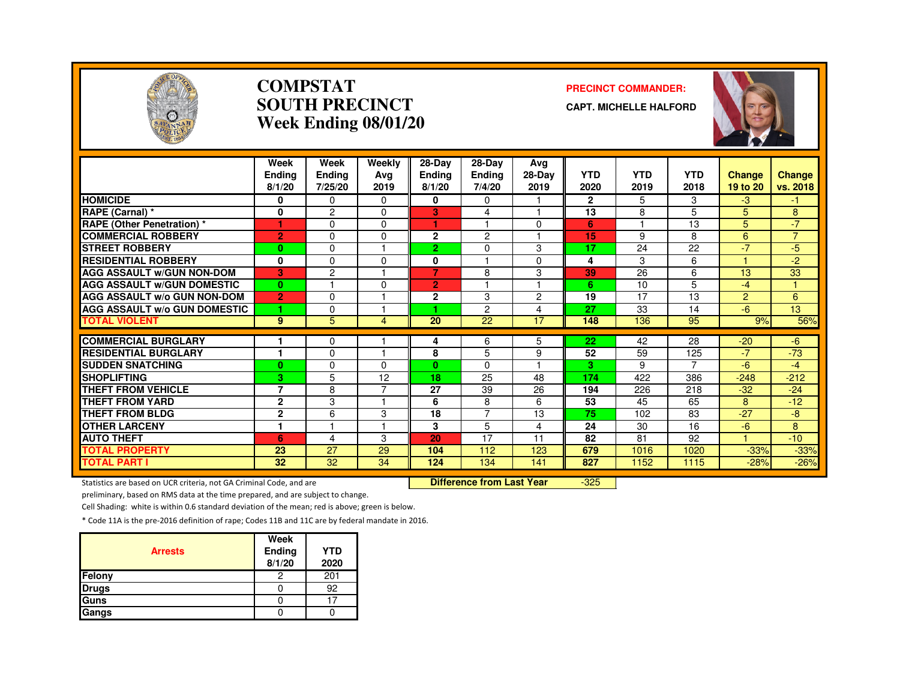# COMPSTAT
# SOUTH PRECINCT
## Week Ending 08/01/20

**PRECINCT COMMANDER:**

**CAPT. MICHELLE HALFORD**

| | Week Ending 8/1/20 | Week Ending 7/25/20 | Weekly Avg 2019 | 28-Day Ending 8/1/20 | 28-Day Ending 7/4/20 | Avg 28-Day 2019 | YTD 2020 | YTD 2019 | YTD 2018 | Change 19 to 20 | Change vs. 2018 |
|---|---|---|---|---|---|---|---|---|---|---|---|
| HOMICIDE | 0 | 0 | 0 | 0 | 0 | 1 | 2 | 5 | 3 | -3 | -1 |
| RAPE (Carnal) * | 0 | 2 | 0 | 3 | 4 | 1 | 13 | 8 | 5 | 5 | 8 |
| RAPE (Other Penetration) * | 1 | 0 | 0 | 1 | 1 | 0 | 6 | 1 | 13 | 5 | -7 |
| COMMERCIAL ROBBERY | 2 | 0 | 0 | 2 | 2 | 1 | 15 | 9 | 8 | 6 | 7 |
| STREET ROBBERY | 0 | 0 | 1 | 2 | 0 | 3 | 17 | 24 | 22 | -7 | -5 |
| RESIDENTIAL ROBBERY | 0 | 0 | 0 | 0 | 1 | 0 | 4 | 3 | 6 | 1 | -2 |
| AGG ASSAULT w/GUN NON-DOM | 3 | 2 | 1 | 7 | 8 | 3 | 39 | 26 | 6 | 13 | 33 |
| AGG ASSAULT w/GUN DOMESTIC | 0 | 1 | 0 | 2 | 1 | 1 | 6 | 10 | 5 | -4 | 1 |
| AGG ASSAULT w/o GUN NON-DOM | 2 | 0 | 1 | 2 | 3 | 2 | 19 | 17 | 13 | 2 | 6 |
| AGG ASSAULT w/o GUN DOMESTIC | 1 | 0 | 1 | 1 | 2 | 4 | 27 | 33 | 14 | -6 | 13 |
| TOTAL VIOLENT | 9 | 5 | 4 | 20 | 22 | 17 | 148 | 136 | 95 | 9% | 56% |
| COMMERCIAL BURGLARY | 1 | 0 | 1 | 4 | 6 | 5 | 22 | 42 | 28 | -20 | -6 |
| RESIDENTIAL BURGLARY | 1 | 0 | 1 | 8 | 5 | 9 | 52 | 59 | 125 | -7 | -73 |
| SUDDEN SNATCHING | 0 | 0 | 0 | 0 | 0 | 1 | 3 | 9 | 7 | -6 | -4 |
| SHOPLIFTING | 3 | 5 | 12 | 18 | 25 | 48 | 174 | 422 | 386 | -248 | -212 |
| THEFT FROM VEHICLE | 7 | 8 | 7 | 27 | 39 | 26 | 194 | 226 | 218 | -32 | -24 |
| THEFT FROM YARD | 2 | 3 | 1 | 6 | 8 | 6 | 53 | 45 | 65 | 8 | -12 |
| THEFT FROM BLDG | 2 | 6 | 3 | 18 | 7 | 13 | 75 | 102 | 83 | -27 | -8 |
| OTHER LARCENY | 1 | 1 | 1 | 3 | 5 | 4 | 24 | 30 | 16 | -6 | 8 |
| AUTO THEFT | 6 | 4 | 3 | 20 | 17 | 11 | 82 | 81 | 92 | 1 | -10 |
| TOTAL PROPERTY | 23 | 27 | 29 | 104 | 112 | 123 | 679 | 1016 | 1020 | -33% | -33% |
| TOTAL PART I | 32 | 32 | 34 | 124 | 134 | 141 | 827 | 1152 | 1115 | -28% | -26% |

**Difference from Last Year** -325

Statistics are based on UCR criteria, not GA Criminal Code, and are preliminary, based on RMS data at the time prepared, and are subject to change.

Cell Shading: white is within 0.6 standard deviation of the mean; red is above; green is below.

* Code 11A is the pre-2016 definition of rape; Codes 11B and 11C are by federal mandate in 2016.

| Arrests | Week Ending 8/1/20 | YTD 2020 |
|---|---|---|
| Felony | 2 | 201 |
| Drugs | 0 | 92 |
| Guns | 0 | 17 |
| Gangs | 0 | 0 |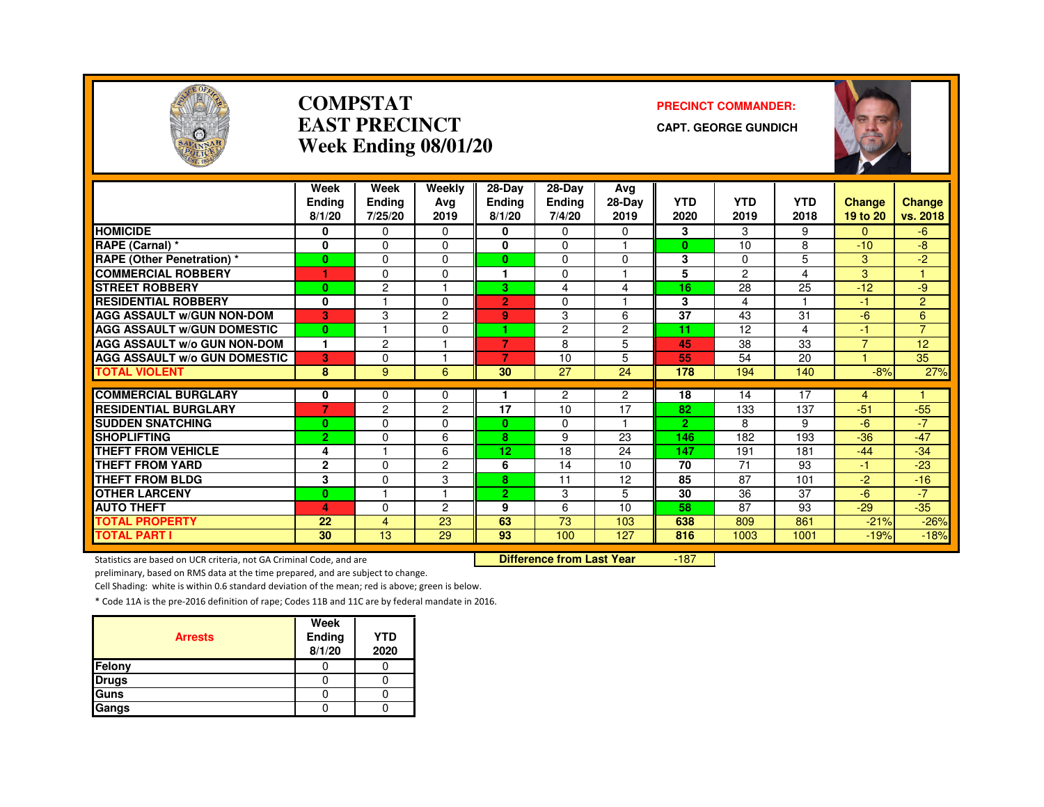# COMPSTAT
# EAST PRECINCT
## Week Ending 08/01/20

**PRECINCT COMMANDER:**

**CAPT. GEORGE GUNDICH**

| | Week Ending 8/1/20 | Week Ending 7/25/20 | Weekly Avg 2019 | 28-Day Ending 8/1/20 | 28-Day Ending 7/4/20 | Avg 28-Day 2019 | YTD 2020 | YTD 2019 | YTD 2018 | Change 19 to 20 | Change vs. 2018 |
|---|---|---|---|---|---|---|---|---|---|---|---|
| HOMICIDE | 0 | 0 | 0 | 0 | 0 | 0 | 3 | 3 | 9 | 0 | -6 |
| RAPE (Carnal) * | 0 | 0 | 0 | 0 | 0 | 1 | 0 | 10 | 8 | -10 | -8 |
| RAPE (Other Penetration) * | 0 | 0 | 0 | 0 | 0 | 0 | 3 | 0 | 5 | 3 | -2 |
| COMMERCIAL ROBBERY | 1 | 0 | 0 | 1 | 0 | 1 | 5 | 2 | 4 | 3 | 1 |
| STREET ROBBERY | 0 | 2 | 1 | 3 | 4 | 4 | 16 | 28 | 25 | -12 | -9 |
| RESIDENTIAL ROBBERY | 0 | 1 | 0 | 2 | 0 | 1 | 3 | 4 | 1 | -1 | 2 |
| AGG ASSAULT w/GUN NON-DOM | 3 | 3 | 2 | 9 | 3 | 6 | 37 | 43 | 31 | -6 | 6 |
| AGG ASSAULT w/GUN DOMESTIC | 0 | 1 | 0 | 1 | 2 | 2 | 11 | 12 | 4 | -1 | 7 |
| AGG ASSAULT w/o GUN NON-DOM | 1 | 2 | 1 | 7 | 8 | 5 | 45 | 38 | 33 | 7 | 12 |
| AGG ASSAULT w/o GUN DOMESTIC | 3 | 0 | 1 | 7 | 10 | 5 | 55 | 54 | 20 | 1 | 35 |
| TOTAL VIOLENT | 8 | 9 | 6 | 30 | 27 | 24 | 178 | 194 | 140 | -8% | 27% |
| COMMERCIAL BURGLARY | 0 | 0 | 0 | 1 | 2 | 2 | 18 | 14 | 17 | 4 | 1 |
| RESIDENTIAL BURGLARY | 7 | 2 | 2 | 17 | 10 | 17 | 82 | 133 | 137 | -51 | -55 |
| SUDDEN SNATCHING | 0 | 0 | 0 | 0 | 0 | 1 | 2 | 8 | 9 | -6 | -7 |
| SHOPLIFTING | 2 | 0 | 6 | 8 | 9 | 23 | 146 | 182 | 193 | -36 | -47 |
| THEFT FROM VEHICLE | 4 | 1 | 6 | 12 | 18 | 24 | 147 | 191 | 181 | -44 | -34 |
| THEFT FROM YARD | 2 | 0 | 2 | 6 | 14 | 10 | 70 | 71 | 93 | -1 | -23 |
| THEFT FROM BLDG | 3 | 0 | 3 | 8 | 11 | 12 | 85 | 87 | 101 | -2 | -16 |
| OTHER LARCENY | 0 | 1 | 1 | 2 | 3 | 5 | 30 | 36 | 37 | -6 | -7 |
| AUTO THEFT | 4 | 0 | 2 | 9 | 6 | 10 | 58 | 87 | 93 | -29 | -35 |
| TOTAL PROPERTY | 22 | 4 | 23 | 63 | 73 | 103 | 638 | 809 | 861 | -21% | -26% |
| TOTAL PART I | 30 | 13 | 29 | 93 | 100 | 127 | 816 | 1003 | 1001 | -19% | -18% |

**Difference from Last Year** -187

Statistics are based on UCR criteria, not GA Criminal Code, and are preliminary, based on RMS data at the time prepared, and are subject to change.

Cell Shading: white is within 0.6 standard deviation of the mean; red is above; green is below.

* Code 11A is the pre-2016 definition of rape; Codes 11B and 11C are by federal mandate in 2016.

| Arrests | Week Ending 8/1/20 | YTD 2020 |
|---|---|---|
| Felony | 0 | 0 |
| Drugs | 0 | 0 |
| Guns | 0 | 0 |
| Gangs | 0 | 0 |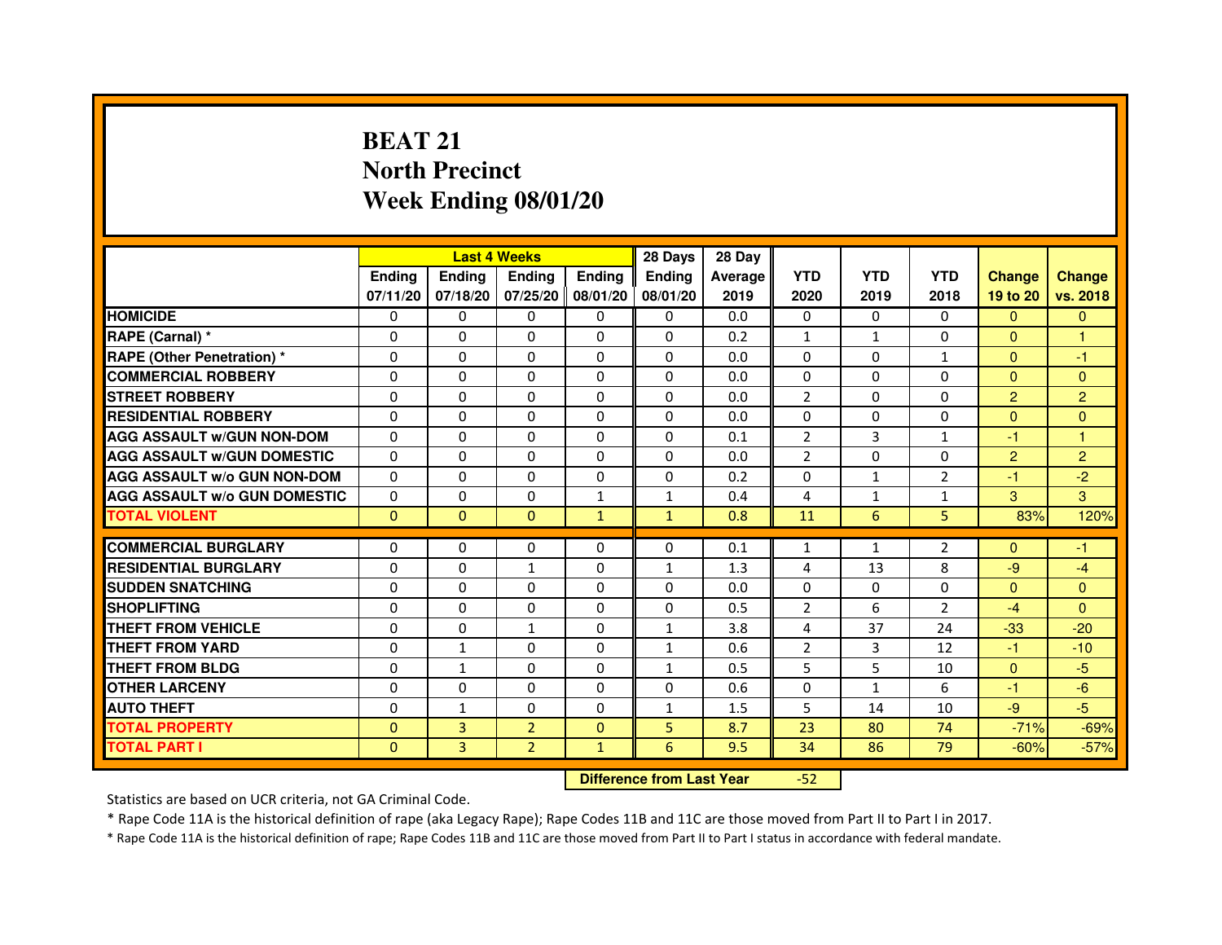# BEAT 21
## North Precinct
## Week Ending 08/01/20

| | Last 4 Weeks | | | | 28 Days | 28 Day | | | | | |
|---|---|---|---|---|---|---|---|---|---|---|---|
| | Ending 07/11/20 | Ending 07/18/20 | Ending 07/25/20 | Ending 08/01/20 | Ending 08/01/20 | Average 2019 | YTD 2020 | YTD 2019 | YTD 2018 | Change 19 to 20 | Change vs. 2018 |
| HOMICIDE | 0 | 0 | 0 | 0 | 0 | 0.0 | 0 | 0 | 0 | 0 | 0 |
| RAPE (Carnal) * | 0 | 0 | 0 | 0 | 0 | 0.2 | 1 | 1 | 0 | 0 | 1 |
| RAPE (Other Penetration) * | 0 | 0 | 0 | 0 | 0 | 0.0 | 0 | 0 | 1 | 0 | -1 |
| COMMERCIAL ROBBERY | 0 | 0 | 0 | 0 | 0 | 0.0 | 0 | 0 | 0 | 0 | 0 |
| STREET ROBBERY | 0 | 0 | 0 | 0 | 0 | 0.0 | 2 | 0 | 0 | 2 | 2 |
| RESIDENTIAL ROBBERY | 0 | 0 | 0 | 0 | 0 | 0.0 | 0 | 0 | 0 | 0 | 0 |
| AGG ASSAULT w/GUN NON-DOM | 0 | 0 | 0 | 0 | 0 | 0.1 | 2 | 3 | 1 | -1 | 1 |
| AGG ASSAULT w/GUN DOMESTIC | 0 | 0 | 0 | 0 | 0 | 0.0 | 2 | 0 | 0 | 2 | 2 |
| AGG ASSAULT w/o GUN NON-DOM | 0 | 0 | 0 | 0 | 0 | 0.2 | 0 | 1 | 2 | -1 | -2 |
| AGG ASSAULT w/o GUN DOMESTIC | 0 | 0 | 0 | 1 | 1 | 0.4 | 4 | 1 | 1 | 3 | 3 |
| TOTAL VIOLENT | 0 | 0 | 0 | 1 | 1 | 0.8 | 11 | 6 | 5 | 83% | 120% |
| COMMERCIAL BURGLARY | 0 | 0 | 0 | 0 | 0 | 0.1 | 1 | 1 | 2 | 0 | -1 |
| RESIDENTIAL BURGLARY | 0 | 0 | 1 | 0 | 1 | 1.3 | 4 | 13 | 8 | -9 | -4 |
| SUDDEN SNATCHING | 0 | 0 | 0 | 0 | 0 | 0.0 | 0 | 0 | 0 | 0 | 0 |
| SHOPLIFTING | 0 | 0 | 0 | 0 | 0 | 0.5 | 2 | 6 | 2 | -4 | 0 |
| THEFT FROM VEHICLE | 0 | 0 | 1 | 0 | 1 | 3.8 | 4 | 37 | 24 | -33 | -20 |
| THEFT FROM YARD | 0 | 1 | 0 | 0 | 1 | 0.6 | 2 | 3 | 12 | -1 | -10 |
| THEFT FROM BLDG | 0 | 1 | 0 | 0 | 1 | 0.5 | 5 | 5 | 10 | 0 | -5 |
| OTHER LARCENY | 0 | 0 | 0 | 0 | 0 | 0.6 | 0 | 1 | 6 | -1 | -6 |
| AUTO THEFT | 0 | 1 | 0 | 0 | 1 | 1.5 | 5 | 14 | 10 | -9 | -5 |
| TOTAL PROPERTY | 0 | 3 | 2 | 0 | 5 | 8.7 | 23 | 80 | 74 | -71% | -69% |
| TOTAL PART I | 0 | 3 | 2 | 1 | 6 | 9.5 | 34 | 86 | 79 | -60% | -57% |

**Difference from Last Year** -52

Statistics are based on UCR criteria, not GA Criminal Code.

* Rape Code 11A is the historical definition of rape (aka Legacy Rape); Rape Codes 11B and 11C are those moved from Part II to Part I in 2017.

* Rape Code 11A is the historical definition of rape; Rape Codes 11B and 11C are those moved from Part II to Part I status in accordance with federal mandate.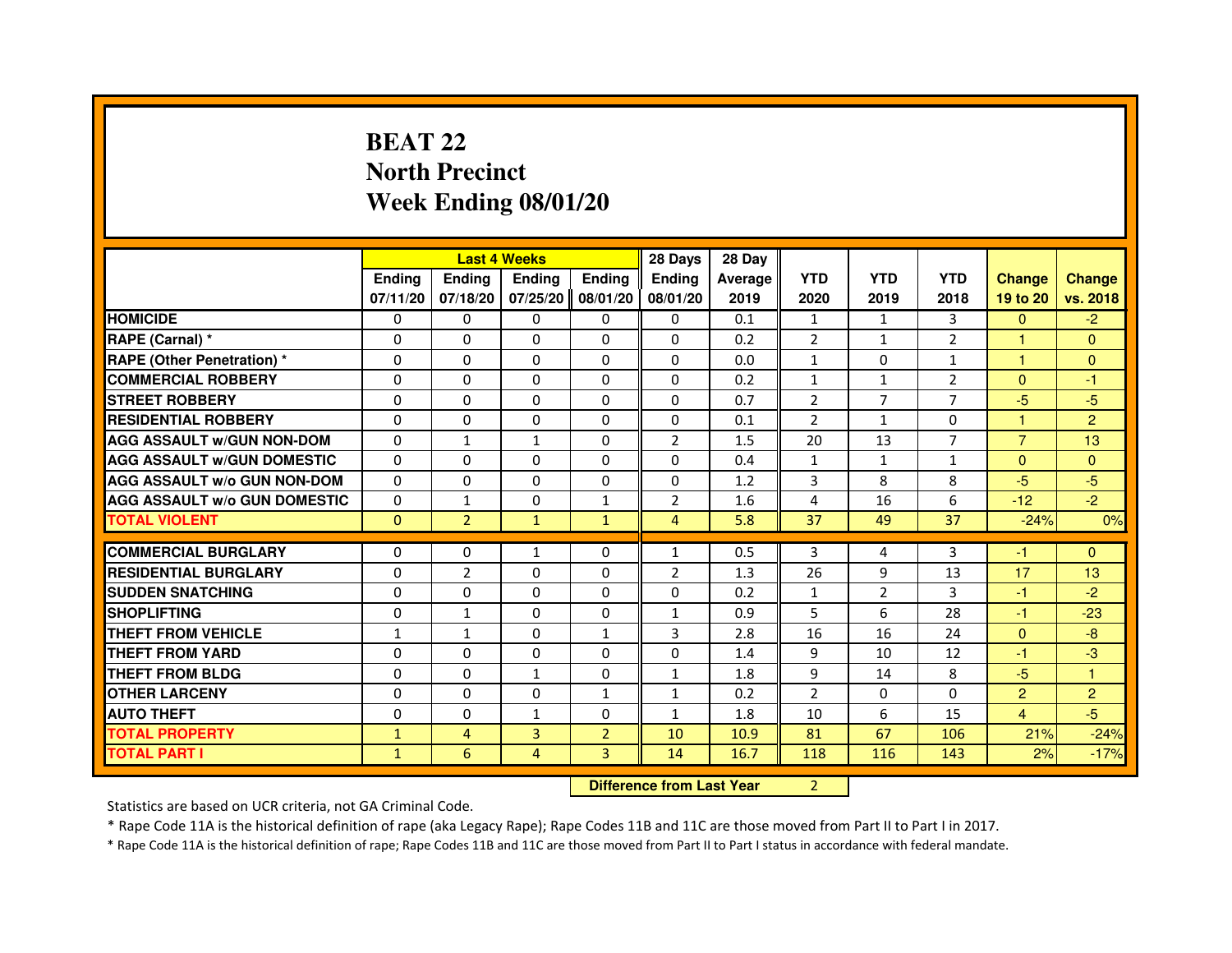# BEAT 22
# North Precinct
# Week Ending 08/01/20

| | Last 4 Weeks | | | | 28 Days | 28 Day | | | | | |
|---|---|---|---|---|---|---|---|---|---|---|---|
| | Ending 07/11/20 | Ending 07/18/20 | Ending 07/25/20 | Ending 08/01/20 | Ending 08/01/20 | Average 2019 | YTD 2020 | YTD 2019 | YTD 2018 | Change 19 to 20 | Change vs. 2018 |
| HOMICIDE | 0 | 0 | 0 | 0 | 0 | 0.1 | 1 | 1 | 3 | 0 | -2 |
| RAPE (Carnal) * | 0 | 0 | 0 | 0 | 0 | 0.2 | 2 | 1 | 2 | 1 | 0 |
| RAPE (Other Penetration) * | 0 | 0 | 0 | 0 | 0 | 0.0 | 1 | 0 | 1 | 1 | 0 |
| COMMERCIAL ROBBERY | 0 | 0 | 0 | 0 | 0 | 0.2 | 1 | 1 | 2 | 0 | -1 |
| STREET ROBBERY | 0 | 0 | 0 | 0 | 0 | 0.7 | 2 | 7 | 7 | -5 | -5 |
| RESIDENTIAL ROBBERY | 0 | 0 | 0 | 0 | 0 | 0.1 | 2 | 1 | 0 | 1 | 2 |
| AGG ASSAULT w/GUN NON-DOM | 0 | 1 | 1 | 0 | 2 | 1.5 | 20 | 13 | 7 | 7 | 13 |
| AGG ASSAULT w/GUN DOMESTIC | 0 | 0 | 0 | 0 | 0 | 0.4 | 1 | 1 | 1 | 0 | 0 |
| AGG ASSAULT w/o GUN NON-DOM | 0 | 0 | 0 | 0 | 0 | 1.2 | 3 | 8 | 8 | -5 | -5 |
| AGG ASSAULT w/o GUN DOMESTIC | 0 | 1 | 0 | 1 | 2 | 1.6 | 4 | 16 | 6 | -12 | -2 |
| TOTAL VIOLENT | 0 | 2 | 1 | 1 | 4 | 5.8 | 37 | 49 | 37 | -24% | 0% |
| COMMERCIAL BURGLARY | 0 | 0 | 1 | 0 | 1 | 0.5 | 3 | 4 | 3 | -1 | 0 |
| RESIDENTIAL BURGLARY | 0 | 2 | 0 | 0 | 2 | 1.3 | 26 | 9 | 13 | 17 | 13 |
| SUDDEN SNATCHING | 0 | 0 | 0 | 0 | 0 | 0.2 | 1 | 2 | 3 | -1 | -2 |
| SHOPLIFTING | 0 | 1 | 0 | 0 | 1 | 0.9 | 5 | 6 | 28 | -1 | -23 |
| THEFT FROM VEHICLE | 1 | 1 | 0 | 1 | 3 | 2.8 | 16 | 16 | 24 | 0 | -8 |
| THEFT FROM YARD | 0 | 0 | 0 | 0 | 0 | 1.4 | 9 | 10 | 12 | -1 | -3 |
| THEFT FROM BLDG | 0 | 0 | 1 | 0 | 1 | 1.8 | 9 | 14 | 8 | -5 | 1 |
| OTHER LARCENY | 0 | 0 | 0 | 1 | 1 | 0.2 | 2 | 0 | 0 | 2 | 2 |
| AUTO THEFT | 0 | 0 | 1 | 0 | 1 | 1.8 | 10 | 6 | 15 | 4 | -5 |
| TOTAL PROPERTY | 1 | 4 | 3 | 2 | 10 | 10.9 | 81 | 67 | 106 | 21% | -24% |
| TOTAL PART I | 1 | 6 | 4 | 3 | 14 | 16.7 | 118 | 116 | 143 | 2% | -17% |

**Difference from Last Year** 2

Statistics are based on UCR criteria, not GA Criminal Code.

* Rape Code 11A is the historical definition of rape (aka Legacy Rape); Rape Codes 11B and 11C are those moved from Part II to Part I in 2017.

* Rape Code 11A is the historical definition of rape; Rape Codes 11B and 11C are those moved from Part II to Part I status in accordance with federal mandate.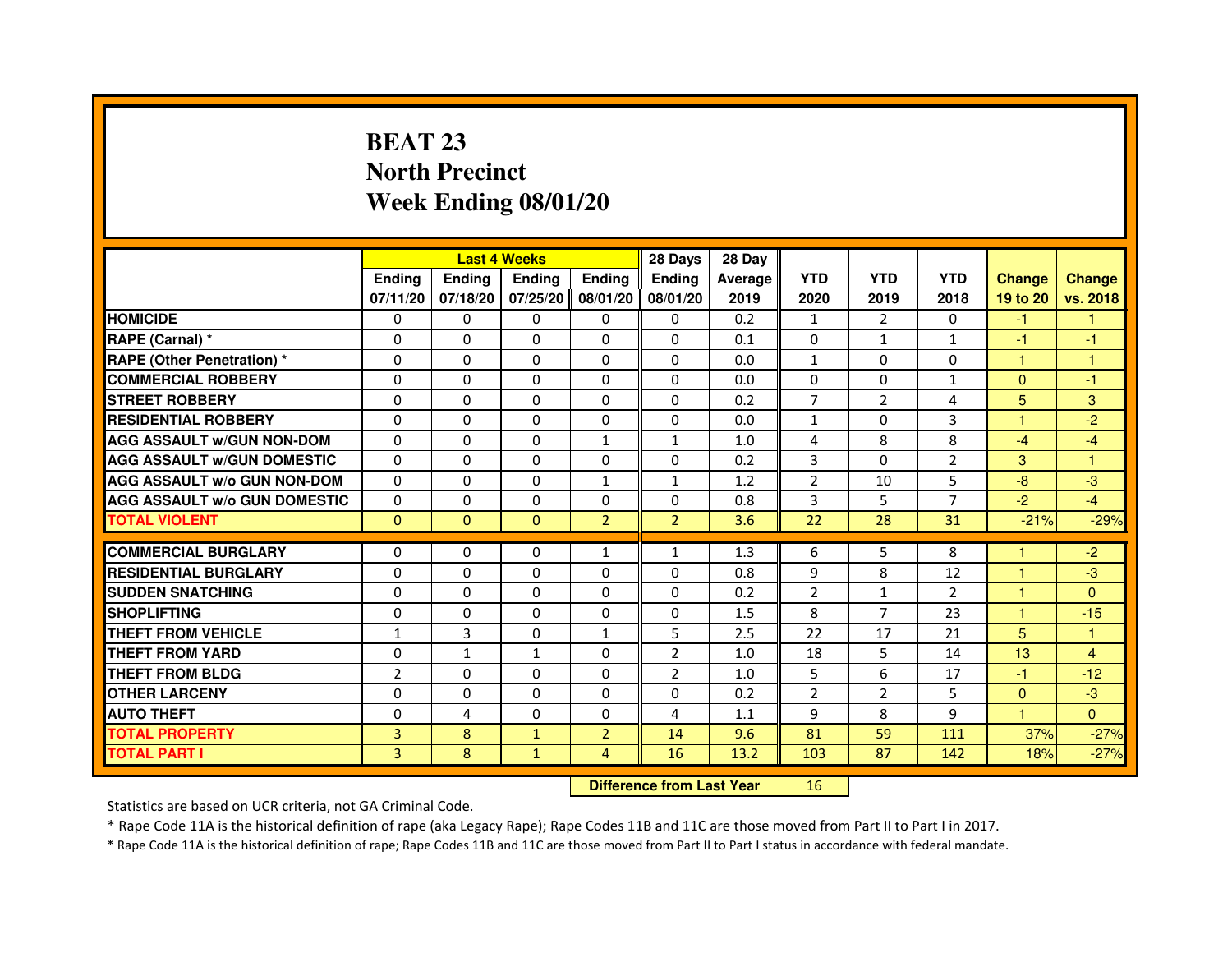# BEAT 23
## North Precinct
## Week Ending 08/01/20

| | Last 4 Weeks | | | | 28 Days | 28 Day | | | | | |
|---|---|---|---|---|---|---|---|---|---|---|---|
| | Ending 07/11/20 | Ending 07/18/20 | Ending 07/25/20 | Ending 08/01/20 | Ending 08/01/20 | Average 2019 | YTD 2020 | YTD 2019 | YTD 2018 | Change 19 to 20 | Change vs. 2018 |
| HOMICIDE | 0 | 0 | 0 | 0 | 0 | 0.2 | 1 | 2 | 0 | -1 | 1 |
| RAPE (Carnal) * | 0 | 0 | 0 | 0 | 0 | 0.1 | 0 | 1 | 1 | -1 | -1 |
| RAPE (Other Penetration) * | 0 | 0 | 0 | 0 | 0 | 0.0 | 1 | 0 | 0 | 1 | 1 |
| COMMERCIAL ROBBERY | 0 | 0 | 0 | 0 | 0 | 0.0 | 0 | 0 | 1 | 0 | -1 |
| STREET ROBBERY | 0 | 0 | 0 | 0 | 0 | 0.2 | 7 | 2 | 4 | 5 | 3 |
| RESIDENTIAL ROBBERY | 0 | 0 | 0 | 0 | 0 | 0.0 | 1 | 0 | 3 | 1 | -2 |
| AGG ASSAULT w/GUN NON-DOM | 0 | 0 | 0 | 1 | 1 | 1.0 | 4 | 8 | 8 | -4 | -4 |
| AGG ASSAULT w/GUN DOMESTIC | 0 | 0 | 0 | 0 | 0 | 0.2 | 3 | 0 | 2 | 3 | 1 |
| AGG ASSAULT w/o GUN NON-DOM | 0 | 0 | 0 | 1 | 1 | 1.2 | 2 | 10 | 5 | -8 | -3 |
| AGG ASSAULT w/o GUN DOMESTIC | 0 | 0 | 0 | 0 | 0 | 0.8 | 3 | 5 | 7 | -2 | -4 |
| TOTAL VIOLENT | 0 | 0 | 0 | 2 | 2 | 3.6 | 22 | 28 | 31 | -21% | -29% |
| COMMERCIAL BURGLARY | 0 | 0 | 0 | 1 | 1 | 1.3 | 6 | 5 | 8 | 1 | -2 |
| RESIDENTIAL BURGLARY | 0 | 0 | 0 | 0 | 0 | 0.8 | 9 | 8 | 12 | 1 | -3 |
| SUDDEN SNATCHING | 0 | 0 | 0 | 0 | 0 | 0.2 | 2 | 1 | 2 | 1 | 0 |
| SHOPLIFTING | 0 | 0 | 0 | 0 | 0 | 1.5 | 8 | 7 | 23 | 1 | -15 |
| THEFT FROM VEHICLE | 1 | 3 | 0 | 1 | 5 | 2.5 | 22 | 17 | 21 | 5 | 1 |
| THEFT FROM YARD | 0 | 1 | 1 | 0 | 2 | 1.0 | 18 | 5 | 14 | 13 | 4 |
| THEFT FROM BLDG | 2 | 0 | 0 | 0 | 2 | 1.0 | 5 | 6 | 17 | -1 | -12 |
| OTHER LARCENY | 0 | 0 | 0 | 0 | 0 | 0.2 | 2 | 2 | 5 | 0 | -3 |
| AUTO THEFT | 0 | 4 | 0 | 0 | 4 | 1.1 | 9 | 8 | 9 | 1 | 0 |
| TOTAL PROPERTY | 3 | 8 | 1 | 2 | 14 | 9.6 | 81 | 59 | 111 | 37% | -27% |
| TOTAL PART I | 3 | 8 | 1 | 4 | 16 | 13.2 | 103 | 87 | 142 | 18% | -27% |

| Difference from Last Year | 16 |
|---|---|

Statistics are based on UCR criteria, not GA Criminal Code.

* Rape Code 11A is the historical definition of rape (aka Legacy Rape); Rape Codes 11B and 11C are those moved from Part II to Part I in 2017.

* Rape Code 11A is the historical definition of rape; Rape Codes 11B and 11C are those moved from Part II to Part I status in accordance with federal mandate.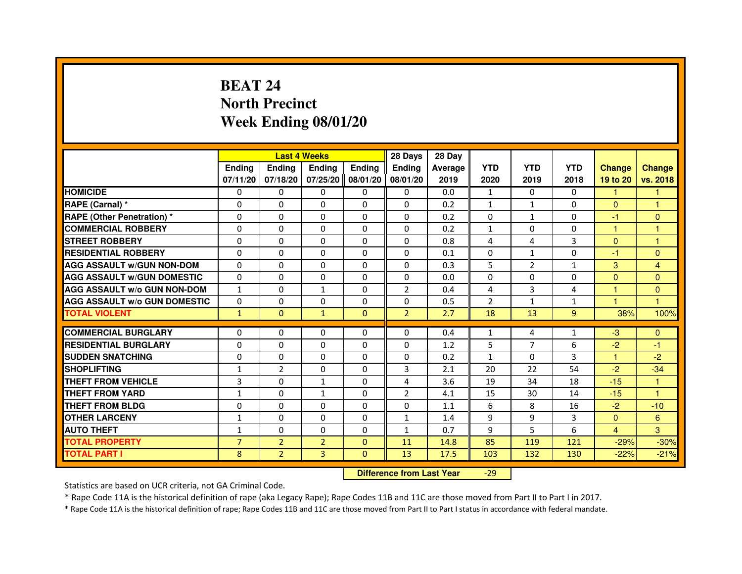# BEAT 24
# North Precinct
# Week Ending 08/01/20

| | Last 4 Weeks | | | | 28 Days | 28 Day | | | | | |
|---|---|---|---|---|---|---|---|---|---|---|---|
| | Ending 07/11/20 | Ending 07/18/20 | Ending 07/25/20 | Ending 08/01/20 | Ending 08/01/20 | Average 2019 | YTD 2020 | YTD 2019 | YTD 2018 | Change 19 to 20 | Change vs. 2018 |
| HOMICIDE | 0 | 0 | 0 | 0 | 0 | 0.0 | 1 | 0 | 0 | 1 | 1 |
| RAPE (Carnal) * | 0 | 0 | 0 | 0 | 0 | 0.2 | 1 | 1 | 0 | 0 | 1 |
| RAPE (Other Penetration) * | 0 | 0 | 0 | 0 | 0 | 0.2 | 0 | 1 | 0 | -1 | 0 |
| COMMERCIAL ROBBERY | 0 | 0 | 0 | 0 | 0 | 0.2 | 1 | 0 | 0 | 1 | 1 |
| STREET ROBBERY | 0 | 0 | 0 | 0 | 0 | 0.8 | 4 | 4 | 3 | 0 | 1 |
| RESIDENTIAL ROBBERY | 0 | 0 | 0 | 0 | 0 | 0.1 | 0 | 1 | 0 | -1 | 0 |
| AGG ASSAULT w/GUN NON-DOM | 0 | 0 | 0 | 0 | 0 | 0.3 | 5 | 2 | 1 | 3 | 4 |
| AGG ASSAULT w/GUN DOMESTIC | 0 | 0 | 0 | 0 | 0 | 0.0 | 0 | 0 | 0 | 0 | 0 |
| AGG ASSAULT w/o GUN NON-DOM | 1 | 0 | 1 | 0 | 2 | 0.4 | 4 | 3 | 4 | 1 | 0 |
| AGG ASSAULT w/o GUN DOMESTIC | 0 | 0 | 0 | 0 | 0 | 0.5 | 2 | 1 | 1 | 1 | 1 |
| TOTAL VIOLENT | 1 | 0 | 1 | 0 | 2 | 2.7 | 18 | 13 | 9 | 38% | 100% |
| COMMERCIAL BURGLARY | 0 | 0 | 0 | 0 | 0 | 0.4 | 1 | 4 | 1 | -3 | 0 |
| RESIDENTIAL BURGLARY | 0 | 0 | 0 | 0 | 0 | 1.2 | 5 | 7 | 6 | -2 | -1 |
| SUDDEN SNATCHING | 0 | 0 | 0 | 0 | 0 | 0.2 | 1 | 0 | 3 | 1 | -2 |
| SHOPLIFTING | 1 | 2 | 0 | 0 | 3 | 2.1 | 20 | 22 | 54 | -2 | -34 |
| THEFT FROM VEHICLE | 3 | 0 | 1 | 0 | 4 | 3.6 | 19 | 34 | 18 | -15 | 1 |
| THEFT FROM YARD | 1 | 0 | 1 | 0 | 2 | 4.1 | 15 | 30 | 14 | -15 | 1 |
| THEFT FROM BLDG | 0 | 0 | 0 | 0 | 0 | 1.1 | 6 | 8 | 16 | -2 | -10 |
| OTHER LARCENY | 1 | 0 | 0 | 0 | 1 | 1.4 | 9 | 9 | 3 | 0 | 6 |
| AUTO THEFT | 1 | 0 | 0 | 0 | 1 | 0.7 | 9 | 5 | 6 | 4 | 3 |
| TOTAL PROPERTY | 7 | 2 | 2 | 0 | 11 | 14.8 | 85 | 119 | 121 | -29% | -30% |
| TOTAL PART I | 8 | 2 | 3 | 0 | 13 | 17.5 | 103 | 132 | 130 | -22% | -21% |

**Difference from Last Year** -29

Statistics are based on UCR criteria, not GA Criminal Code.

* Rape Code 11A is the historical definition of rape (aka Legacy Rape); Rape Codes 11B and 11C are those moved from Part II to Part I in 2017.

* Rape Code 11A is the historical definition of rape; Rape Codes 11B and 11C are those moved from Part II to Part I status in accordance with federal mandate.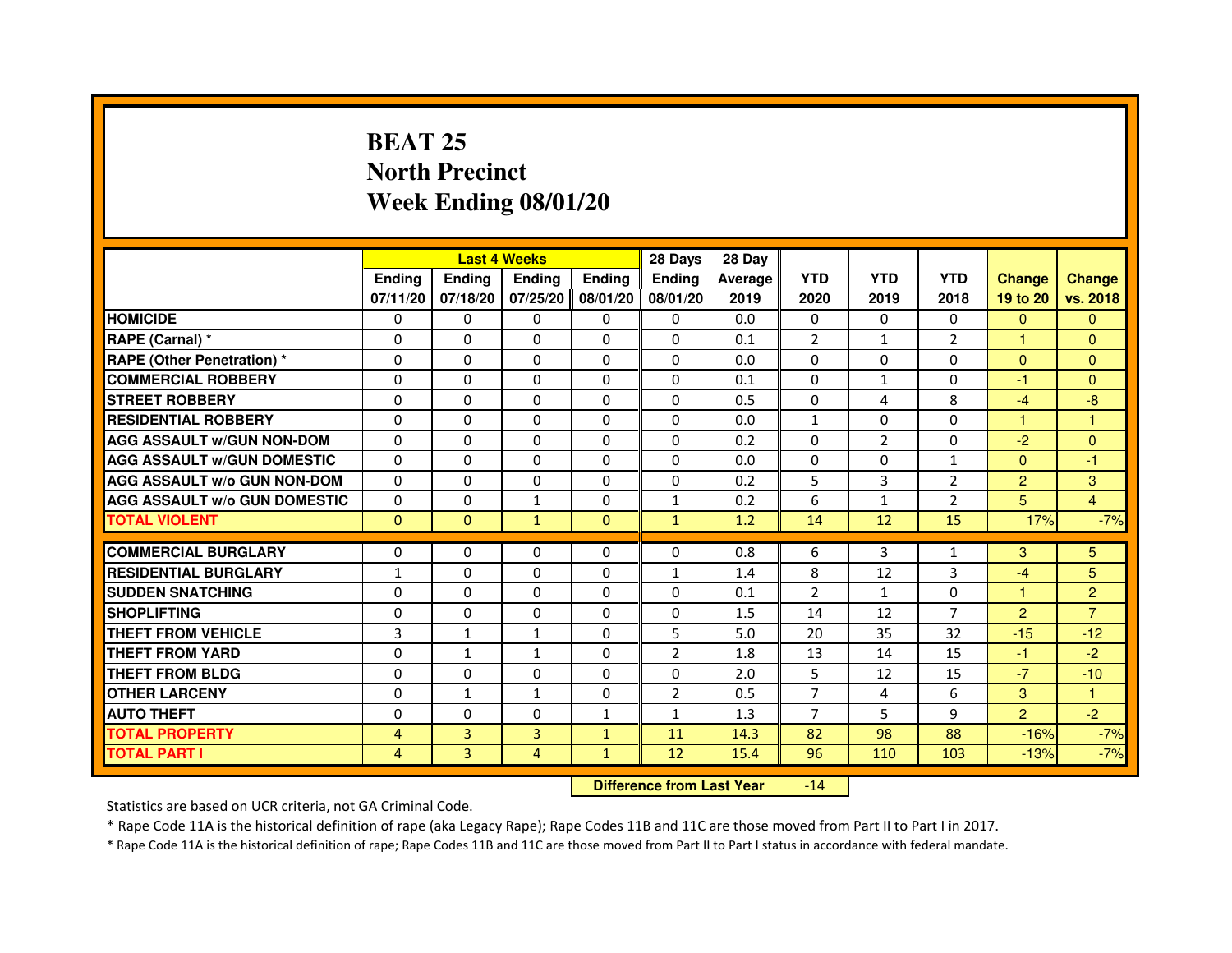# BEAT 25
## North Precinct
## Week Ending 08/01/20

| | Last 4 Weeks | | | | 28 Days | 28 Day | | | | | |
|---|---|---|---|---|---|---|---|---|---|---|---|
| | Ending 07/11/20 | Ending 07/18/20 | Ending 07/25/20 | Ending 08/01/20 | Ending 08/01/20 | Average 2019 | YTD 2020 | YTD 2019 | YTD 2018 | Change 19 to 20 | Change vs. 2018 |
| HOMICIDE | 0 | 0 | 0 | 0 | 0 | 0.0 | 0 | 0 | 0 | 0 | 0 |
| RAPE (Carnal) * | 0 | 0 | 0 | 0 | 0 | 0.1 | 2 | 1 | 2 | 1 | 0 |
| RAPE (Other Penetration) * | 0 | 0 | 0 | 0 | 0 | 0.0 | 0 | 0 | 0 | 0 | 0 |
| COMMERCIAL ROBBERY | 0 | 0 | 0 | 0 | 0 | 0.1 | 0 | 1 | 0 | -1 | 0 |
| STREET ROBBERY | 0 | 0 | 0 | 0 | 0 | 0.5 | 0 | 4 | 8 | -4 | -8 |
| RESIDENTIAL ROBBERY | 0 | 0 | 0 | 0 | 0 | 0.0 | 1 | 0 | 0 | 1 | 1 |
| AGG ASSAULT w/GUN NON-DOM | 0 | 0 | 0 | 0 | 0 | 0.2 | 0 | 2 | 0 | -2 | 0 |
| AGG ASSAULT w/GUN DOMESTIC | 0 | 0 | 0 | 0 | 0 | 0.0 | 0 | 0 | 1 | 0 | -1 |
| AGG ASSAULT w/o GUN NON-DOM | 0 | 0 | 0 | 0 | 0 | 0.2 | 5 | 3 | 2 | 2 | 3 |
| AGG ASSAULT w/o GUN DOMESTIC | 0 | 0 | 1 | 0 | 1 | 0.2 | 6 | 1 | 2 | 5 | 4 |
| TOTAL VIOLENT | 0 | 0 | 1 | 0 | 1 | 1.2 | 14 | 12 | 15 | 17% | -7% |
| COMMERCIAL BURGLARY | 0 | 0 | 0 | 0 | 0 | 0.8 | 6 | 3 | 1 | 3 | 5 |
| RESIDENTIAL BURGLARY | 1 | 0 | 0 | 0 | 1 | 1.4 | 8 | 12 | 3 | -4 | 5 |
| SUDDEN SNATCHING | 0 | 0 | 0 | 0 | 0 | 0.1 | 2 | 1 | 0 | 1 | 2 |
| SHOPLIFTING | 0 | 0 | 0 | 0 | 0 | 1.5 | 14 | 12 | 7 | 2 | 7 |
| THEFT FROM VEHICLE | 3 | 1 | 1 | 0 | 5 | 5.0 | 20 | 35 | 32 | -15 | -12 |
| THEFT FROM YARD | 0 | 1 | 1 | 0 | 2 | 1.8 | 13 | 14 | 15 | -1 | -2 |
| THEFT FROM BLDG | 0 | 0 | 0 | 0 | 0 | 2.0 | 5 | 12 | 15 | -7 | -10 |
| OTHER LARCENY | 0 | 1 | 1 | 0 | 2 | 0.5 | 7 | 4 | 6 | 3 | 1 |
| AUTO THEFT | 0 | 0 | 0 | 1 | 1 | 1.3 | 7 | 5 | 9 | 2 | -2 |
| TOTAL PROPERTY | 4 | 3 | 3 | 1 | 11 | 14.3 | 82 | 98 | 88 | -16% | -7% |
| TOTAL PART I | 4 | 3 | 4 | 1 | 12 | 15.4 | 96 | 110 | 103 | -13% | -7% |

**Difference from Last Year** -14

Statistics are based on UCR criteria, not GA Criminal Code.

* Rape Code 11A is the historical definition of rape (aka Legacy Rape); Rape Codes 11B and 11C are those moved from Part II to Part I in 2017.

* Rape Code 11A is the historical definition of rape; Rape Codes 11B and 11C are those moved from Part II to Part I status in accordance with federal mandate.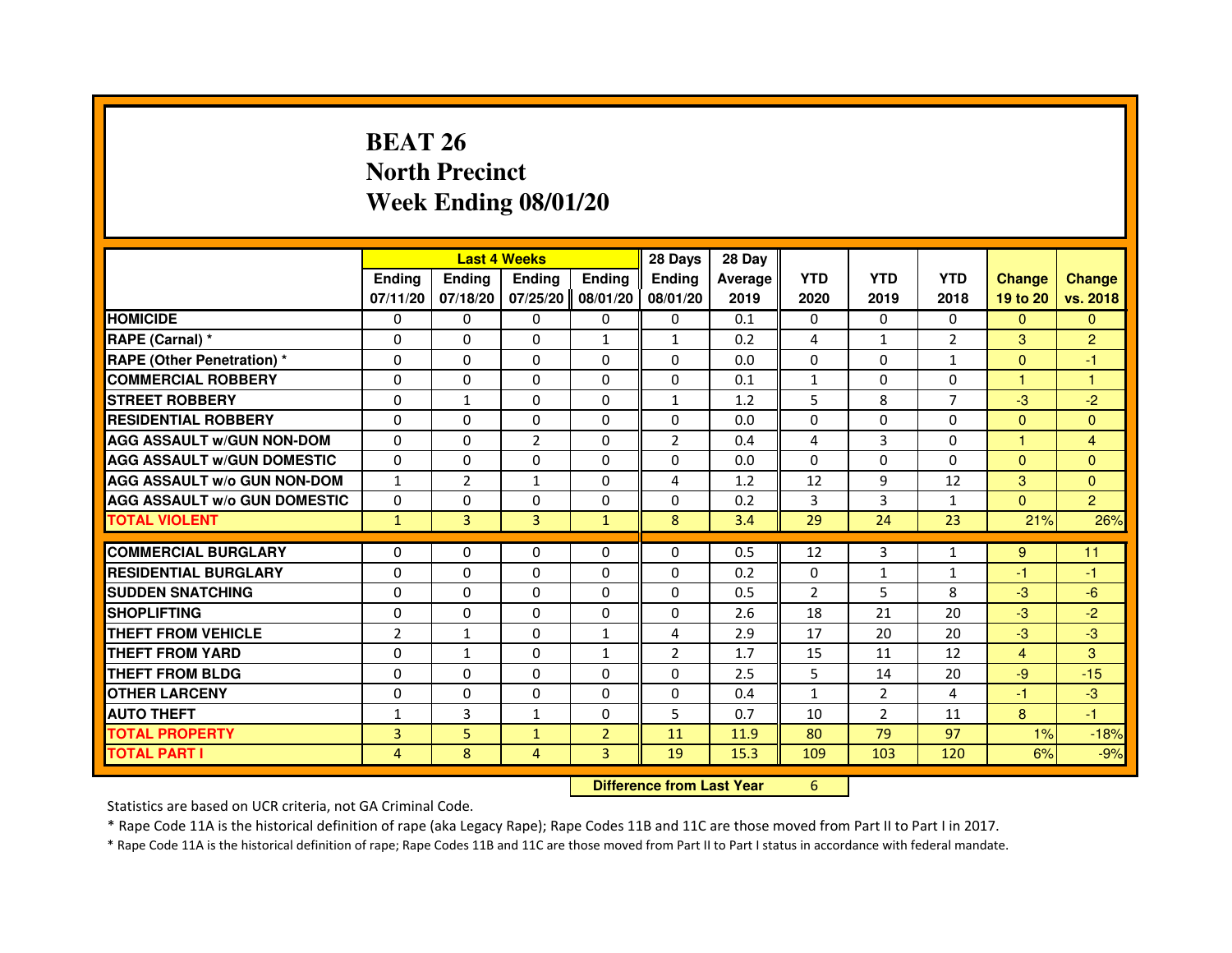# BEAT 26
## North Precinct
## Week Ending 08/01/20

| | Last 4 Weeks | | | | 28 Days | 28 Day | | | | | |
|---|---|---|---|---|---|---|---|---|---|---|---|
| | Ending 07/11/20 | Ending 07/18/20 | Ending 07/25/20 | Ending 08/01/20 | Ending 08/01/20 | Average 2019 | YTD 2020 | YTD 2019 | YTD 2018 | Change 19 to 20 | Change vs. 2018 |
| HOMICIDE | 0 | 0 | 0 | 0 | 0 | 0.1 | 0 | 0 | 0 | 0 | 0 |
| RAPE (Carnal) * | 0 | 0 | 0 | 1 | 1 | 0.2 | 4 | 1 | 2 | 3 | 2 |
| RAPE (Other Penetration) * | 0 | 0 | 0 | 0 | 0 | 0.0 | 0 | 0 | 1 | 0 | -1 |
| COMMERCIAL ROBBERY | 0 | 0 | 0 | 0 | 0 | 0.1 | 1 | 0 | 0 | 1 | 1 |
| STREET ROBBERY | 0 | 1 | 0 | 0 | 1 | 1.2 | 5 | 8 | 7 | -3 | -2 |
| RESIDENTIAL ROBBERY | 0 | 0 | 0 | 0 | 0 | 0.0 | 0 | 0 | 0 | 0 | 0 |
| AGG ASSAULT w/GUN NON-DOM | 0 | 0 | 2 | 0 | 2 | 0.4 | 4 | 3 | 0 | 1 | 4 |
| AGG ASSAULT w/GUN DOMESTIC | 0 | 0 | 0 | 0 | 0 | 0.0 | 0 | 0 | 0 | 0 | 0 |
| AGG ASSAULT w/o GUN NON-DOM | 1 | 2 | 1 | 0 | 4 | 1.2 | 12 | 9 | 12 | 3 | 0 |
| AGG ASSAULT w/o GUN DOMESTIC | 0 | 0 | 0 | 0 | 0 | 0.2 | 3 | 3 | 1 | 0 | 2 |
| TOTAL VIOLENT | 1 | 3 | 3 | 1 | 8 | 3.4 | 29 | 24 | 23 | 21% | 26% |
| COMMERCIAL BURGLARY | 0 | 0 | 0 | 0 | 0 | 0.5 | 12 | 3 | 1 | 9 | 11 |
| RESIDENTIAL BURGLARY | 0 | 0 | 0 | 0 | 0 | 0.2 | 0 | 1 | 1 | -1 | -1 |
| SUDDEN SNATCHING | 0 | 0 | 0 | 0 | 0 | 0.5 | 2 | 5 | 8 | -3 | -6 |
| SHOPLIFTING | 0 | 0 | 0 | 0 | 0 | 2.6 | 18 | 21 | 20 | -3 | -2 |
| THEFT FROM VEHICLE | 2 | 1 | 0 | 1 | 4 | 2.9 | 17 | 20 | 20 | -3 | -3 |
| THEFT FROM YARD | 0 | 1 | 0 | 1 | 2 | 1.7 | 15 | 11 | 12 | 4 | 3 |
| THEFT FROM BLDG | 0 | 0 | 0 | 0 | 0 | 2.5 | 5 | 14 | 20 | -9 | -15 |
| OTHER LARCENY | 0 | 0 | 0 | 0 | 0 | 0.4 | 1 | 2 | 4 | -1 | -3 |
| AUTO THEFT | 1 | 3 | 1 | 0 | 5 | 0.7 | 10 | 2 | 11 | 8 | -1 |
| TOTAL PROPERTY | 3 | 5 | 1 | 2 | 11 | 11.9 | 80 | 79 | 97 | 1% | -18% |
| TOTAL PART I | 4 | 8 | 4 | 3 | 19 | 15.3 | 109 | 103 | 120 | 6% | -9% |

**Difference from Last Year** 6

Statistics are based on UCR criteria, not GA Criminal Code.

* Rape Code 11A is the historical definition of rape (aka Legacy Rape); Rape Codes 11B and 11C are those moved from Part II to Part I in 2017.

* Rape Code 11A is the historical definition of rape; Rape Codes 11B and 11C are those moved from Part II to Part I status in accordance with federal mandate.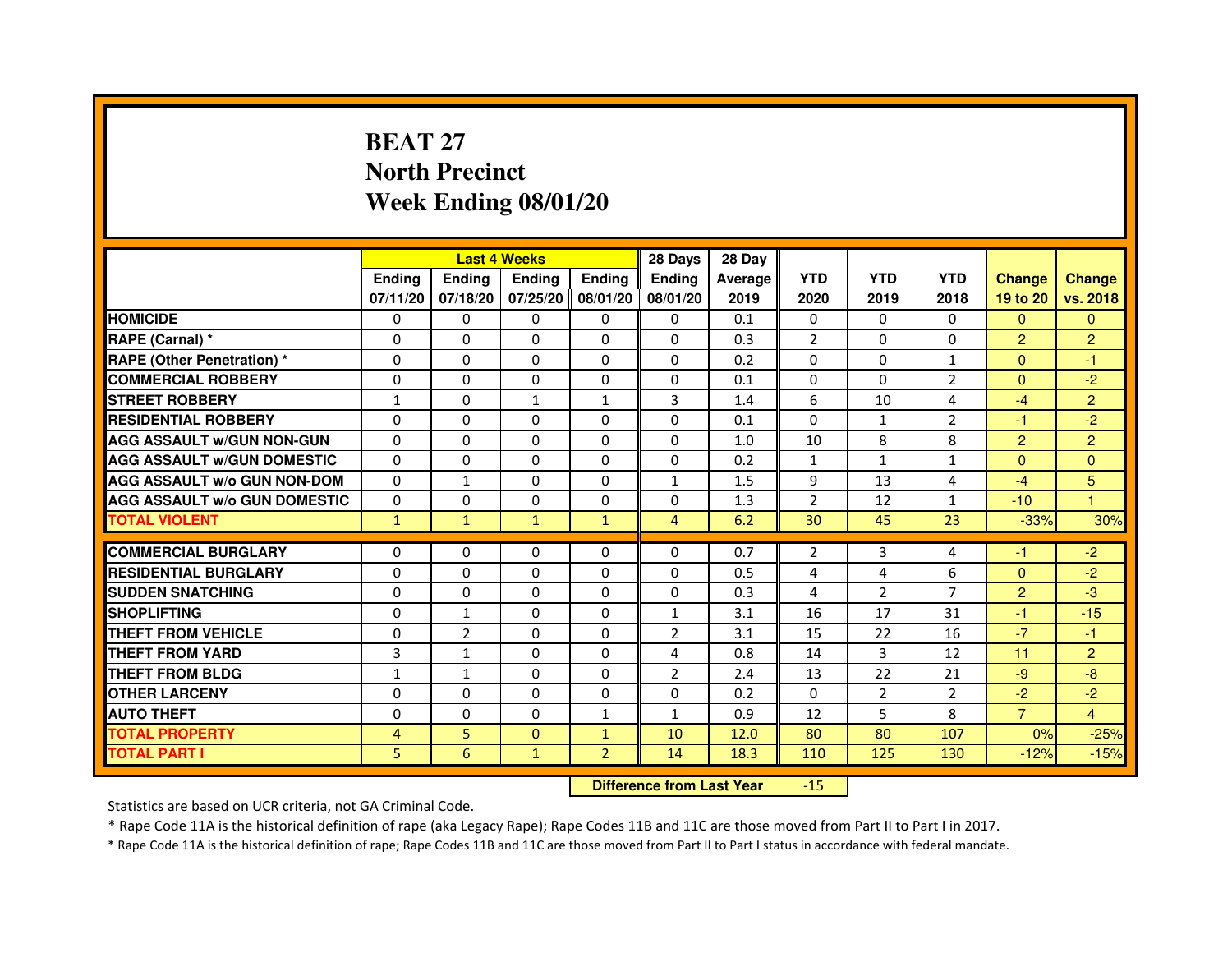# BEAT 27
## North Precinct
## Week Ending 08/01/20

| | Last 4 Weeks | | | | 28 Days | 28 Day | | | | | |
|---|---|---|---|---|---|---|---|---|---|---|---|
| | Ending 07/11/20 | Ending 07/18/20 | Ending 07/25/20 | Ending 08/01/20 | Ending 08/01/20 | Average 2019 | YTD 2020 | YTD 2019 | YTD 2018 | Change 19 to 20 | Change vs. 2018 |
| **HOMICIDE** | 0 | 0 | 0 | 0 | 0 | 0.1 | 0 | 0 | 0 | 0 | 0 |
| **RAPE (Carnal) *** | 0 | 0 | 0 | 0 | 0 | 0.3 | 2 | 0 | 0 | 2 | 2 |
| **RAPE (Other Penetration) *** | 0 | 0 | 0 | 0 | 0 | 0.2 | 0 | 0 | 1 | 0 | -1 |
| **COMMERCIAL ROBBERY** | 0 | 0 | 0 | 0 | 0 | 0.1 | 0 | 0 | 2 | 0 | -2 |
| **STREET ROBBERY** | 1 | 0 | 1 | 1 | 3 | 1.4 | 6 | 10 | 4 | -4 | 2 |
| **RESIDENTIAL ROBBERY** | 0 | 0 | 0 | 0 | 0 | 0.1 | 0 | 1 | 2 | -1 | -2 |
| **AGG ASSAULT w/GUN NON-GUN** | 0 | 0 | 0 | 0 | 0 | 1.0 | 10 | 8 | 8 | 2 | 2 |
| **AGG ASSAULT w/GUN DOMESTIC** | 0 | 0 | 0 | 0 | 0 | 0.2 | 1 | 1 | 1 | 0 | 0 |
| **AGG ASSAULT w/o GUN NON-DOM** | 0 | 1 | 0 | 0 | 1 | 1.5 | 9 | 13 | 4 | -4 | 5 |
| **AGG ASSAULT w/o GUN DOMESTIC** | 0 | 0 | 0 | 0 | 0 | 1.3 | 2 | 12 | 1 | -10 | 1 |
| **TOTAL VIOLENT** | 1 | 1 | 1 | 1 | 4 | 6.2 | 30 | 45 | 23 | -33% | 30% |
| **COMMERCIAL BURGLARY** | 0 | 0 | 0 | 0 | 0 | 0.7 | 2 | 3 | 4 | -1 | -2 |
| **RESIDENTIAL BURGLARY** | 0 | 0 | 0 | 0 | 0 | 0.5 | 4 | 4 | 6 | 0 | -2 |
| **SUDDEN SNATCHING** | 0 | 0 | 0 | 0 | 0 | 0.3 | 4 | 2 | 7 | 2 | -3 |
| **SHOPLIFTING** | 0 | 1 | 0 | 0 | 1 | 3.1 | 16 | 17 | 31 | -1 | -15 |
| **THEFT FROM VEHICLE** | 0 | 2 | 0 | 0 | 2 | 3.1 | 15 | 22 | 16 | -7 | -1 |
| **THEFT FROM YARD** | 3 | 1 | 0 | 0 | 4 | 0.8 | 14 | 3 | 12 | 11 | 2 |
| **THEFT FROM BLDG** | 1 | 1 | 0 | 0 | 2 | 2.4 | 13 | 22 | 21 | -9 | -8 |
| **OTHER LARCENY** | 0 | 0 | 0 | 0 | 0 | 0.2 | 0 | 2 | 2 | -2 | -2 |
| **AUTO THEFT** | 0 | 0 | 0 | 1 | 1 | 0.9 | 12 | 5 | 8 | 7 | 4 |
| **TOTAL PROPERTY** | 4 | 5 | 0 | 1 | 10 | 12.0 | 80 | 80 | 107 | 0% | -25% |
| **TOTAL PART I** | 5 | 6 | 1 | 2 | 14 | 18.3 | 110 | 125 | 130 | -12% | -15% |

**Difference from Last Year** -15

Statistics are based on UCR criteria, not GA Criminal Code.

* Rape Code 11A is the historical definition of rape (aka Legacy Rape); Rape Codes 11B and 11C are those moved from Part II to Part I in 2017.

* Rape Code 11A is the historical definition of rape; Rape Codes 11B and 11C are those moved from Part II to Part I status in accordance with federal mandate.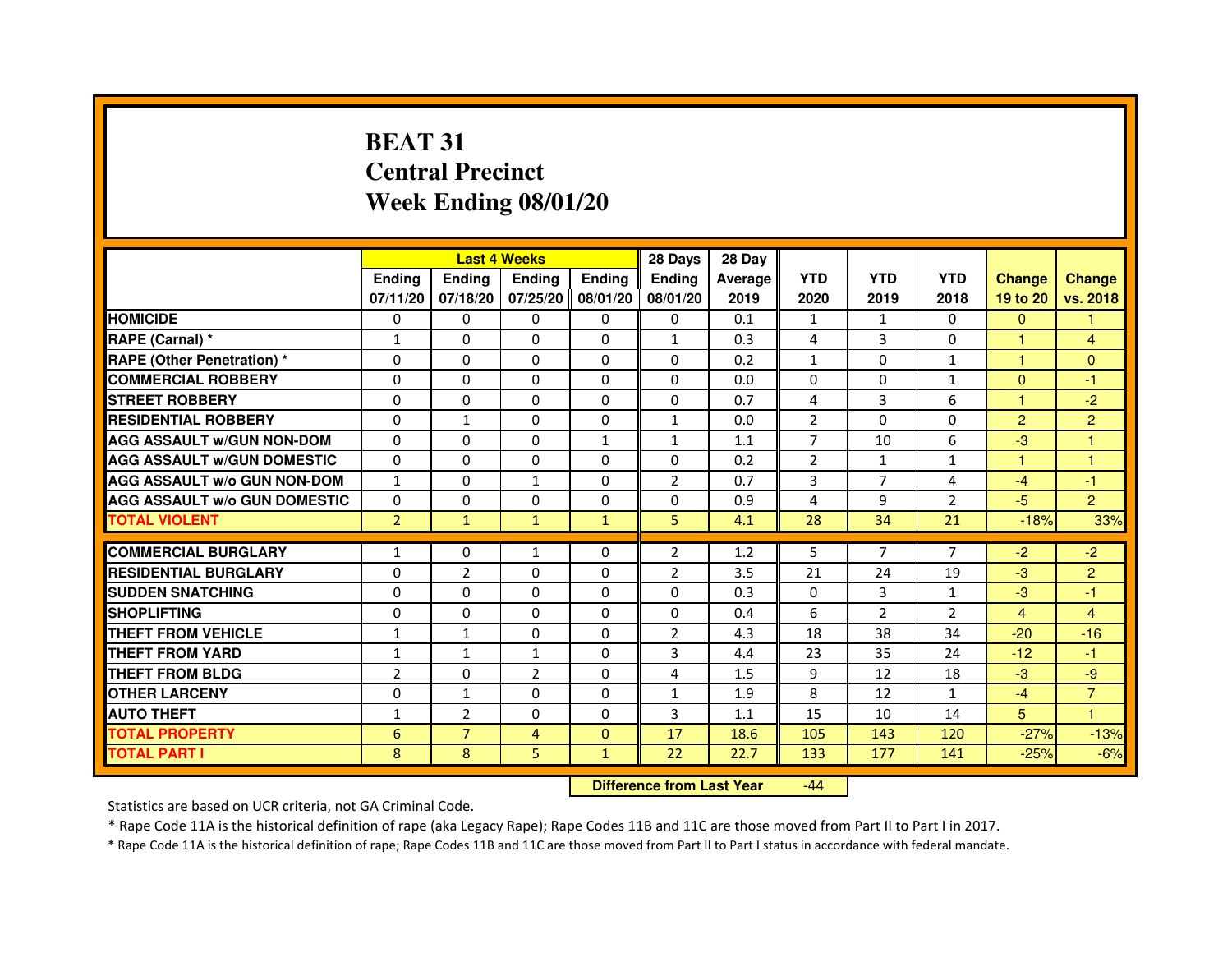# BEAT 31
## Central Precinct
## Week Ending 08/01/20

| | Last 4 Weeks | | | | 28 Days | 28 Day | | | | | |
|---|---|---|---|---|---|---|---|---|---|---|---|
| | Ending 07/11/20 | Ending 07/18/20 | Ending 07/25/20 | Ending 08/01/20 | Ending 08/01/20 | Average 2019 | YTD 2020 | YTD 2019 | YTD 2018 | Change 19 to 20 | Change vs. 2018 |
| HOMICIDE | 0 | 0 | 0 | 0 | 0 | 0.1 | 1 | 1 | 0 | 0 | 1 |
| RAPE (Carnal) * | 1 | 0 | 0 | 0 | 1 | 0.3 | 4 | 3 | 0 | 1 | 4 |
| RAPE (Other Penetration) * | 0 | 0 | 0 | 0 | 0 | 0.2 | 1 | 0 | 1 | 1 | 0 |
| COMMERCIAL ROBBERY | 0 | 0 | 0 | 0 | 0 | 0.0 | 0 | 0 | 1 | 0 | -1 |
| STREET ROBBERY | 0 | 0 | 0 | 0 | 0 | 0.7 | 4 | 3 | 6 | 1 | -2 |
| RESIDENTIAL ROBBERY | 0 | 1 | 0 | 0 | 1 | 0.0 | 2 | 0 | 0 | 2 | 2 |
| AGG ASSAULT w/GUN NON-DOM | 0 | 0 | 0 | 1 | 1 | 1.1 | 7 | 10 | 6 | -3 | 1 |
| AGG ASSAULT w/GUN DOMESTIC | 0 | 0 | 0 | 0 | 0 | 0.2 | 2 | 1 | 1 | 1 | 1 |
| AGG ASSAULT w/o GUN NON-DOM | 1 | 0 | 1 | 0 | 2 | 0.7 | 3 | 7 | 4 | -4 | -1 |
| AGG ASSAULT w/o GUN DOMESTIC | 0 | 0 | 0 | 0 | 0 | 0.9 | 4 | 9 | 2 | -5 | 2 |
| TOTAL VIOLENT | 2 | 1 | 1 | 1 | 5 | 4.1 | 28 | 34 | 21 | -18% | 33% |
| COMMERCIAL BURGLARY | 1 | 0 | 1 | 0 | 2 | 1.2 | 5 | 7 | 7 | -2 | -2 |
| RESIDENTIAL BURGLARY | 0 | 2 | 0 | 0 | 2 | 3.5 | 21 | 24 | 19 | -3 | 2 |
| SUDDEN SNATCHING | 0 | 0 | 0 | 0 | 0 | 0.3 | 0 | 3 | 1 | -3 | -1 |
| SHOPLIFTING | 0 | 0 | 0 | 0 | 0 | 0.4 | 6 | 2 | 2 | 4 | 4 |
| THEFT FROM VEHICLE | 1 | 1 | 0 | 0 | 2 | 4.3 | 18 | 38 | 34 | -20 | -16 |
| THEFT FROM YARD | 1 | 1 | 1 | 0 | 3 | 4.4 | 23 | 35 | 24 | -12 | -1 |
| THEFT FROM BLDG | 2 | 0 | 2 | 0 | 4 | 1.5 | 9 | 12 | 18 | -3 | -9 |
| OTHER LARCENY | 0 | 1 | 0 | 0 | 1 | 1.9 | 8 | 12 | 1 | -4 | 7 |
| AUTO THEFT | 1 | 2 | 0 | 0 | 3 | 1.1 | 15 | 10 | 14 | 5 | 1 |
| TOTAL PROPERTY | 6 | 7 | 4 | 0 | 17 | 18.6 | 105 | 143 | 120 | -27% | -13% |
| TOTAL PART I | 8 | 8 | 5 | 1 | 22 | 22.7 | 133 | 177 | 141 | -25% | -6% |

**Difference from Last Year** -44

Statistics are based on UCR criteria, not GA Criminal Code.

* Rape Code 11A is the historical definition of rape (aka Legacy Rape); Rape Codes 11B and 11C are those moved from Part II to Part I in 2017.

* Rape Code 11A is the historical definition of rape; Rape Codes 11B and 11C are those moved from Part II to Part I status in accordance with federal mandate.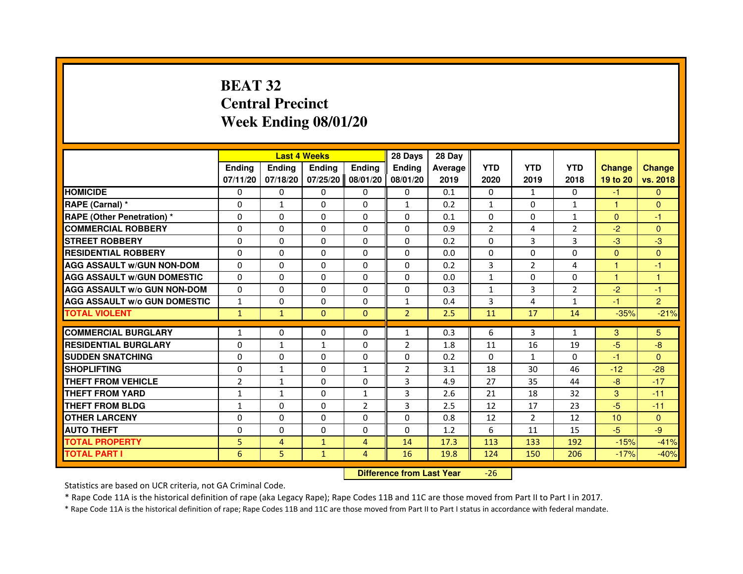# BEAT 32
# Central Precinct
# Week Ending 08/01/20

| | Last 4 Weeks | | | | 28 Days | 28 Day | | | | | |
|---|---|---|---|---|---|---|---|---|---|---|---|
| | Ending 07/11/20 | Ending 07/18/20 | Ending 07/25/20 | Ending 08/01/20 | Ending 08/01/20 | Average 2019 | YTD 2020 | YTD 2019 | YTD 2018 | Change 19 to 20 | Change vs. 2018 |
| HOMICIDE | 0 | 0 | 0 | 0 | 0 | 0.1 | 0 | 1 | 0 | -1 | 0 |
| RAPE (Carnal) * | 0 | 1 | 0 | 0 | 1 | 0.2 | 1 | 0 | 1 | 1 | 0 |
| RAPE (Other Penetration) * | 0 | 0 | 0 | 0 | 0 | 0.1 | 0 | 0 | 1 | 0 | -1 |
| COMMERCIAL ROBBERY | 0 | 0 | 0 | 0 | 0 | 0.9 | 2 | 4 | 2 | -2 | 0 |
| STREET ROBBERY | 0 | 0 | 0 | 0 | 0 | 0.2 | 0 | 3 | 3 | -3 | -3 |
| RESIDENTIAL ROBBERY | 0 | 0 | 0 | 0 | 0 | 0.0 | 0 | 0 | 0 | 0 | 0 |
| AGG ASSAULT w/GUN NON-DOM | 0 | 0 | 0 | 0 | 0 | 0.2 | 3 | 2 | 4 | 1 | -1 |
| AGG ASSAULT w/GUN DOMESTIC | 0 | 0 | 0 | 0 | 0 | 0.0 | 1 | 0 | 0 | 1 | 1 |
| AGG ASSAULT w/o GUN NON-DOM | 0 | 0 | 0 | 0 | 0 | 0.3 | 1 | 3 | 2 | -2 | -1 |
| AGG ASSAULT w/o GUN DOMESTIC | 1 | 0 | 0 | 0 | 1 | 0.4 | 3 | 4 | 1 | -1 | 2 |
| TOTAL VIOLENT | 1 | 1 | 0 | 0 | 2 | 2.5 | 11 | 17 | 14 | -35% | -21% |
| COMMERCIAL BURGLARY | 1 | 0 | 0 | 0 | 1 | 0.3 | 6 | 3 | 1 | 3 | 5 |
| RESIDENTIAL BURGLARY | 0 | 1 | 1 | 0 | 2 | 1.8 | 11 | 16 | 19 | -5 | -8 |
| SUDDEN SNATCHING | 0 | 0 | 0 | 0 | 0 | 0.2 | 0 | 1 | 0 | -1 | 0 |
| SHOPLIFTING | 0 | 1 | 0 | 1 | 2 | 3.1 | 18 | 30 | 46 | -12 | -28 |
| THEFT FROM VEHICLE | 2 | 1 | 0 | 0 | 3 | 4.9 | 27 | 35 | 44 | -8 | -17 |
| THEFT FROM YARD | 1 | 1 | 0 | 1 | 3 | 2.6 | 21 | 18 | 32 | 3 | -11 |
| THEFT FROM BLDG | 1 | 0 | 0 | 2 | 3 | 2.5 | 12 | 17 | 23 | -5 | -11 |
| OTHER LARCENY | 0 | 0 | 0 | 0 | 0 | 0.8 | 12 | 2 | 12 | 10 | 0 |
| AUTO THEFT | 0 | 0 | 0 | 0 | 0 | 1.2 | 6 | 11 | 15 | -5 | -9 |
| TOTAL PROPERTY | 5 | 4 | 1 | 4 | 14 | 17.3 | 113 | 133 | 192 | -15% | -41% |
| TOTAL PART I | 6 | 5 | 1 | 4 | 16 | 19.8 | 124 | 150 | 206 | -17% | -40% |

**Difference from Last Year** -26

Statistics are based on UCR criteria, not GA Criminal Code.

* Rape Code 11A is the historical definition of rape (aka Legacy Rape); Rape Codes 11B and 11C are those moved from Part II to Part I in 2017.

* Rape Code 11A is the historical definition of rape; Rape Codes 11B and 11C are those moved from Part II to Part I status in accordance with federal mandate.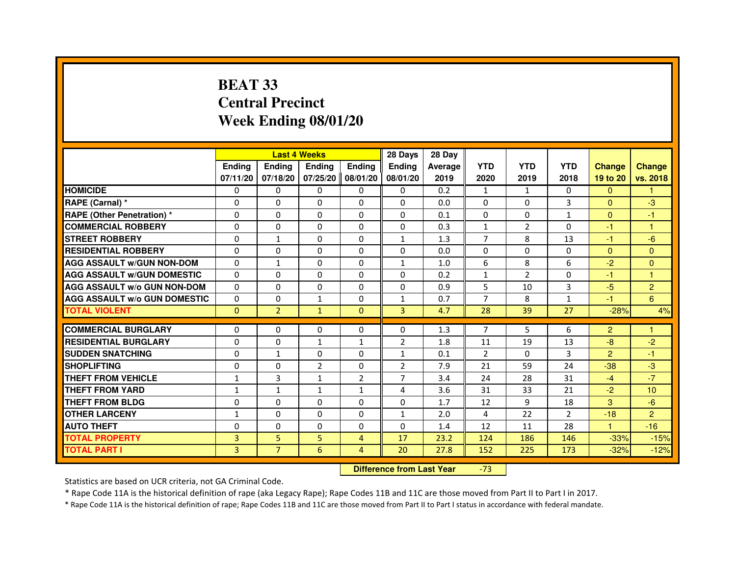# BEAT 33
## Central Precinct
## Week Ending 08/01/20

| | Last 4 Weeks | | | | 28 Days | 28 Day | | | | | |
|---|---|---|---|---|---|---|---|---|---|---|---|
| | Ending 07/11/20 | Ending 07/18/20 | Ending 07/25/20 | Ending 08/01/20 | Ending 08/01/20 | Average 2019 | YTD 2020 | YTD 2019 | YTD 2018 | Change 19 to 20 | Change vs. 2018 |
| HOMICIDE | 0 | 0 | 0 | 0 | 0 | 0.2 | 1 | 1 | 0 | 0 | 1 |
| RAPE (Carnal) * | 0 | 0 | 0 | 0 | 0 | 0.0 | 0 | 0 | 3 | 0 | -3 |
| RAPE (Other Penetration) * | 0 | 0 | 0 | 0 | 0 | 0.1 | 0 | 0 | 1 | 0 | -1 |
| COMMERCIAL ROBBERY | 0 | 0 | 0 | 0 | 0 | 0.3 | 1 | 2 | 0 | -1 | 1 |
| STREET ROBBERY | 0 | 1 | 0 | 0 | 1 | 1.3 | 7 | 8 | 13 | -1 | -6 |
| RESIDENTIAL ROBBERY | 0 | 0 | 0 | 0 | 0 | 0.0 | 0 | 0 | 0 | 0 | 0 |
| AGG ASSAULT w/GUN NON-DOM | 0 | 1 | 0 | 0 | 1 | 1.0 | 6 | 8 | 6 | -2 | 0 |
| AGG ASSAULT w/GUN DOMESTIC | 0 | 0 | 0 | 0 | 0 | 0.2 | 1 | 2 | 0 | -1 | 1 |
| AGG ASSAULT w/o GUN NON-DOM | 0 | 0 | 0 | 0 | 0 | 0.9 | 5 | 10 | 3 | -5 | 2 |
| AGG ASSAULT w/o GUN DOMESTIC | 0 | 0 | 1 | 0 | 1 | 0.7 | 7 | 8 | 1 | -1 | 6 |
| TOTAL VIOLENT | 0 | 2 | 1 | 0 | 3 | 4.7 | 28 | 39 | 27 | -28% | 4% |
| COMMERCIAL BURGLARY | 0 | 0 | 0 | 0 | 0 | 1.3 | 7 | 5 | 6 | 2 | 1 |
| RESIDENTIAL BURGLARY | 0 | 0 | 1 | 1 | 2 | 1.8 | 11 | 19 | 13 | -8 | -2 |
| SUDDEN SNATCHING | 0 | 1 | 0 | 0 | 1 | 0.1 | 2 | 0 | 3 | 2 | -1 |
| SHOPLIFTING | 0 | 0 | 2 | 0 | 2 | 7.9 | 21 | 59 | 24 | -38 | -3 |
| THEFT FROM VEHICLE | 1 | 3 | 1 | 2 | 7 | 3.4 | 24 | 28 | 31 | -4 | -7 |
| THEFT FROM YARD | 1 | 1 | 1 | 1 | 4 | 3.6 | 31 | 33 | 21 | -2 | 10 |
| THEFT FROM BLDG | 0 | 0 | 0 | 0 | 0 | 1.7 | 12 | 9 | 18 | 3 | -6 |
| OTHER LARCENY | 1 | 0 | 0 | 0 | 1 | 2.0 | 4 | 22 | 2 | -18 | 2 |
| AUTO THEFT | 0 | 0 | 0 | 0 | 0 | 1.4 | 12 | 11 | 28 | 1 | -16 |
| TOTAL PROPERTY | 3 | 5 | 5 | 4 | 17 | 23.2 | 124 | 186 | 146 | -33% | -15% |
| TOTAL PART I | 3 | 7 | 6 | 4 | 20 | 27.8 | 152 | 225 | 173 | -32% | -12% |

**Difference from Last Year** -73

Statistics are based on UCR criteria, not GA Criminal Code.

* Rape Code 11A is the historical definition of rape (aka Legacy Rape); Rape Codes 11B and 11C are those moved from Part II to Part I in 2017.

* Rape Code 11A is the historical definition of rape; Rape Codes 11B and 11C are those moved from Part II to Part I status in accordance with federal mandate.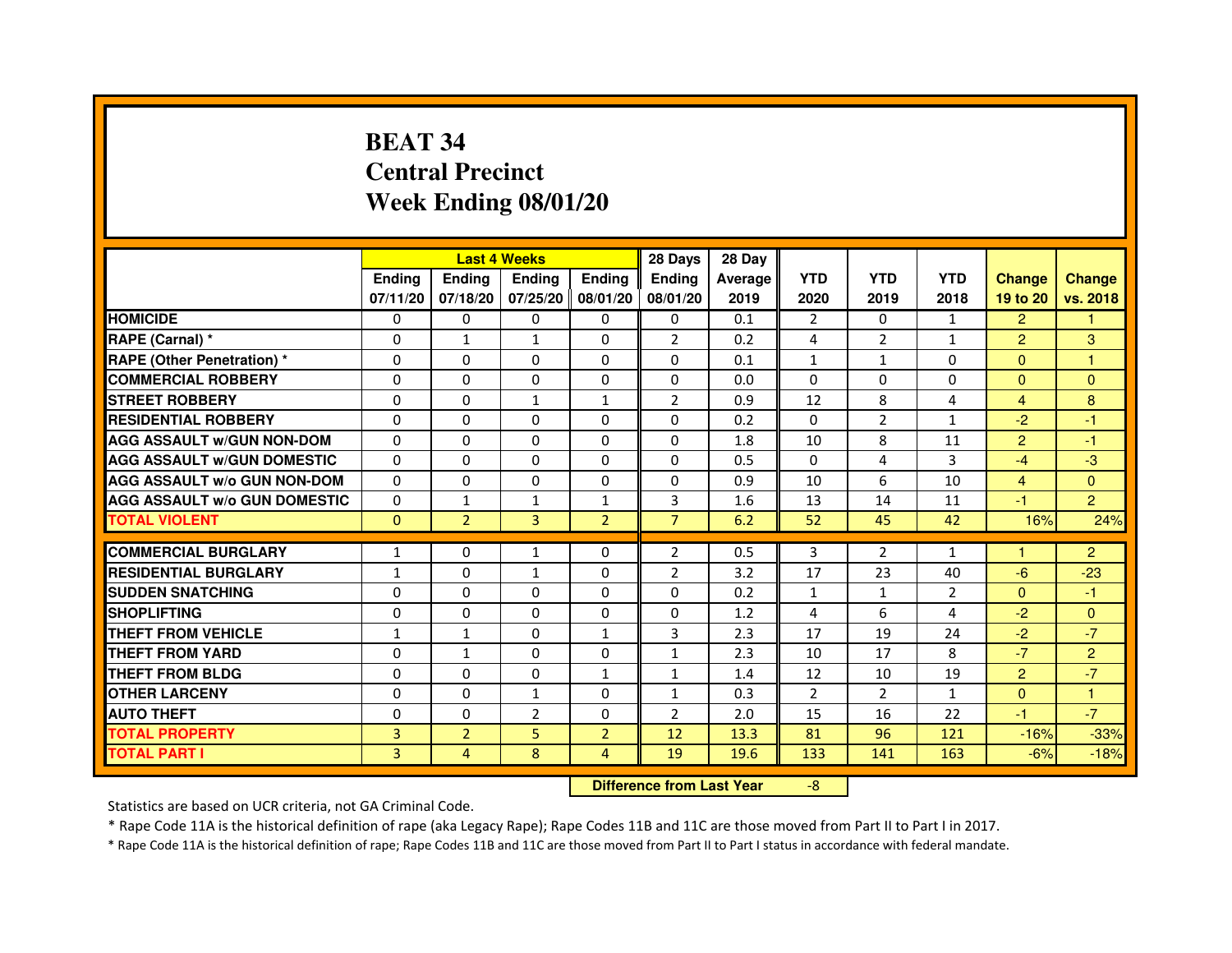# BEAT 34
# Central Precinct
# Week Ending 08/01/20

| | Last 4 Weeks | | | | 28 Days | 28 Day | | | | | |
|---|---|---|---|---|---|---|---|---|---|---|---|
| | Ending 07/11/20 | Ending 07/18/20 | Ending 07/25/20 | Ending 08/01/20 | Ending 08/01/20 | Average 2019 | YTD 2020 | YTD 2019 | YTD 2018 | Change 19 to 20 | Change vs. 2018 |
| HOMICIDE | 0 | 0 | 0 | 0 | 0 | 0.1 | 2 | 0 | 1 | 2 | 1 |
| RAPE (Carnal) * | 0 | 1 | 1 | 0 | 2 | 0.2 | 4 | 2 | 1 | 2 | 3 |
| RAPE (Other Penetration) * | 0 | 0 | 0 | 0 | 0 | 0.1 | 1 | 1 | 0 | 0 | 1 |
| COMMERCIAL ROBBERY | 0 | 0 | 0 | 0 | 0 | 0.0 | 0 | 0 | 0 | 0 | 0 |
| STREET ROBBERY | 0 | 0 | 1 | 1 | 2 | 0.9 | 12 | 8 | 4 | 4 | 8 |
| RESIDENTIAL ROBBERY | 0 | 0 | 0 | 0 | 0 | 0.2 | 0 | 2 | 1 | -2 | -1 |
| AGG ASSAULT w/GUN NON-DOM | 0 | 0 | 0 | 0 | 0 | 1.8 | 10 | 8 | 11 | 2 | -1 |
| AGG ASSAULT w/GUN DOMESTIC | 0 | 0 | 0 | 0 | 0 | 0.5 | 0 | 4 | 3 | -4 | -3 |
| AGG ASSAULT w/o GUN NON-DOM | 0 | 0 | 0 | 0 | 0 | 0.9 | 10 | 6 | 10 | 4 | 0 |
| AGG ASSAULT w/o GUN DOMESTIC | 0 | 1 | 1 | 1 | 3 | 1.6 | 13 | 14 | 11 | -1 | 2 |
| TOTAL VIOLENT | 0 | 2 | 3 | 2 | 7 | 6.2 | 52 | 45 | 42 | 16% | 24% |
| COMMERCIAL BURGLARY | 1 | 0 | 1 | 0 | 2 | 0.5 | 3 | 2 | 1 | 1 | 2 |
| RESIDENTIAL BURGLARY | 1 | 0 | 1 | 0 | 2 | 3.2 | 17 | 23 | 40 | -6 | -23 |
| SUDDEN SNATCHING | 0 | 0 | 0 | 0 | 0 | 0.2 | 1 | 1 | 2 | 0 | -1 |
| SHOPLIFTING | 0 | 0 | 0 | 0 | 0 | 1.2 | 4 | 6 | 4 | -2 | 0 |
| THEFT FROM VEHICLE | 1 | 1 | 0 | 1 | 3 | 2.3 | 17 | 19 | 24 | -2 | -7 |
| THEFT FROM YARD | 0 | 1 | 0 | 0 | 1 | 2.3 | 10 | 17 | 8 | -7 | 2 |
| THEFT FROM BLDG | 0 | 0 | 0 | 1 | 1 | 1.4 | 12 | 10 | 19 | 2 | -7 |
| OTHER LARCENY | 0 | 0 | 1 | 0 | 1 | 0.3 | 2 | 2 | 1 | 0 | 1 |
| AUTO THEFT | 0 | 0 | 2 | 0 | 2 | 2.0 | 15 | 16 | 22 | -1 | -7 |
| TOTAL PROPERTY | 3 | 2 | 5 | 2 | 12 | 13.3 | 81 | 96 | 121 | -16% | -33% |
| TOTAL PART I | 3 | 4 | 8 | 4 | 19 | 19.6 | 133 | 141 | 163 | -6% | -18% |

**Difference from Last Year** -8

Statistics are based on UCR criteria, not GA Criminal Code.

* Rape Code 11A is the historical definition of rape (aka Legacy Rape); Rape Codes 11B and 11C are those moved from Part II to Part I in 2017.

* Rape Code 11A is the historical definition of rape; Rape Codes 11B and 11C are those moved from Part II to Part I status in accordance with federal mandate.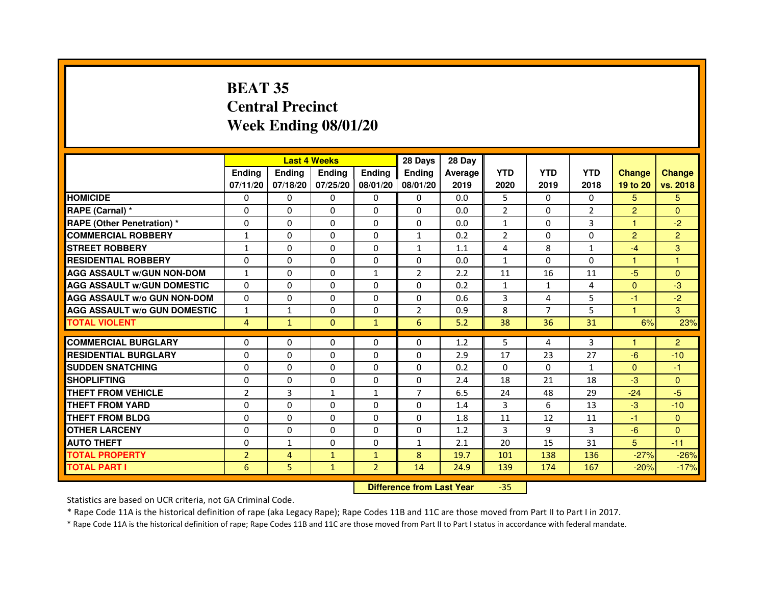# BEAT 35
## Central Precinct
## Week Ending 08/01/20

| | Last 4 Weeks | | | | 28 Days | 28 Day | | | | | |
|---|---|---|---|---|---|---|---|---|---|---|---|
| | Ending 07/11/20 | Ending 07/18/20 | Ending 07/25/20 | Ending 08/01/20 | Ending 08/01/20 | Average 2019 | YTD 2020 | YTD 2019 | YTD 2018 | Change 19 to 20 | Change vs. 2018 |
| **HOMICIDE** | 0 | 0 | 0 | 0 | 0 | 0.0 | 5 | 0 | 0 | 5 | 5 |
| **RAPE (Carnal) *** | 0 | 0 | 0 | 0 | 0 | 0.0 | 2 | 0 | 2 | 2 | 0 |
| **RAPE (Other Penetration) *** | 0 | 0 | 0 | 0 | 0 | 0.0 | 1 | 0 | 3 | 1 | -2 |
| **COMMERCIAL ROBBERY** | 1 | 0 | 0 | 0 | 1 | 0.2 | 2 | 0 | 0 | 2 | 2 |
| **STREET ROBBERY** | 1 | 0 | 0 | 0 | 1 | 1.1 | 4 | 8 | 1 | -4 | 3 |
| **RESIDENTIAL ROBBERY** | 0 | 0 | 0 | 0 | 0 | 0.0 | 1 | 0 | 0 | 1 | 1 |
| **AGG ASSAULT w/GUN NON-DOM** | 1 | 0 | 0 | 1 | 2 | 2.2 | 11 | 16 | 11 | -5 | 0 |
| **AGG ASSAULT w/GUN DOMESTIC** | 0 | 0 | 0 | 0 | 0 | 0.2 | 1 | 1 | 4 | 0 | -3 |
| **AGG ASSAULT w/o GUN NON-DOM** | 0 | 0 | 0 | 0 | 0 | 0.6 | 3 | 4 | 5 | -1 | -2 |
| **AGG ASSAULT w/o GUN DOMESTIC** | 1 | 1 | 0 | 0 | 2 | 0.9 | 8 | 7 | 5 | 1 | 3 |
| **TOTAL VIOLENT** | 4 | 1 | 0 | 1 | 6 | 5.2 | 38 | 36 | 31 | 6% | 23% |
| **COMMERCIAL BURGLARY** | 0 | 0 | 0 | 0 | 0 | 1.2 | 5 | 4 | 3 | 1 | 2 |
| **RESIDENTIAL BURGLARY** | 0 | 0 | 0 | 0 | 0 | 2.9 | 17 | 23 | 27 | -6 | -10 |
| **SUDDEN SNATCHING** | 0 | 0 | 0 | 0 | 0 | 0.2 | 0 | 0 | 1 | 0 | -1 |
| **SHOPLIFTING** | 0 | 0 | 0 | 0 | 0 | 2.4 | 18 | 21 | 18 | -3 | 0 |
| **THEFT FROM VEHICLE** | 2 | 3 | 1 | 1 | 7 | 6.5 | 24 | 48 | 29 | -24 | -5 |
| **THEFT FROM YARD** | 0 | 0 | 0 | 0 | 0 | 1.4 | 3 | 6 | 13 | -3 | -10 |
| **THEFT FROM BLDG** | 0 | 0 | 0 | 0 | 0 | 1.8 | 11 | 12 | 11 | -1 | 0 |
| **OTHER LARCENY** | 0 | 0 | 0 | 0 | 0 | 1.2 | 3 | 9 | 3 | -6 | 0 |
| **AUTO THEFT** | 0 | 1 | 0 | 0 | 1 | 2.1 | 20 | 15 | 31 | 5 | -11 |
| **TOTAL PROPERTY** | 2 | 4 | 1 | 1 | 8 | 19.7 | 101 | 138 | 136 | -27% | -26% |
| **TOTAL PART I** | 6 | 5 | 1 | 2 | 14 | 24.9 | 139 | 174 | 167 | -20% | -17% |

**Difference from Last Year** -35

Statistics are based on UCR criteria, not GA Criminal Code.

* Rape Code 11A is the historical definition of rape (aka Legacy Rape); Rape Codes 11B and 11C are those moved from Part II to Part I in 2017.

* Rape Code 11A is the historical definition of rape; Rape Codes 11B and 11C are those moved from Part II to Part I status in accordance with federal mandate.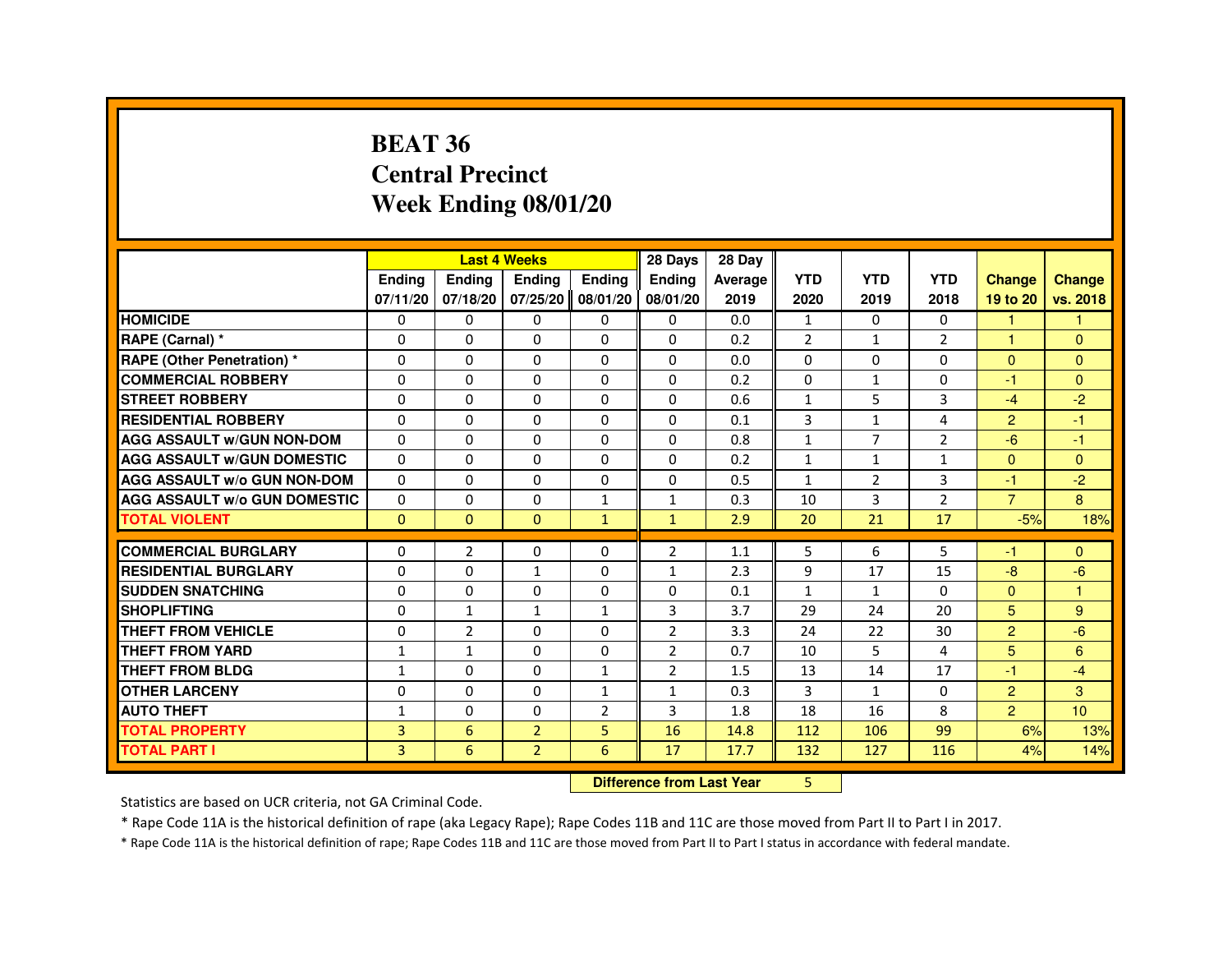# BEAT 36
# Central Precinct
# Week Ending 08/01/20

| | Last 4 Weeks | | | | 28 Days | 28 Day | | | | | |
|---|---|---|---|---|---|---|---|---|---|---|---|
| | Ending 07/11/20 | Ending 07/18/20 | Ending 07/25/20 | Ending 08/01/20 | Ending 08/01/20 | Average 2019 | YTD 2020 | YTD 2019 | YTD 2018 | Change 19 to 20 | Change vs. 2018 |
| HOMICIDE | 0 | 0 | 0 | 0 | 0 | 0.0 | 1 | 0 | 0 | 1 | 1 |
| RAPE (Carnal) * | 0 | 0 | 0 | 0 | 0 | 0.2 | 2 | 1 | 2 | 1 | 0 |
| RAPE (Other Penetration) * | 0 | 0 | 0 | 0 | 0 | 0.0 | 0 | 0 | 0 | 0 | 0 |
| COMMERCIAL ROBBERY | 0 | 0 | 0 | 0 | 0 | 0.2 | 0 | 1 | 0 | -1 | 0 |
| STREET ROBBERY | 0 | 0 | 0 | 0 | 0 | 0.6 | 1 | 5 | 3 | -4 | -2 |
| RESIDENTIAL ROBBERY | 0 | 0 | 0 | 0 | 0 | 0.1 | 3 | 1 | 4 | 2 | -1 |
| AGG ASSAULT w/GUN NON-DOM | 0 | 0 | 0 | 0 | 0 | 0.8 | 1 | 7 | 2 | -6 | -1 |
| AGG ASSAULT w/GUN DOMESTIC | 0 | 0 | 0 | 0 | 0 | 0.2 | 1 | 1 | 1 | 0 | 0 |
| AGG ASSAULT w/o GUN NON-DOM | 0 | 0 | 0 | 0 | 0 | 0.5 | 1 | 2 | 3 | -1 | -2 |
| AGG ASSAULT w/o GUN DOMESTIC | 0 | 0 | 0 | 1 | 1 | 0.3 | 10 | 3 | 2 | 7 | 8 |
| TOTAL VIOLENT | 0 | 0 | 0 | 1 | 1 | 2.9 | 20 | 21 | 17 | -5% | 18% |
| COMMERCIAL BURGLARY | 0 | 2 | 0 | 0 | 2 | 1.1 | 5 | 6 | 5 | -1 | 0 |
| RESIDENTIAL BURGLARY | 0 | 0 | 1 | 0 | 1 | 2.3 | 9 | 17 | 15 | -8 | -6 |
| SUDDEN SNATCHING | 0 | 0 | 0 | 0 | 0 | 0.1 | 1 | 1 | 0 | 0 | 1 |
| SHOPLIFTING | 0 | 1 | 1 | 1 | 3 | 3.7 | 29 | 24 | 20 | 5 | 9 |
| THEFT FROM VEHICLE | 0 | 2 | 0 | 0 | 2 | 3.3 | 24 | 22 | 30 | 2 | -6 |
| THEFT FROM YARD | 1 | 1 | 0 | 0 | 2 | 0.7 | 10 | 5 | 4 | 5 | 6 |
| THEFT FROM BLDG | 1 | 0 | 0 | 1 | 2 | 1.5 | 13 | 14 | 17 | -1 | -4 |
| OTHER LARCENY | 0 | 0 | 0 | 1 | 1 | 0.3 | 3 | 1 | 0 | 2 | 3 |
| AUTO THEFT | 1 | 0 | 0 | 2 | 3 | 1.8 | 18 | 16 | 8 | 2 | 10 |
| TOTAL PROPERTY | 3 | 6 | 2 | 5 | 16 | 14.8 | 112 | 106 | 99 | 6% | 13% |
| TOTAL PART I | 3 | 6 | 2 | 6 | 17 | 17.7 | 132 | 127 | 116 | 4% | 14% |

**Difference from Last Year** 5

Statistics are based on UCR criteria, not GA Criminal Code.

* Rape Code 11A is the historical definition of rape (aka Legacy Rape); Rape Codes 11B and 11C are those moved from Part II to Part I in 2017.

* Rape Code 11A is the historical definition of rape; Rape Codes 11B and 11C are those moved from Part II to Part I status in accordance with federal mandate.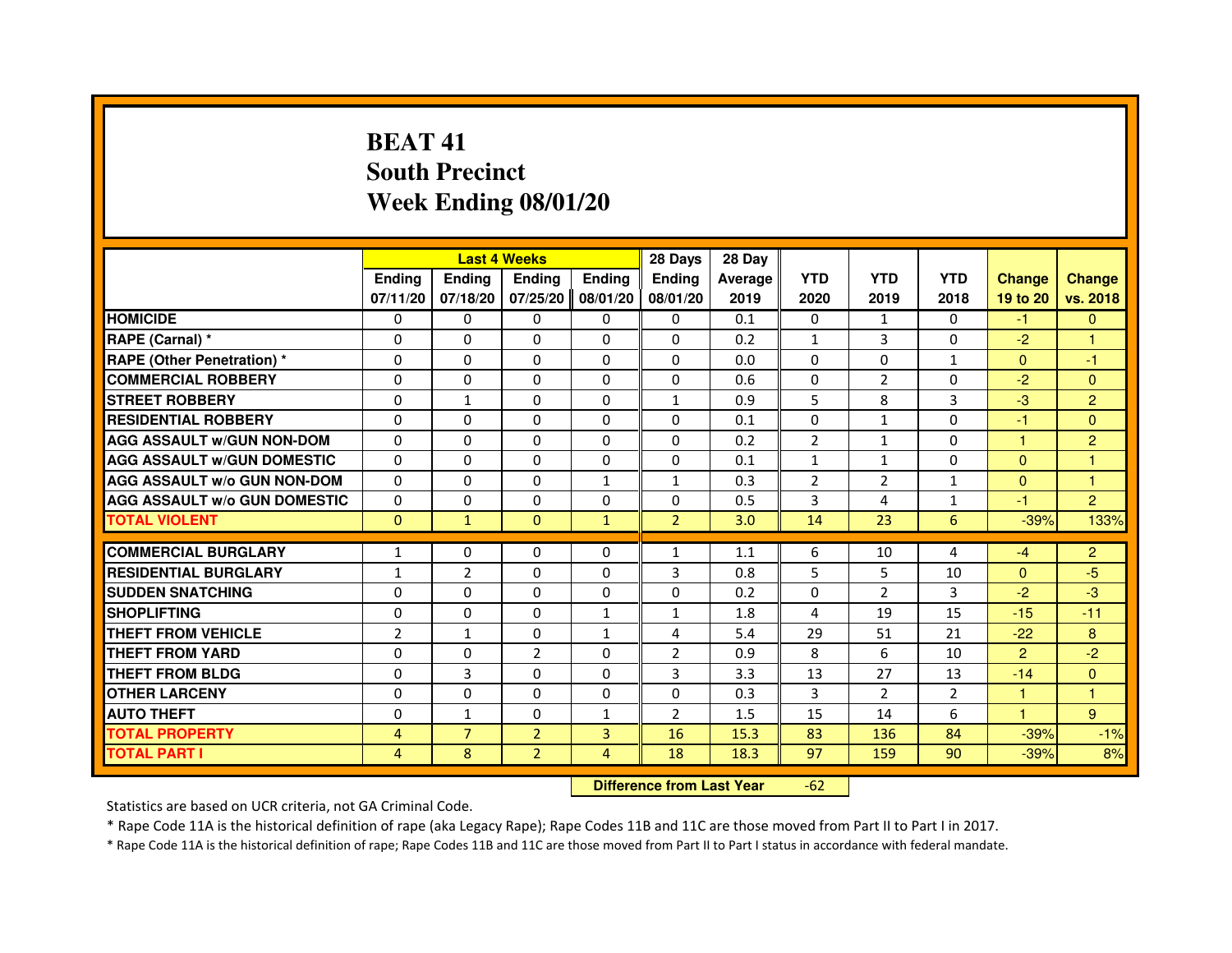# BEAT 41
## South Precinct
## Week Ending 08/01/20

| | Last 4 Weeks | | | | 28 Days | 28 Day | | | | | |
|---|---|---|---|---|---|---|---|---|---|---|---|
| | Ending 07/11/20 | Ending 07/18/20 | Ending 07/25/20 | Ending 08/01/20 | Ending 08/01/20 | Average 2019 | YTD 2020 | YTD 2019 | YTD 2018 | Change 19 to 20 | Change vs. 2018 |
| HOMICIDE | 0 | 0 | 0 | 0 | 0 | 0.1 | 0 | 1 | 0 | -1 | 0 |
| RAPE (Carnal) * | 0 | 0 | 0 | 0 | 0 | 0.2 | 1 | 3 | 0 | -2 | 1 |
| RAPE (Other Penetration) * | 0 | 0 | 0 | 0 | 0 | 0.0 | 0 | 0 | 1 | 0 | -1 |
| COMMERCIAL ROBBERY | 0 | 0 | 0 | 0 | 0 | 0.6 | 0 | 2 | 0 | -2 | 0 |
| STREET ROBBERY | 0 | 1 | 0 | 0 | 1 | 0.9 | 5 | 8 | 3 | -3 | 2 |
| RESIDENTIAL ROBBERY | 0 | 0 | 0 | 0 | 0 | 0.1 | 0 | 1 | 0 | -1 | 0 |
| AGG ASSAULT w/GUN NON-DOM | 0 | 0 | 0 | 0 | 0 | 0.2 | 2 | 1 | 0 | 1 | 2 |
| AGG ASSAULT w/GUN DOMESTIC | 0 | 0 | 0 | 0 | 0 | 0.1 | 1 | 1 | 0 | 0 | 1 |
| AGG ASSAULT w/o GUN NON-DOM | 0 | 0 | 0 | 1 | 1 | 0.3 | 2 | 2 | 1 | 0 | 1 |
| AGG ASSAULT w/o GUN DOMESTIC | 0 | 0 | 0 | 0 | 0 | 0.5 | 3 | 4 | 1 | -1 | 2 |
| TOTAL VIOLENT | 0 | 1 | 0 | 1 | 2 | 3.0 | 14 | 23 | 6 | -39% | 133% |
| COMMERCIAL BURGLARY | 1 | 0 | 0 | 0 | 1 | 1.1 | 6 | 10 | 4 | -4 | 2 |
| RESIDENTIAL BURGLARY | 1 | 2 | 0 | 0 | 3 | 0.8 | 5 | 5 | 10 | 0 | -5 |
| SUDDEN SNATCHING | 0 | 0 | 0 | 0 | 0 | 0.2 | 0 | 2 | 3 | -2 | -3 |
| SHOPLIFTING | 0 | 0 | 0 | 1 | 1 | 1.8 | 4 | 19 | 15 | -15 | -11 |
| THEFT FROM VEHICLE | 2 | 1 | 0 | 1 | 4 | 5.4 | 29 | 51 | 21 | -22 | 8 |
| THEFT FROM YARD | 0 | 0 | 2 | 0 | 2 | 0.9 | 8 | 6 | 10 | 2 | -2 |
| THEFT FROM BLDG | 0 | 3 | 0 | 0 | 3 | 3.3 | 13 | 27 | 13 | -14 | 0 |
| OTHER LARCENY | 0 | 0 | 0 | 0 | 0 | 0.3 | 3 | 2 | 2 | 1 | 1 |
| AUTO THEFT | 0 | 1 | 0 | 1 | 2 | 1.5 | 15 | 14 | 6 | 1 | 9 |
| TOTAL PROPERTY | 4 | 7 | 2 | 3 | 16 | 15.3 | 83 | 136 | 84 | -39% | -1% |
| TOTAL PART I | 4 | 8 | 2 | 4 | 18 | 18.3 | 97 | 159 | 90 | -39% | 8% |

**Difference from Last Year** -62

Statistics are based on UCR criteria, not GA Criminal Code.

* Rape Code 11A is the historical definition of rape (aka Legacy Rape); Rape Codes 11B and 11C are those moved from Part II to Part I in 2017.

* Rape Code 11A is the historical definition of rape; Rape Codes 11B and 11C are those moved from Part II to Part I status in accordance with federal mandate.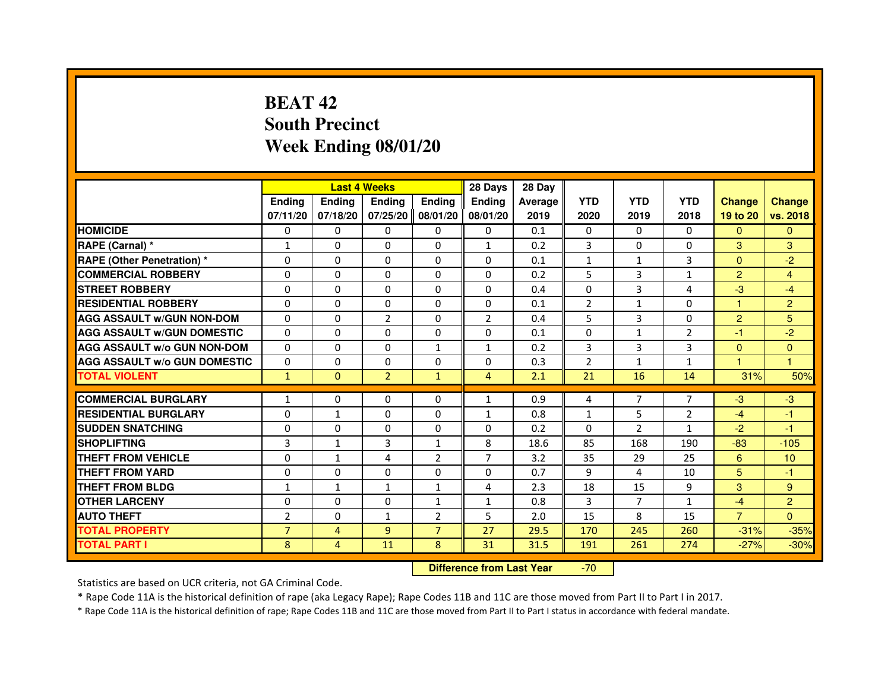# BEAT 42
## South Precinct
## Week Ending 08/01/20

| | Last 4 Weeks | | | | 28 Days | 28 Day | | | | | |
|---|---|---|---|---|---|---|---|---|---|---|---|
| | Ending 07/11/20 | Ending 07/18/20 | Ending 07/25/20 | Ending 08/01/20 | Ending 08/01/20 | Average 2019 | YTD 2020 | YTD 2019 | YTD 2018 | Change 19 to 20 | Change vs. 2018 |
| HOMICIDE | 0 | 0 | 0 | 0 | 0 | 0.1 | 0 | 0 | 0 | 0 | 0 |
| RAPE (Carnal) * | 1 | 0 | 0 | 0 | 1 | 0.2 | 3 | 0 | 0 | 3 | 3 |
| RAPE (Other Penetration) * | 0 | 0 | 0 | 0 | 0 | 0.1 | 1 | 1 | 3 | 0 | -2 |
| COMMERCIAL ROBBERY | 0 | 0 | 0 | 0 | 0 | 0.2 | 5 | 3 | 1 | 2 | 4 |
| STREET ROBBERY | 0 | 0 | 0 | 0 | 0 | 0.4 | 0 | 3 | 4 | -3 | -4 |
| RESIDENTIAL ROBBERY | 0 | 0 | 0 | 0 | 0 | 0.1 | 2 | 1 | 0 | 1 | 2 |
| AGG ASSAULT w/GUN NON-DOM | 0 | 0 | 2 | 0 | 2 | 0.4 | 5 | 3 | 0 | 2 | 5 |
| AGG ASSAULT w/GUN DOMESTIC | 0 | 0 | 0 | 0 | 0 | 0.1 | 0 | 1 | 2 | -1 | -2 |
| AGG ASSAULT w/o GUN NON-DOM | 0 | 0 | 0 | 1 | 1 | 0.2 | 3 | 3 | 3 | 0 | 0 |
| AGG ASSAULT w/o GUN DOMESTIC | 0 | 0 | 0 | 0 | 0 | 0.3 | 2 | 1 | 1 | 1 | 1 |
| TOTAL VIOLENT | 1 | 0 | 2 | 1 | 4 | 2.1 | 21 | 16 | 14 | 31% | 50% |
| COMMERCIAL BURGLARY | 1 | 0 | 0 | 0 | 1 | 0.9 | 4 | 7 | 7 | -3 | -3 |
| RESIDENTIAL BURGLARY | 0 | 1 | 0 | 0 | 1 | 0.8 | 1 | 5 | 2 | -4 | -1 |
| SUDDEN SNATCHING | 0 | 0 | 0 | 0 | 0 | 0.2 | 0 | 2 | 1 | -2 | -1 |
| SHOPLIFTING | 3 | 1 | 3 | 1 | 8 | 18.6 | 85 | 168 | 190 | -83 | -105 |
| THEFT FROM VEHICLE | 0 | 1 | 4 | 2 | 7 | 3.2 | 35 | 29 | 25 | 6 | 10 |
| THEFT FROM YARD | 0 | 0 | 0 | 0 | 0 | 0.7 | 9 | 4 | 10 | 5 | -1 |
| THEFT FROM BLDG | 1 | 1 | 1 | 1 | 4 | 2.3 | 18 | 15 | 9 | 3 | 9 |
| OTHER LARCENY | 0 | 0 | 0 | 1 | 1 | 0.8 | 3 | 7 | 1 | -4 | 2 |
| AUTO THEFT | 2 | 0 | 1 | 2 | 5 | 2.0 | 15 | 8 | 15 | 7 | 0 |
| TOTAL PROPERTY | 7 | 4 | 9 | 7 | 27 | 29.5 | 170 | 245 | 260 | -31% | -35% |
| TOTAL PART I | 8 | 4 | 11 | 8 | 31 | 31.5 | 191 | 261 | 274 | -27% | -30% |

**Difference from Last Year** -70

Statistics are based on UCR criteria, not GA Criminal Code.

* Rape Code 11A is the historical definition of rape (aka Legacy Rape); Rape Codes 11B and 11C are those moved from Part II to Part I in 2017.

* Rape Code 11A is the historical definition of rape; Rape Codes 11B and 11C are those moved from Part II to Part I status in accordance with federal mandate.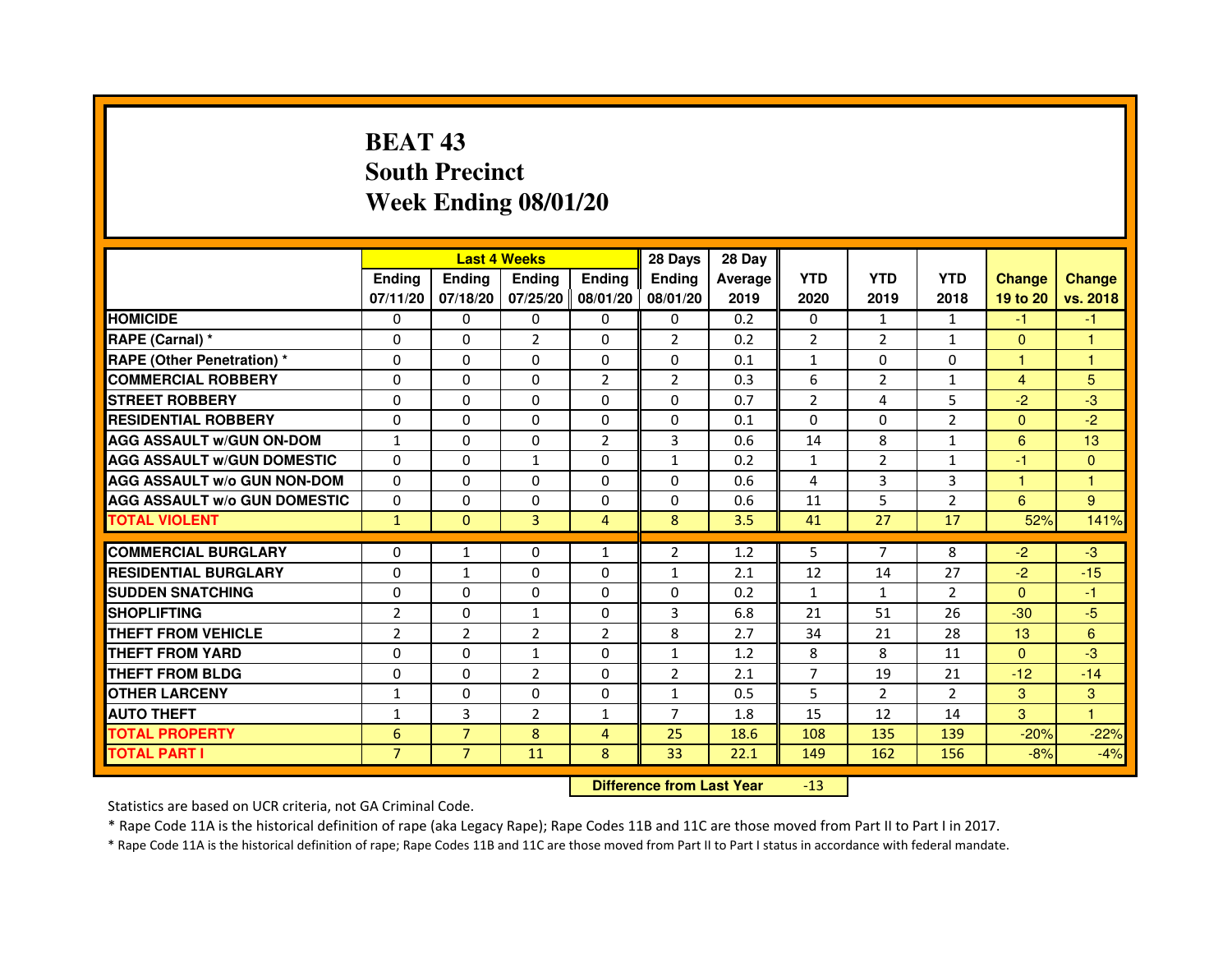# BEAT 43
## South Precinct
## Week Ending 08/01/20

| | Last 4 Weeks | | | | 28 Days | 28 Day | | | | | |
|---|---|---|---|---|---|---|---|---|---|---|---|
| | Ending 07/11/20 | Ending 07/18/20 | Ending 07/25/20 | Ending 08/01/20 | Ending 08/01/20 | Average 2019 | YTD 2020 | YTD 2019 | YTD 2018 | Change 19 to 20 | Change vs. 2018 |
| HOMICIDE | 0 | 0 | 0 | 0 | 0 | 0.2 | 0 | 1 | 1 | -1 | -1 |
| RAPE (Carnal) * | 0 | 0 | 2 | 0 | 2 | 0.2 | 2 | 2 | 1 | 0 | 1 |
| RAPE (Other Penetration) * | 0 | 0 | 0 | 0 | 0 | 0.1 | 1 | 0 | 0 | 1 | 1 |
| COMMERCIAL ROBBERY | 0 | 0 | 0 | 2 | 2 | 0.3 | 6 | 2 | 1 | 4 | 5 |
| STREET ROBBERY | 0 | 0 | 0 | 0 | 0 | 0.7 | 2 | 4 | 5 | -2 | -3 |
| RESIDENTIAL ROBBERY | 0 | 0 | 0 | 0 | 0 | 0.1 | 0 | 0 | 2 | 0 | -2 |
| AGG ASSAULT w/GUN ON-DOM | 1 | 0 | 0 | 2 | 3 | 0.6 | 14 | 8 | 1 | 6 | 13 |
| AGG ASSAULT w/GUN DOMESTIC | 0 | 0 | 1 | 0 | 1 | 0.2 | 1 | 2 | 1 | -1 | 0 |
| AGG ASSAULT w/o GUN NON-DOM | 0 | 0 | 0 | 0 | 0 | 0.6 | 4 | 3 | 3 | 1 | 1 |
| AGG ASSAULT w/o GUN DOMESTIC | 0 | 0 | 0 | 0 | 0 | 0.6 | 11 | 5 | 2 | 6 | 9 |
| TOTAL VIOLENT | 1 | 0 | 3 | 4 | 8 | 3.5 | 41 | 27 | 17 | 52% | 141% |
| COMMERCIAL BURGLARY | 0 | 1 | 0 | 1 | 2 | 1.2 | 5 | 7 | 8 | -2 | -3 |
| RESIDENTIAL BURGLARY | 0 | 1 | 0 | 0 | 1 | 2.1 | 12 | 14 | 27 | -2 | -15 |
| SUDDEN SNATCHING | 0 | 0 | 0 | 0 | 0 | 0.2 | 1 | 1 | 2 | 0 | -1 |
| SHOPLIFTING | 2 | 0 | 1 | 0 | 3 | 6.8 | 21 | 51 | 26 | -30 | -5 |
| THEFT FROM VEHICLE | 2 | 2 | 2 | 2 | 8 | 2.7 | 34 | 21 | 28 | 13 | 6 |
| THEFT FROM YARD | 0 | 0 | 1 | 0 | 1 | 1.2 | 8 | 8 | 11 | 0 | -3 |
| THEFT FROM BLDG | 0 | 0 | 2 | 0 | 2 | 2.1 | 7 | 19 | 21 | -12 | -14 |
| OTHER LARCENY | 1 | 0 | 0 | 0 | 1 | 0.5 | 5 | 2 | 2 | 3 | 3 |
| AUTO THEFT | 1 | 3 | 2 | 1 | 7 | 1.8 | 15 | 12 | 14 | 3 | 1 |
| TOTAL PROPERTY | 6 | 7 | 8 | 4 | 25 | 18.6 | 108 | 135 | 139 | -20% | -22% |
| TOTAL PART I | 7 | 7 | 11 | 8 | 33 | 22.1 | 149 | 162 | 156 | -8% | -4% |

**Difference from Last Year** -13

Statistics are based on UCR criteria, not GA Criminal Code.

* Rape Code 11A is the historical definition of rape (aka Legacy Rape); Rape Codes 11B and 11C are those moved from Part II to Part I in 2017.

* Rape Code 11A is the historical definition of rape; Rape Codes 11B and 11C are those moved from Part II to Part I status in accordance with federal mandate.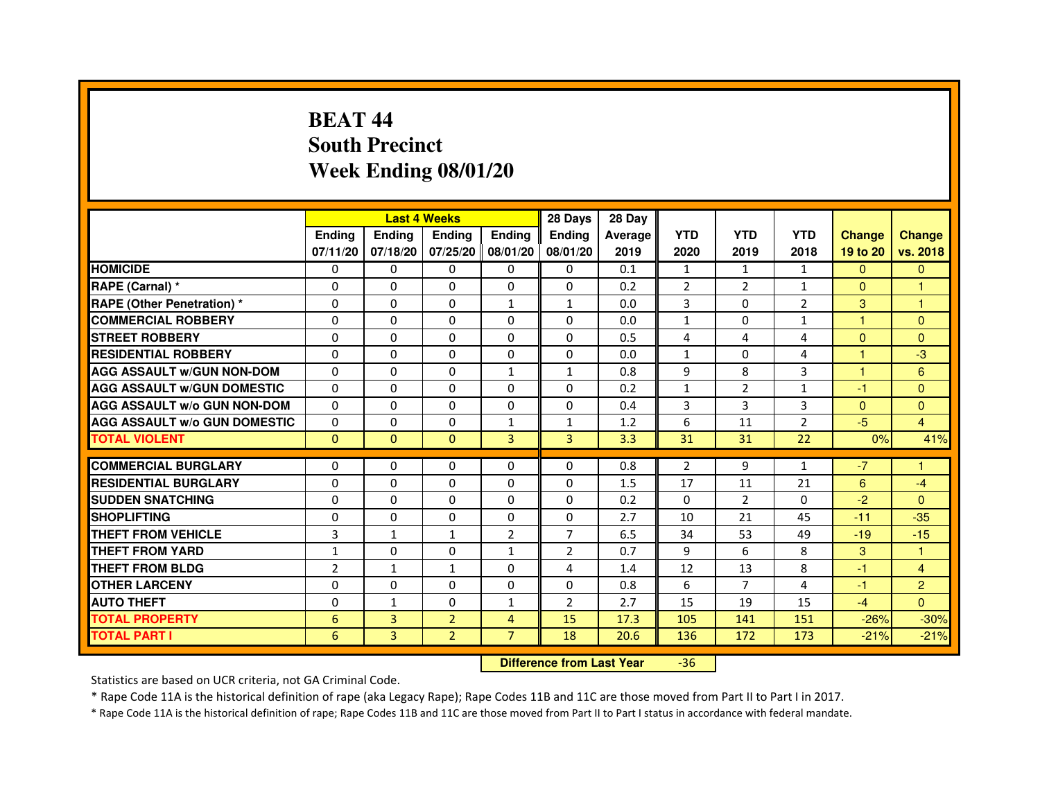# BEAT 44
## South Precinct
## Week Ending 08/01/20

| | Last 4 Weeks | | | | 28 Days | 28 Day | | | | | |
|---|---|---|---|---|---|---|---|---|---|---|---|
| | Ending 07/11/20 | Ending 07/18/20 | Ending 07/25/20 | Ending 08/01/20 | Ending 08/01/20 | Average 2019 | YTD 2020 | YTD 2019 | YTD 2018 | Change 19 to 20 | Change vs. 2018 |
| **HOMICIDE** | 0 | 0 | 0 | 0 | 0 | 0.1 | 1 | 1 | 1 | 0 | 0 |
| **RAPE (Carnal) *** | 0 | 0 | 0 | 0 | 0 | 0.2 | 2 | 2 | 1 | 0 | 1 |
| **RAPE (Other Penetration) *** | 0 | 0 | 0 | 1 | 1 | 0.0 | 3 | 0 | 2 | 3 | 1 |
| **COMMERCIAL ROBBERY** | 0 | 0 | 0 | 0 | 0 | 0.0 | 1 | 0 | 1 | 1 | 0 |
| **STREET ROBBERY** | 0 | 0 | 0 | 0 | 0 | 0.5 | 4 | 4 | 4 | 0 | 0 |
| **RESIDENTIAL ROBBERY** | 0 | 0 | 0 | 0 | 0 | 0.0 | 1 | 0 | 4 | 1 | -3 |
| **AGG ASSAULT w/GUN NON-DOM** | 0 | 0 | 0 | 1 | 1 | 0.8 | 9 | 8 | 3 | 1 | 6 |
| **AGG ASSAULT w/GUN DOMESTIC** | 0 | 0 | 0 | 0 | 0 | 0.2 | 1 | 2 | 1 | -1 | 0 |
| **AGG ASSAULT w/o GUN NON-DOM** | 0 | 0 | 0 | 0 | 0 | 0.4 | 3 | 3 | 3 | 0 | 0 |
| **AGG ASSAULT w/o GUN DOMESTIC** | 0 | 0 | 0 | 1 | 1 | 1.2 | 6 | 11 | 2 | -5 | 4 |
| **TOTAL VIOLENT** | 0 | 0 | 0 | 3 | 3 | 3.3 | 31 | 31 | 22 | 0% | 41% |
| **COMMERCIAL BURGLARY** | 0 | 0 | 0 | 0 | 0 | 0.8 | 2 | 9 | 1 | -7 | 1 |
| **RESIDENTIAL BURGLARY** | 0 | 0 | 0 | 0 | 0 | 1.5 | 17 | 11 | 21 | 6 | -4 |
| **SUDDEN SNATCHING** | 0 | 0 | 0 | 0 | 0 | 0.2 | 0 | 2 | 0 | -2 | 0 |
| **SHOPLIFTING** | 0 | 0 | 0 | 0 | 0 | 2.7 | 10 | 21 | 45 | -11 | -35 |
| **THEFT FROM VEHICLE** | 3 | 1 | 1 | 2 | 7 | 6.5 | 34 | 53 | 49 | -19 | -15 |
| **THEFT FROM YARD** | 1 | 0 | 0 | 1 | 2 | 0.7 | 9 | 6 | 8 | 3 | 1 |
| **THEFT FROM BLDG** | 2 | 1 | 1 | 0 | 4 | 1.4 | 12 | 13 | 8 | -1 | 4 |
| **OTHER LARCENY** | 0 | 0 | 0 | 0 | 0 | 0.8 | 6 | 7 | 4 | -1 | 2 |
| **AUTO THEFT** | 0 | 1 | 0 | 1 | 2 | 2.7 | 15 | 19 | 15 | -4 | 0 |
| **TOTAL PROPERTY** | 6 | 3 | 2 | 4 | 15 | 17.3 | 105 | 141 | 151 | -26% | -30% |
| **TOTAL PART I** | 6 | 3 | 2 | 7 | 18 | 20.6 | 136 | 172 | 173 | -21% | -21% |

**Difference from Last Year** -36

Statistics are based on UCR criteria, not GA Criminal Code.

* Rape Code 11A is the historical definition of rape (aka Legacy Rape); Rape Codes 11B and 11C are those moved from Part II to Part I in 2017.

* Rape Code 11A is the historical definition of rape; Rape Codes 11B and 11C are those moved from Part II to Part I status in accordance with federal mandate.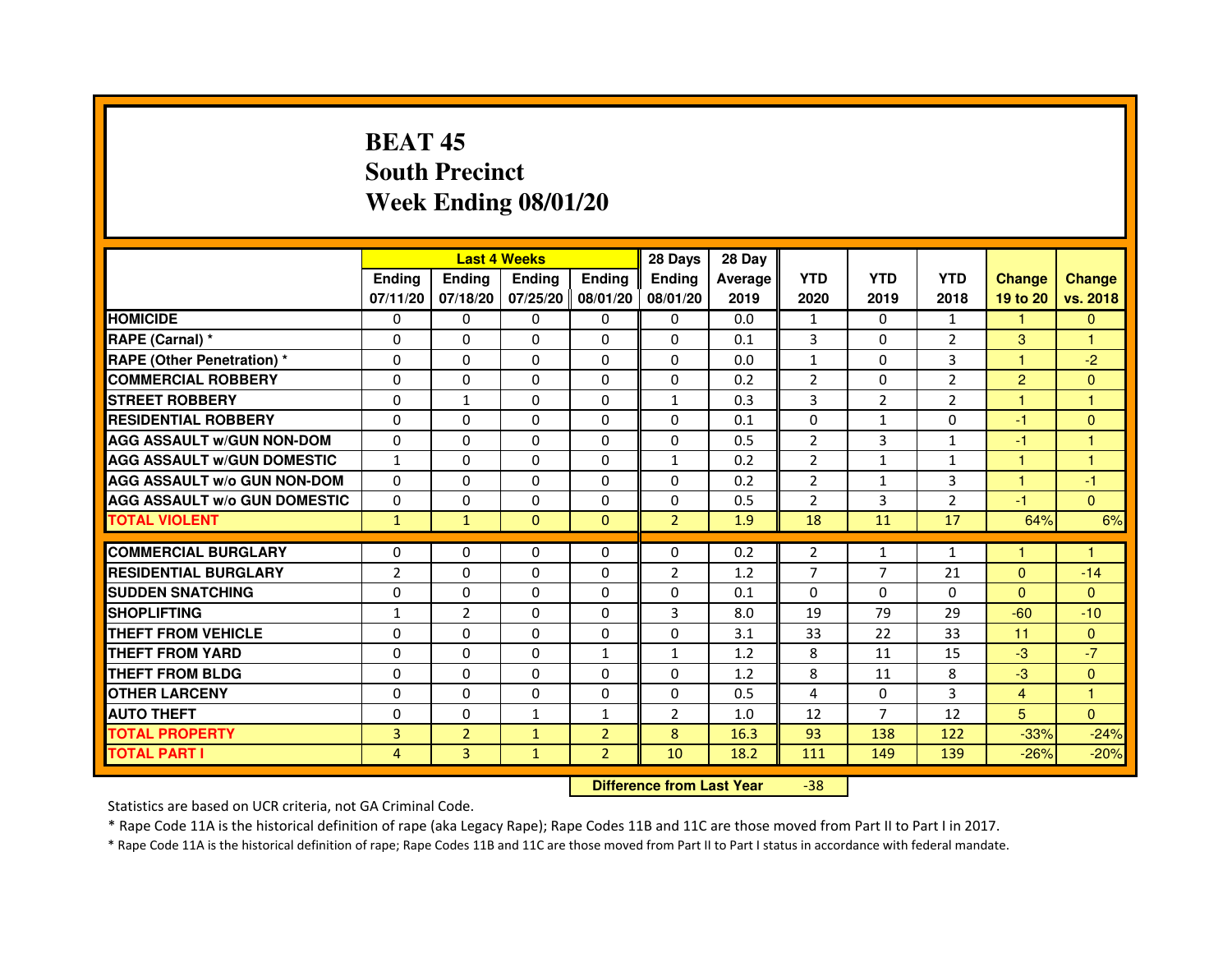# BEAT 45
# South Precinct
# Week Ending 08/01/20

| | Last 4 Weeks | | | | 28 Days | 28 Day | | | | | |
|---|---|---|---|---|---|---|---|---|---|---|---|
| | Ending 07/11/20 | Ending 07/18/20 | Ending 07/25/20 | Ending 08/01/20 | Ending 08/01/20 | Average 2019 | YTD 2020 | YTD 2019 | YTD 2018 | Change 19 to 20 | Change vs. 2018 |
| HOMICIDE | 0 | 0 | 0 | 0 | 0 | 0.0 | 1 | 0 | 1 | 1 | 0 |
| RAPE (Carnal) * | 0 | 0 | 0 | 0 | 0 | 0.1 | 3 | 0 | 2 | 3 | 1 |
| RAPE (Other Penetration) * | 0 | 0 | 0 | 0 | 0 | 0.0 | 1 | 0 | 3 | 1 | -2 |
| COMMERCIAL ROBBERY | 0 | 0 | 0 | 0 | 0 | 0.2 | 2 | 0 | 2 | 2 | 0 |
| STREET ROBBERY | 0 | 1 | 0 | 0 | 1 | 0.3 | 3 | 2 | 2 | 1 | 1 |
| RESIDENTIAL ROBBERY | 0 | 0 | 0 | 0 | 0 | 0.1 | 0 | 1 | 0 | -1 | 0 |
| AGG ASSAULT w/GUN NON-DOM | 0 | 0 | 0 | 0 | 0 | 0.5 | 2 | 3 | 1 | -1 | 1 |
| AGG ASSAULT w/GUN DOMESTIC | 1 | 0 | 0 | 0 | 1 | 0.2 | 2 | 1 | 1 | 1 | 1 |
| AGG ASSAULT w/o GUN NON-DOM | 0 | 0 | 0 | 0 | 0 | 0.2 | 2 | 1 | 3 | 1 | -1 |
| AGG ASSAULT w/o GUN DOMESTIC | 0 | 0 | 0 | 0 | 0 | 0.5 | 2 | 3 | 2 | -1 | 0 |
| TOTAL VIOLENT | 1 | 1 | 0 | 0 | 2 | 1.9 | 18 | 11 | 17 | 64% | 6% |
| COMMERCIAL BURGLARY | 0 | 0 | 0 | 0 | 0 | 0.2 | 2 | 1 | 1 | 1 | 1 |
| RESIDENTIAL BURGLARY | 2 | 0 | 0 | 0 | 2 | 1.2 | 7 | 7 | 21 | 0 | -14 |
| SUDDEN SNATCHING | 0 | 0 | 0 | 0 | 0 | 0.1 | 0 | 0 | 0 | 0 | 0 |
| SHOPLIFTING | 1 | 2 | 0 | 0 | 3 | 8.0 | 19 | 79 | 29 | -60 | -10 |
| THEFT FROM VEHICLE | 0 | 0 | 0 | 0 | 0 | 3.1 | 33 | 22 | 33 | 11 | 0 |
| THEFT FROM YARD | 0 | 0 | 0 | 1 | 1 | 1.2 | 8 | 11 | 15 | -3 | -7 |
| THEFT FROM BLDG | 0 | 0 | 0 | 0 | 0 | 1.2 | 8 | 11 | 8 | -3 | 0 |
| OTHER LARCENY | 0 | 0 | 0 | 0 | 0 | 0.5 | 4 | 0 | 3 | 4 | 1 |
| AUTO THEFT | 0 | 0 | 1 | 1 | 2 | 1.0 | 12 | 7 | 12 | 5 | 0 |
| TOTAL PROPERTY | 3 | 2 | 1 | 2 | 8 | 16.3 | 93 | 138 | 122 | -33% | -24% |
| TOTAL PART I | 4 | 3 | 1 | 2 | 10 | 18.2 | 111 | 149 | 139 | -26% | -20% |

**Difference from Last Year** -38

Statistics are based on UCR criteria, not GA Criminal Code.

* Rape Code 11A is the historical definition of rape (aka Legacy Rape); Rape Codes 11B and 11C are those moved from Part II to Part I in 2017.

* Rape Code 11A is the historical definition of rape; Rape Codes 11B and 11C are those moved from Part II to Part I status in accordance with federal mandate.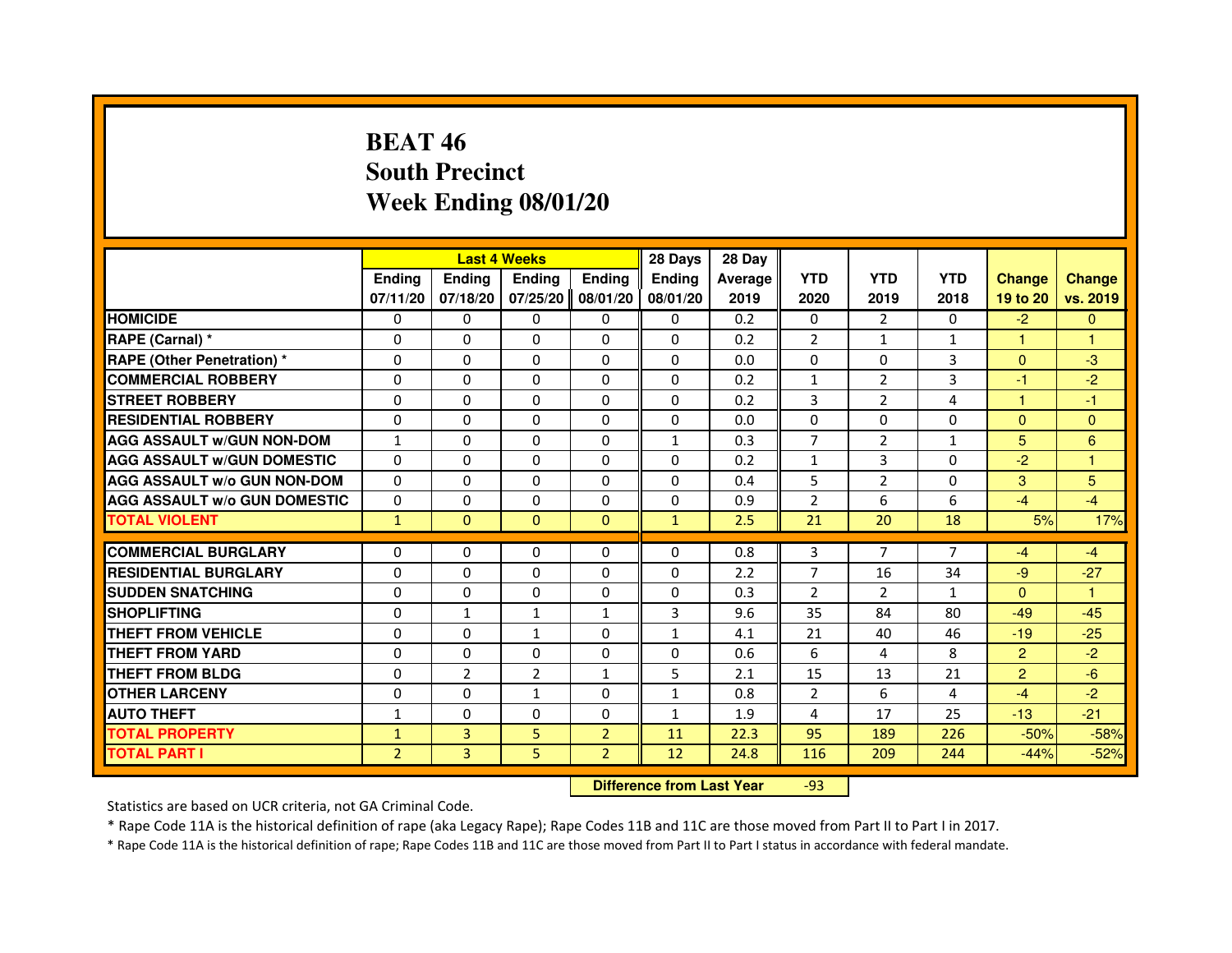# BEAT 46
## South Precinct
## Week Ending 08/01/20

| | Last 4 Weeks | | | | 28 Days | 28 Day | | | | | |
|---|---|---|---|---|---|---|---|---|---|---|---|
| | Ending 07/11/20 | Ending 07/18/20 | Ending 07/25/20 | Ending 08/01/20 | Ending 08/01/20 | Average 2019 | YTD 2020 | YTD 2019 | YTD 2018 | Change 19 to 20 | Change vs. 2019 |
| HOMICIDE | 0 | 0 | 0 | 0 | 0 | 0.2 | 0 | 2 | 0 | -2 | 0 |
| RAPE (Carnal) * | 0 | 0 | 0 | 0 | 0 | 0.2 | 2 | 1 | 1 | 1 | 1 |
| RAPE (Other Penetration) * | 0 | 0 | 0 | 0 | 0 | 0.0 | 0 | 0 | 3 | 0 | -3 |
| COMMERCIAL ROBBERY | 0 | 0 | 0 | 0 | 0 | 0.2 | 1 | 2 | 3 | -1 | -2 |
| STREET ROBBERY | 0 | 0 | 0 | 0 | 0 | 0.2 | 3 | 2 | 4 | 1 | -1 |
| RESIDENTIAL ROBBERY | 0 | 0 | 0 | 0 | 0 | 0.0 | 0 | 0 | 0 | 0 | 0 |
| AGG ASSAULT w/GUN NON-DOM | 1 | 0 | 0 | 0 | 1 | 0.3 | 7 | 2 | 1 | 5 | 6 |
| AGG ASSAULT w/GUN DOMESTIC | 0 | 0 | 0 | 0 | 0 | 0.2 | 1 | 3 | 0 | -2 | 1 |
| AGG ASSAULT w/o GUN NON-DOM | 0 | 0 | 0 | 0 | 0 | 0.4 | 5 | 2 | 0 | 3 | 5 |
| AGG ASSAULT w/o GUN DOMESTIC | 0 | 0 | 0 | 0 | 0 | 0.9 | 2 | 6 | 6 | -4 | -4 |
| TOTAL VIOLENT | 1 | 0 | 0 | 0 | 1 | 2.5 | 21 | 20 | 18 | 5% | 17% |
| COMMERCIAL BURGLARY | 0 | 0 | 0 | 0 | 0 | 0.8 | 3 | 7 | 7 | -4 | -4 |
| RESIDENTIAL BURGLARY | 0 | 0 | 0 | 0 | 0 | 2.2 | 7 | 16 | 34 | -9 | -27 |
| SUDDEN SNATCHING | 0 | 0 | 0 | 0 | 0 | 0.3 | 2 | 2 | 1 | 0 | 1 |
| SHOPLIFTING | 0 | 1 | 1 | 1 | 3 | 9.6 | 35 | 84 | 80 | -49 | -45 |
| THEFT FROM VEHICLE | 0 | 0 | 1 | 0 | 1 | 4.1 | 21 | 40 | 46 | -19 | -25 |
| THEFT FROM YARD | 0 | 0 | 0 | 0 | 0 | 0.6 | 6 | 4 | 8 | 2 | -2 |
| THEFT FROM BLDG | 0 | 2 | 2 | 1 | 5 | 2.1 | 15 | 13 | 21 | 2 | -6 |
| OTHER LARCENY | 0 | 0 | 1 | 0 | 1 | 0.8 | 2 | 6 | 4 | -4 | -2 |
| AUTO THEFT | 1 | 0 | 0 | 0 | 1 | 1.9 | 4 | 17 | 25 | -13 | -21 |
| TOTAL PROPERTY | 1 | 3 | 5 | 2 | 11 | 22.3 | 95 | 189 | 226 | -50% | -58% |
| TOTAL PART I | 2 | 3 | 5 | 2 | 12 | 24.8 | 116 | 209 | 244 | -44% | -52% |

**Difference from Last Year** -93

Statistics are based on UCR criteria, not GA Criminal Code.

* Rape Code 11A is the historical definition of rape (aka Legacy Rape); Rape Codes 11B and 11C are those moved from Part II to Part I in 2017.

* Rape Code 11A is the historical definition of rape; Rape Codes 11B and 11C are those moved from Part II to Part I status in accordance with federal mandate.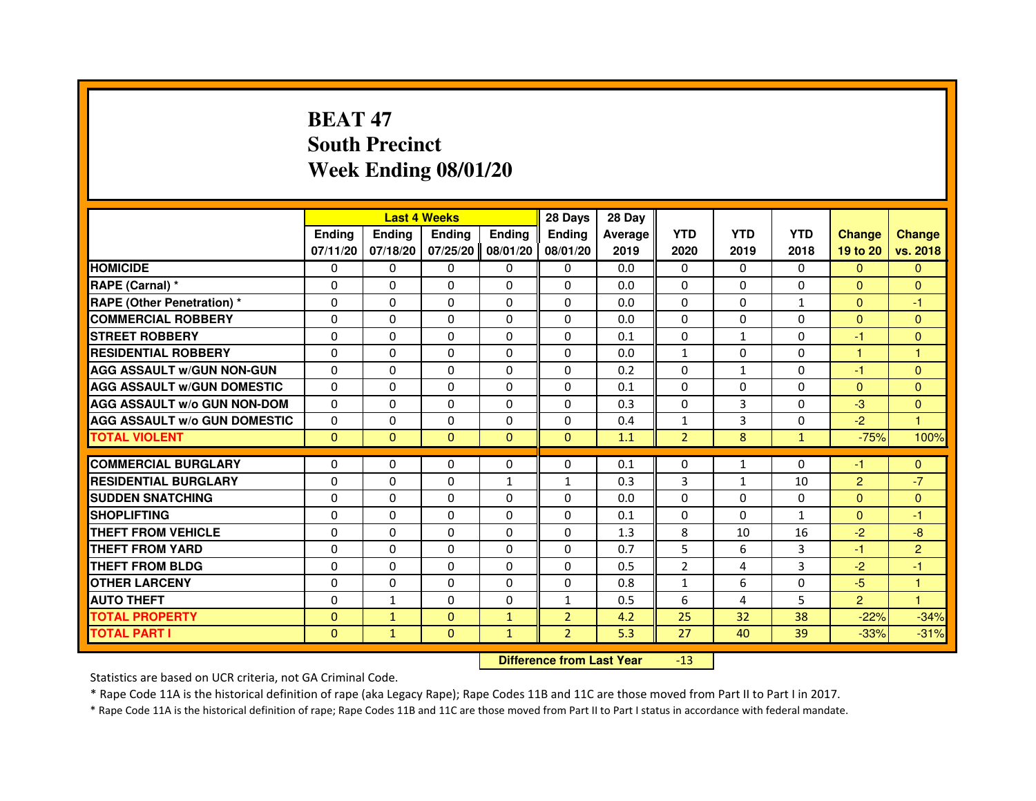# BEAT 47
# South Precinct
# Week Ending 08/01/20

| | Last 4 Weeks | | | | 28 Days | 28 Day | | | | | |
|---|---|---|---|---|---|---|---|---|---|---|---|
| | Ending 07/11/20 | Ending 07/18/20 | Ending 07/25/20 | Ending 08/01/20 | Ending 08/01/20 | Average 2019 | YTD 2020 | YTD 2019 | YTD 2018 | Change 19 to 20 | Change vs. 2018 |
| HOMICIDE | 0 | 0 | 0 | 0 | 0 | 0.0 | 0 | 0 | 0 | 0 | 0 |
| RAPE (Carnal) * | 0 | 0 | 0 | 0 | 0 | 0.0 | 0 | 0 | 0 | 0 | 0 |
| RAPE (Other Penetration) * | 0 | 0 | 0 | 0 | 0 | 0.0 | 0 | 0 | 1 | 0 | -1 |
| COMMERCIAL ROBBERY | 0 | 0 | 0 | 0 | 0 | 0.0 | 0 | 0 | 0 | 0 | 0 |
| STREET ROBBERY | 0 | 0 | 0 | 0 | 0 | 0.1 | 0 | 1 | 0 | -1 | 0 |
| RESIDENTIAL ROBBERY | 0 | 0 | 0 | 0 | 0 | 0.0 | 1 | 0 | 0 | 1 | 1 |
| AGG ASSAULT w/GUN NON-GUN | 0 | 0 | 0 | 0 | 0 | 0.2 | 0 | 1 | 0 | -1 | 0 |
| AGG ASSAULT w/GUN DOMESTIC | 0 | 0 | 0 | 0 | 0 | 0.1 | 0 | 0 | 0 | 0 | 0 |
| AGG ASSAULT w/o GUN NON-DOM | 0 | 0 | 0 | 0 | 0 | 0.3 | 0 | 3 | 0 | -3 | 0 |
| AGG ASSAULT w/o GUN DOMESTIC | 0 | 0 | 0 | 0 | 0 | 0.4 | 1 | 3 | 0 | -2 | 1 |
| TOTAL VIOLENT | 0 | 0 | 0 | 0 | 0 | 1.1 | 2 | 8 | 1 | -75% | 100% |
| COMMERCIAL BURGLARY | 0 | 0 | 0 | 0 | 0 | 0.1 | 0 | 1 | 0 | -1 | 0 |
| RESIDENTIAL BURGLARY | 0 | 0 | 0 | 1 | 1 | 0.3 | 3 | 1 | 10 | 2 | -7 |
| SUDDEN SNATCHING | 0 | 0 | 0 | 0 | 0 | 0.0 | 0 | 0 | 0 | 0 | 0 |
| SHOPLIFTING | 0 | 0 | 0 | 0 | 0 | 0.1 | 0 | 0 | 1 | 0 | -1 |
| THEFT FROM VEHICLE | 0 | 0 | 0 | 0 | 0 | 1.3 | 8 | 10 | 16 | -2 | -8 |
| THEFT FROM YARD | 0 | 0 | 0 | 0 | 0 | 0.7 | 5 | 6 | 3 | -1 | 2 |
| THEFT FROM BLDG | 0 | 0 | 0 | 0 | 0 | 0.5 | 2 | 4 | 3 | -2 | -1 |
| OTHER LARCENY | 0 | 0 | 0 | 0 | 0 | 0.8 | 1 | 6 | 0 | -5 | 1 |
| AUTO THEFT | 0 | 1 | 0 | 0 | 1 | 0.5 | 6 | 4 | 5 | 2 | 1 |
| TOTAL PROPERTY | 0 | 1 | 0 | 1 | 2 | 4.2 | 25 | 32 | 38 | -22% | -34% |
| TOTAL PART I | 0 | 1 | 0 | 1 | 2 | 5.3 | 27 | 40 | 39 | -33% | -31% |

**Difference from Last Year** -13

Statistics are based on UCR criteria, not GA Criminal Code.

* Rape Code 11A is the historical definition of rape (aka Legacy Rape); Rape Codes 11B and 11C are those moved from Part II to Part I in 2017.

* Rape Code 11A is the historical definition of rape; Rape Codes 11B and 11C are those moved from Part II to Part I status in accordance with federal mandate.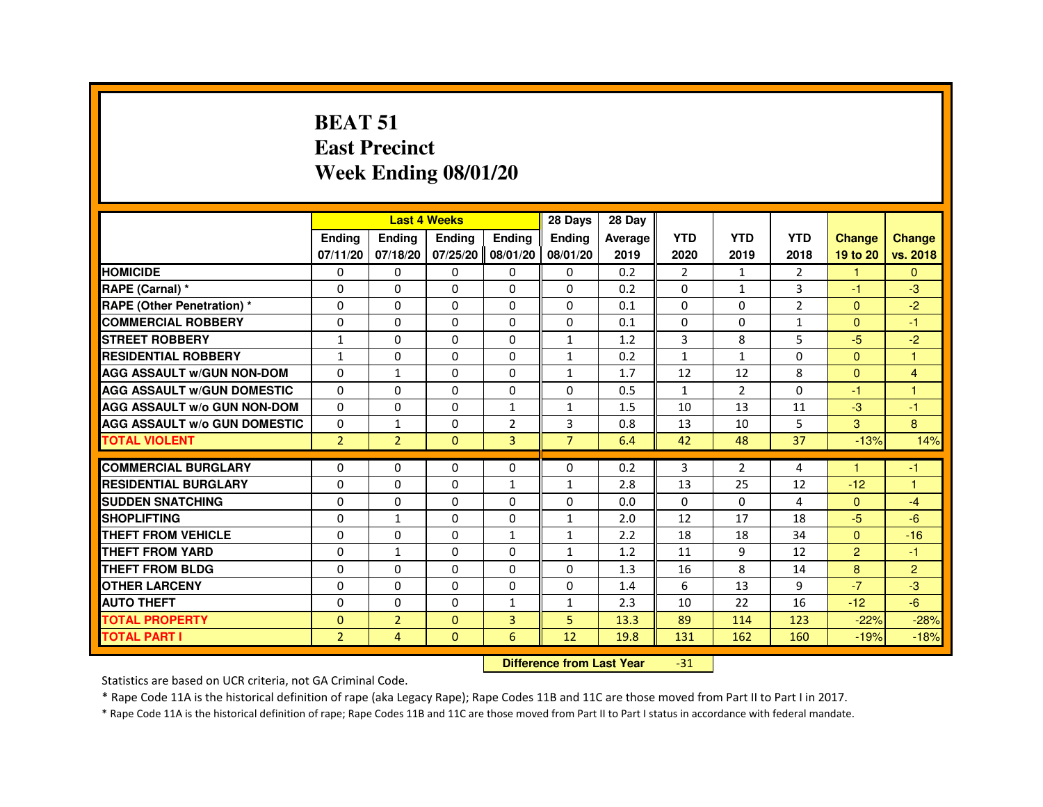# BEAT 51
# East Precinct
# Week Ending 08/01/20

| | Last 4 Weeks | | | | 28 Days | 28 Day | | | | | |
|---|---|---|---|---|---|---|---|---|---|---|---|
| | Ending 07/11/20 | Ending 07/18/20 | Ending 07/25/20 | Ending 08/01/20 | Ending 08/01/20 | Average 2019 | YTD 2020 | YTD 2019 | YTD 2018 | Change 19 to 20 | Change vs. 2018 |
| HOMICIDE | 0 | 0 | 0 | 0 | 0 | 0.2 | 2 | 1 | 2 | 1 | 0 |
| RAPE (Carnal) * | 0 | 0 | 0 | 0 | 0 | 0.2 | 0 | 1 | 3 | -1 | -3 |
| RAPE (Other Penetration) * | 0 | 0 | 0 | 0 | 0 | 0.1 | 0 | 0 | 2 | 0 | -2 |
| COMMERCIAL ROBBERY | 0 | 0 | 0 | 0 | 0 | 0.1 | 0 | 0 | 1 | 0 | -1 |
| STREET ROBBERY | 1 | 0 | 0 | 0 | 1 | 1.2 | 3 | 8 | 5 | -5 | -2 |
| RESIDENTIAL ROBBERY | 1 | 0 | 0 | 0 | 1 | 0.2 | 1 | 1 | 0 | 0 | 1 |
| AGG ASSAULT w/GUN NON-DOM | 0 | 1 | 0 | 0 | 1 | 1.7 | 12 | 12 | 8 | 0 | 4 |
| AGG ASSAULT w/GUN DOMESTIC | 0 | 0 | 0 | 0 | 0 | 0.5 | 1 | 2 | 0 | -1 | 1 |
| AGG ASSAULT w/o GUN NON-DOM | 0 | 0 | 0 | 1 | 1 | 1.5 | 10 | 13 | 11 | -3 | -1 |
| AGG ASSAULT w/o GUN DOMESTIC | 0 | 1 | 0 | 2 | 3 | 0.8 | 13 | 10 | 5 | 3 | 8 |
| TOTAL VIOLENT | 2 | 2 | 0 | 3 | 7 | 6.4 | 42 | 48 | 37 | -13% | 14% |
| COMMERCIAL BURGLARY | 0 | 0 | 0 | 0 | 0 | 0.2 | 3 | 2 | 4 | 1 | -1 |
| RESIDENTIAL BURGLARY | 0 | 0 | 0 | 1 | 1 | 2.8 | 13 | 25 | 12 | -12 | 1 |
| SUDDEN SNATCHING | 0 | 0 | 0 | 0 | 0 | 0.0 | 0 | 0 | 4 | 0 | -4 |
| SHOPLIFTING | 0 | 1 | 0 | 0 | 1 | 2.0 | 12 | 17 | 18 | -5 | -6 |
| THEFT FROM VEHICLE | 0 | 0 | 0 | 1 | 1 | 2.2 | 18 | 18 | 34 | 0 | -16 |
| THEFT FROM YARD | 0 | 1 | 0 | 0 | 1 | 1.2 | 11 | 9 | 12 | 2 | -1 |
| THEFT FROM BLDG | 0 | 0 | 0 | 0 | 0 | 1.3 | 16 | 8 | 14 | 8 | 2 |
| OTHER LARCENY | 0 | 0 | 0 | 0 | 0 | 1.4 | 6 | 13 | 9 | -7 | -3 |
| AUTO THEFT | 0 | 0 | 0 | 1 | 1 | 2.3 | 10 | 22 | 16 | -12 | -6 |
| TOTAL PROPERTY | 0 | 2 | 0 | 3 | 5 | 13.3 | 89 | 114 | 123 | -22% | -28% |
| TOTAL PART I | 2 | 4 | 0 | 6 | 12 | 19.8 | 131 | 162 | 160 | -19% | -18% |

**Difference from Last Year** -31

Statistics are based on UCR criteria, not GA Criminal Code.

* Rape Code 11A is the historical definition of rape (aka Legacy Rape); Rape Codes 11B and 11C are those moved from Part II to Part I in 2017.

* Rape Code 11A is the historical definition of rape; Rape Codes 11B and 11C are those moved from Part II to Part I status in accordance with federal mandate.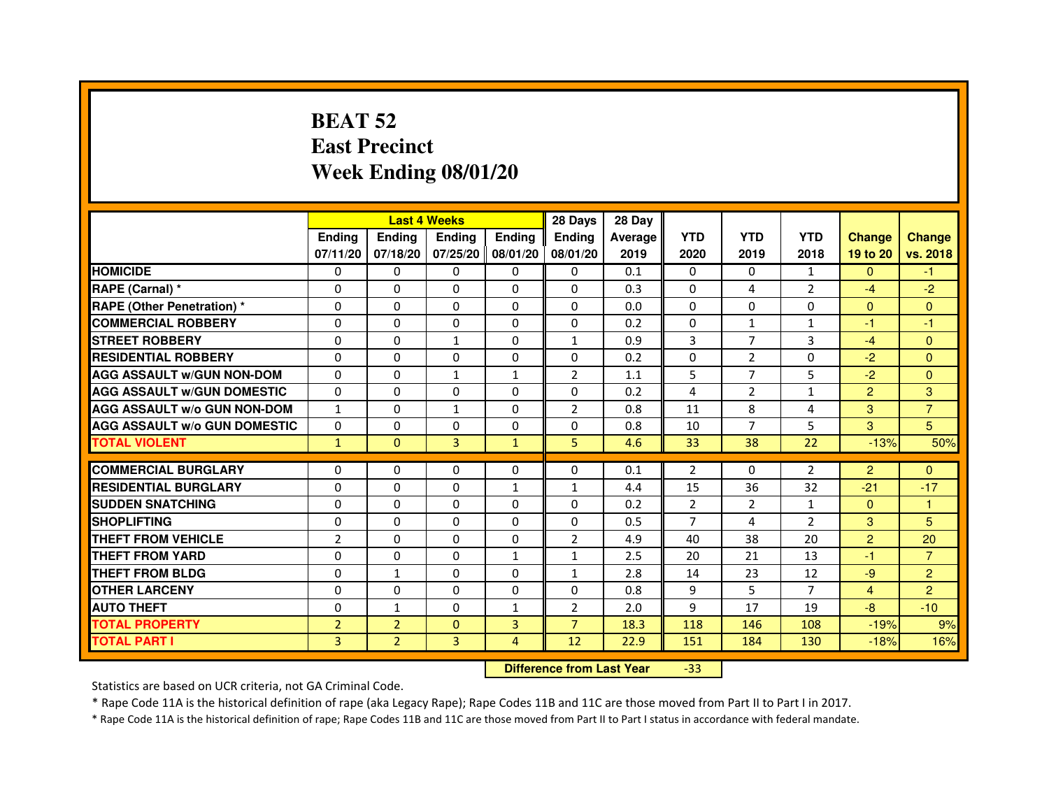# BEAT 52
# East Precinct
# Week Ending 08/01/20

| | Last 4 Weeks | | | | 28 Days | 28 Day | | | | | |
|---|---|---|---|---|---|---|---|---|---|---|---|
| | Ending 07/11/20 | Ending 07/18/20 | Ending 07/25/20 | Ending 08/01/20 | Ending 08/01/20 | Average 2019 | YTD 2020 | YTD 2019 | YTD 2018 | Change 19 to 20 | Change vs. 2018 |
| HOMICIDE | 0 | 0 | 0 | 0 | 0 | 0.1 | 0 | 0 | 1 | 0 | -1 |
| RAPE (Carnal) * | 0 | 0 | 0 | 0 | 0 | 0.3 | 0 | 4 | 2 | -4 | -2 |
| RAPE (Other Penetration) * | 0 | 0 | 0 | 0 | 0 | 0.0 | 0 | 0 | 0 | 0 | 0 |
| COMMERCIAL ROBBERY | 0 | 0 | 0 | 0 | 0 | 0.2 | 0 | 1 | 1 | -1 | -1 |
| STREET ROBBERY | 0 | 0 | 1 | 0 | 1 | 0.9 | 3 | 7 | 3 | -4 | 0 |
| RESIDENTIAL ROBBERY | 0 | 0 | 0 | 0 | 0 | 0.2 | 0 | 2 | 0 | -2 | 0 |
| AGG ASSAULT w/GUN NON-DOM | 0 | 0 | 1 | 1 | 2 | 1.1 | 5 | 7 | 5 | -2 | 0 |
| AGG ASSAULT w/GUN DOMESTIC | 0 | 0 | 0 | 0 | 0 | 0.2 | 4 | 2 | 1 | 2 | 3 |
| AGG ASSAULT w/o GUN NON-DOM | 1 | 0 | 1 | 0 | 2 | 0.8 | 11 | 8 | 4 | 3 | 7 |
| AGG ASSAULT w/o GUN DOMESTIC | 0 | 0 | 0 | 0 | 0 | 0.8 | 10 | 7 | 5 | 3 | 5 |
| TOTAL VIOLENT | 1 | 0 | 3 | 1 | 5 | 4.6 | 33 | 38 | 22 | -13% | 50% |
| COMMERCIAL BURGLARY | 0 | 0 | 0 | 0 | 0 | 0.1 | 2 | 0 | 2 | 2 | 0 |
| RESIDENTIAL BURGLARY | 0 | 0 | 0 | 1 | 1 | 4.4 | 15 | 36 | 32 | -21 | -17 |
| SUDDEN SNATCHING | 0 | 0 | 0 | 0 | 0 | 0.2 | 2 | 2 | 1 | 0 | 1 |
| SHOPLIFTING | 0 | 0 | 0 | 0 | 0 | 0.5 | 7 | 4 | 2 | 3 | 5 |
| THEFT FROM VEHICLE | 2 | 0 | 0 | 0 | 2 | 4.9 | 40 | 38 | 20 | 2 | 20 |
| THEFT FROM YARD | 0 | 0 | 0 | 1 | 1 | 2.5 | 20 | 21 | 13 | -1 | 7 |
| THEFT FROM BLDG | 0 | 1 | 0 | 0 | 1 | 2.8 | 14 | 23 | 12 | -9 | 2 |
| OTHER LARCENY | 0 | 0 | 0 | 0 | 0 | 0.8 | 9 | 5 | 7 | 4 | 2 |
| AUTO THEFT | 0 | 1 | 0 | 1 | 2 | 2.0 | 9 | 17 | 19 | -8 | -10 |
| TOTAL PROPERTY | 2 | 2 | 0 | 3 | 7 | 18.3 | 118 | 146 | 108 | -19% | 9% |
| TOTAL PART I | 3 | 2 | 3 | 4 | 12 | 22.9 | 151 | 184 | 130 | -18% | 16% |

**Difference from Last Year** -33

Statistics are based on UCR criteria, not GA Criminal Code.

* Rape Code 11A is the historical definition of rape (aka Legacy Rape); Rape Codes 11B and 11C are those moved from Part II to Part I in 2017.

* Rape Code 11A is the historical definition of rape; Rape Codes 11B and 11C are those moved from Part II to Part I status in accordance with federal mandate.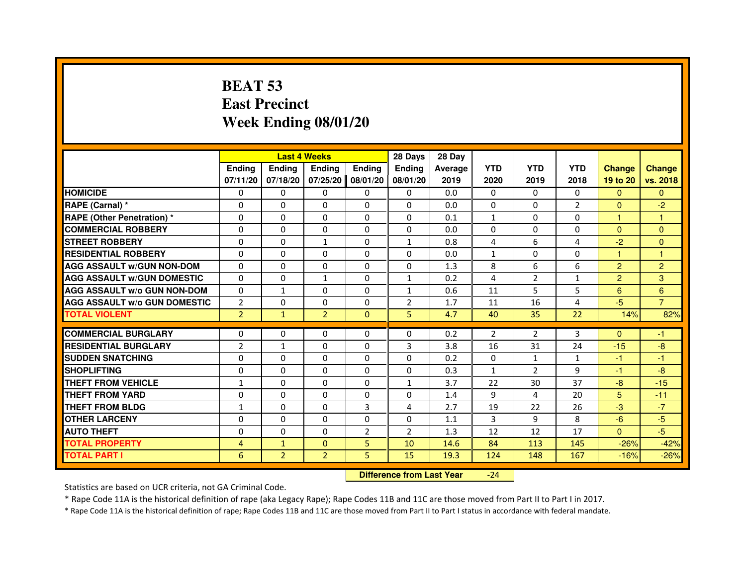# BEAT 53
# East Precinct
# Week Ending 08/01/20

| | Last 4 Weeks | | | | 28 Days | 28 Day | | | | | |
|---|---|---|---|---|---|---|---|---|---|---|---|
| | Ending 07/11/20 | Ending 07/18/20 | Ending 07/25/20 | Ending 08/01/20 | Ending 08/01/20 | Average 2019 | YTD 2020 | YTD 2019 | YTD 2018 | Change 19 to 20 | Change vs. 2018 |
| HOMICIDE | 0 | 0 | 0 | 0 | 0 | 0.0 | 0 | 0 | 0 | 0 | 0 |
| RAPE (Carnal) * | 0 | 0 | 0 | 0 | 0 | 0.0 | 0 | 0 | 2 | 0 | -2 |
| RAPE (Other Penetration) * | 0 | 0 | 0 | 0 | 0 | 0.1 | 1 | 0 | 0 | 1 | 1 |
| COMMERCIAL ROBBERY | 0 | 0 | 0 | 0 | 0 | 0.0 | 0 | 0 | 0 | 0 | 0 |
| STREET ROBBERY | 0 | 0 | 1 | 0 | 1 | 0.8 | 4 | 6 | 4 | -2 | 0 |
| RESIDENTIAL ROBBERY | 0 | 0 | 0 | 0 | 0 | 0.0 | 1 | 0 | 0 | 1 | 1 |
| AGG ASSAULT w/GUN NON-DOM | 0 | 0 | 0 | 0 | 0 | 1.3 | 8 | 6 | 6 | 2 | 2 |
| AGG ASSAULT w/GUN DOMESTIC | 0 | 0 | 1 | 0 | 1 | 0.2 | 4 | 2 | 1 | 2 | 3 |
| AGG ASSAULT w/o GUN NON-DOM | 0 | 1 | 0 | 0 | 1 | 0.6 | 11 | 5 | 5 | 6 | 6 |
| AGG ASSAULT w/o GUN DOMESTIC | 2 | 0 | 0 | 0 | 2 | 1.7 | 11 | 16 | 4 | -5 | 7 |
| TOTAL VIOLENT | 2 | 1 | 2 | 0 | 5 | 4.7 | 40 | 35 | 22 | 14% | 82% |
| COMMERCIAL BURGLARY | 0 | 0 | 0 | 0 | 0 | 0.2 | 2 | 2 | 3 | 0 | -1 |
| RESIDENTIAL BURGLARY | 2 | 1 | 0 | 0 | 3 | 3.8 | 16 | 31 | 24 | -15 | -8 |
| SUDDEN SNATCHING | 0 | 0 | 0 | 0 | 0 | 0.2 | 0 | 1 | 1 | -1 | -1 |
| SHOPLIFTING | 0 | 0 | 0 | 0 | 0 | 0.3 | 1 | 2 | 9 | -1 | -8 |
| THEFT FROM VEHICLE | 1 | 0 | 0 | 0 | 1 | 3.7 | 22 | 30 | 37 | -8 | -15 |
| THEFT FROM YARD | 0 | 0 | 0 | 0 | 0 | 1.4 | 9 | 4 | 20 | 5 | -11 |
| THEFT FROM BLDG | 1 | 0 | 0 | 3 | 4 | 2.7 | 19 | 22 | 26 | -3 | -7 |
| OTHER LARCENY | 0 | 0 | 0 | 0 | 0 | 1.1 | 3 | 9 | 8 | -6 | -5 |
| AUTO THEFT | 0 | 0 | 0 | 2 | 2 | 1.3 | 12 | 12 | 17 | 0 | -5 |
| TOTAL PROPERTY | 4 | 1 | 0 | 5 | 10 | 14.6 | 84 | 113 | 145 | -26% | -42% |
| TOTAL PART I | 6 | 2 | 2 | 5 | 15 | 19.3 | 124 | 148 | 167 | -16% | -26% |

**Difference from Last Year** -24

Statistics are based on UCR criteria, not GA Criminal Code.

* Rape Code 11A is the historical definition of rape (aka Legacy Rape); Rape Codes 11B and 11C are those moved from Part II to Part I in 2017.

* Rape Code 11A is the historical definition of rape; Rape Codes 11B and 11C are those moved from Part II to Part I status in accordance with federal mandate.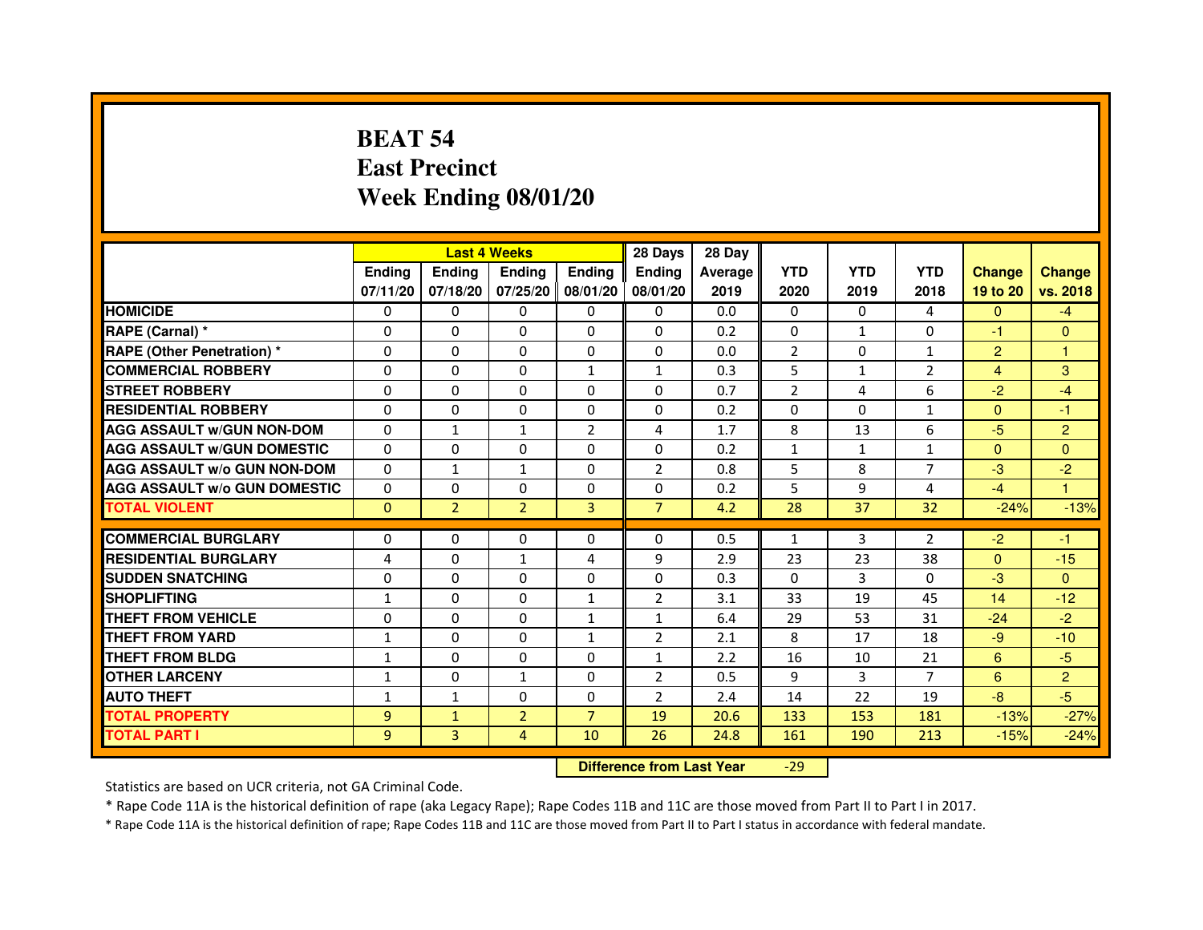# BEAT 54
# East Precinct
# Week Ending 08/01/20

| | Last 4 Weeks | | | | 28 Days | 28 Day | | | | | |
|---|---|---|---|---|---|---|---|---|---|---|---|
| | Ending 07/11/20 | Ending 07/18/20 | Ending 07/25/20 | Ending 08/01/20 | Ending 08/01/20 | Average 2019 | YTD 2020 | YTD 2019 | YTD 2018 | Change 19 to 20 | Change vs. 2018 |
| HOMICIDE | 0 | 0 | 0 | 0 | 0 | 0.0 | 0 | 0 | 4 | 0 | -4 |
| RAPE (Carnal) * | 0 | 0 | 0 | 0 | 0 | 0.2 | 0 | 1 | 0 | -1 | 0 |
| RAPE (Other Penetration) * | 0 | 0 | 0 | 0 | 0 | 0.0 | 2 | 0 | 1 | 2 | 1 |
| COMMERCIAL ROBBERY | 0 | 0 | 0 | 1 | 1 | 0.3 | 5 | 1 | 2 | 4 | 3 |
| STREET ROBBERY | 0 | 0 | 0 | 0 | 0 | 0.7 | 2 | 4 | 6 | -2 | -4 |
| RESIDENTIAL ROBBERY | 0 | 0 | 0 | 0 | 0 | 0.2 | 0 | 0 | 1 | 0 | -1 |
| AGG ASSAULT w/GUN NON-DOM | 0 | 1 | 1 | 2 | 4 | 1.7 | 8 | 13 | 6 | -5 | 2 |
| AGG ASSAULT w/GUN DOMESTIC | 0 | 0 | 0 | 0 | 0 | 0.2 | 1 | 1 | 1 | 0 | 0 |
| AGG ASSAULT w/o GUN NON-DOM | 0 | 1 | 1 | 0 | 2 | 0.8 | 5 | 8 | 7 | -3 | -2 |
| AGG ASSAULT w/o GUN DOMESTIC | 0 | 0 | 0 | 0 | 0 | 0.2 | 5 | 9 | 4 | -4 | 1 |
| TOTAL VIOLENT | 0 | 2 | 2 | 3 | 7 | 4.2 | 28 | 37 | 32 | -24% | -13% |
| COMMERCIAL BURGLARY | 0 | 0 | 0 | 0 | 0 | 0.5 | 1 | 3 | 2 | -2 | -1 |
| RESIDENTIAL BURGLARY | 4 | 0 | 1 | 4 | 9 | 2.9 | 23 | 23 | 38 | 0 | -15 |
| SUDDEN SNATCHING | 0 | 0 | 0 | 0 | 0 | 0.3 | 0 | 3 | 0 | -3 | 0 |
| SHOPLIFTING | 1 | 0 | 0 | 1 | 2 | 3.1 | 33 | 19 | 45 | 14 | -12 |
| THEFT FROM VEHICLE | 0 | 0 | 0 | 1 | 1 | 6.4 | 29 | 53 | 31 | -24 | -2 |
| THEFT FROM YARD | 1 | 0 | 0 | 1 | 2 | 2.1 | 8 | 17 | 18 | -9 | -10 |
| THEFT FROM BLDG | 1 | 0 | 0 | 0 | 1 | 2.2 | 16 | 10 | 21 | 6 | -5 |
| OTHER LARCENY | 1 | 0 | 1 | 0 | 2 | 0.5 | 9 | 3 | 7 | 6 | 2 |
| AUTO THEFT | 1 | 1 | 0 | 0 | 2 | 2.4 | 14 | 22 | 19 | -8 | -5 |
| TOTAL PROPERTY | 9 | 1 | 2 | 7 | 19 | 20.6 | 133 | 153 | 181 | -13% | -27% |
| TOTAL PART I | 9 | 3 | 4 | 10 | 26 | 24.8 | 161 | 190 | 213 | -15% | -24% |

**Difference from Last Year** -29

Statistics are based on UCR criteria, not GA Criminal Code.

* Rape Code 11A is the historical definition of rape (aka Legacy Rape); Rape Codes 11B and 11C are those moved from Part II to Part I in 2017.

* Rape Code 11A is the historical definition of rape; Rape Codes 11B and 11C are those moved from Part II to Part I status in accordance with federal mandate.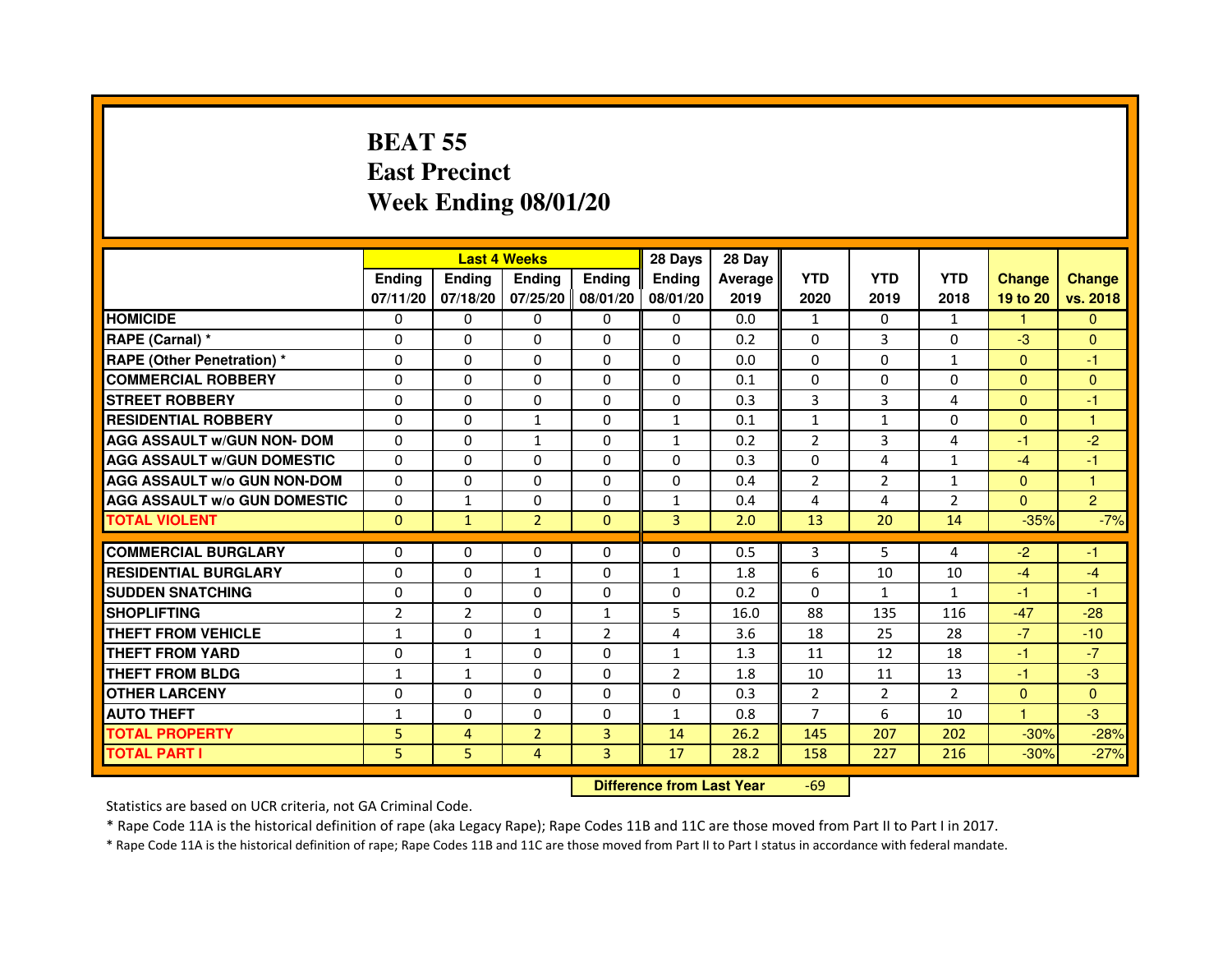# BEAT 55
# East Precinct
# Week Ending 08/01/20

| | Last 4 Weeks | | | | 28 Days | 28 Day | | | | | |
|---|---|---|---|---|---|---|---|---|---|---|---|
| | Ending 07/11/20 | Ending 07/18/20 | Ending 07/25/20 | Ending 08/01/20 | Ending 08/01/20 | Average 2019 | YTD 2020 | YTD 2019 | YTD 2018 | Change 19 to 20 | Change vs. 2018 |
| HOMICIDE | 0 | 0 | 0 | 0 | 0 | 0.0 | 1 | 0 | 1 | 1 | 0 |
| RAPE (Carnal) * | 0 | 0 | 0 | 0 | 0 | 0.2 | 0 | 3 | 0 | -3 | 0 |
| RAPE (Other Penetration) * | 0 | 0 | 0 | 0 | 0 | 0.0 | 0 | 0 | 1 | 0 | -1 |
| COMMERCIAL ROBBERY | 0 | 0 | 0 | 0 | 0 | 0.1 | 0 | 0 | 0 | 0 | 0 |
| STREET ROBBERY | 0 | 0 | 0 | 0 | 0 | 0.3 | 3 | 3 | 4 | 0 | -1 |
| RESIDENTIAL ROBBERY | 0 | 0 | 1 | 0 | 1 | 0.1 | 1 | 1 | 0 | 0 | 1 |
| AGG ASSAULT w/GUN NON- DOM | 0 | 0 | 1 | 0 | 1 | 0.2 | 2 | 3 | 4 | -1 | -2 |
| AGG ASSAULT w/GUN DOMESTIC | 0 | 0 | 0 | 0 | 0 | 0.3 | 0 | 4 | 1 | -4 | -1 |
| AGG ASSAULT w/o GUN NON-DOM | 0 | 0 | 0 | 0 | 0 | 0.4 | 2 | 2 | 1 | 0 | 1 |
| AGG ASSAULT w/o GUN DOMESTIC | 0 | 1 | 0 | 0 | 1 | 0.4 | 4 | 4 | 2 | 0 | 2 |
| TOTAL VIOLENT | 0 | 1 | 2 | 0 | 3 | 2.0 | 13 | 20 | 14 | -35% | -7% |
| COMMERCIAL BURGLARY | 0 | 0 | 0 | 0 | 0 | 0.5 | 3 | 5 | 4 | -2 | -1 |
| RESIDENTIAL BURGLARY | 0 | 0 | 1 | 0 | 1 | 1.8 | 6 | 10 | 10 | -4 | -4 |
| SUDDEN SNATCHING | 0 | 0 | 0 | 0 | 0 | 0.2 | 0 | 1 | 1 | -1 | -1 |
| SHOPLIFTING | 2 | 2 | 0 | 1 | 5 | 16.0 | 88 | 135 | 116 | -47 | -28 |
| THEFT FROM VEHICLE | 1 | 0 | 1 | 2 | 4 | 3.6 | 18 | 25 | 28 | -7 | -10 |
| THEFT FROM YARD | 0 | 1 | 0 | 0 | 1 | 1.3 | 11 | 12 | 18 | -1 | -7 |
| THEFT FROM BLDG | 1 | 1 | 0 | 0 | 2 | 1.8 | 10 | 11 | 13 | -1 | -3 |
| OTHER LARCENY | 0 | 0 | 0 | 0 | 0 | 0.3 | 2 | 2 | 2 | 0 | 0 |
| AUTO THEFT | 1 | 0 | 0 | 0 | 1 | 0.8 | 7 | 6 | 10 | 1 | -3 |
| TOTAL PROPERTY | 5 | 4 | 2 | 3 | 14 | 26.2 | 145 | 207 | 202 | -30% | -28% |
| TOTAL PART I | 5 | 5 | 4 | 3 | 17 | 28.2 | 158 | 227 | 216 | -30% | -27% |

**Difference from Last Year** -69

Statistics are based on UCR criteria, not GA Criminal Code.

* Rape Code 11A is the historical definition of rape (aka Legacy Rape); Rape Codes 11B and 11C are those moved from Part II to Part I in 2017.

* Rape Code 11A is the historical definition of rape; Rape Codes 11B and 11C are those moved from Part II to Part I status in accordance with federal mandate.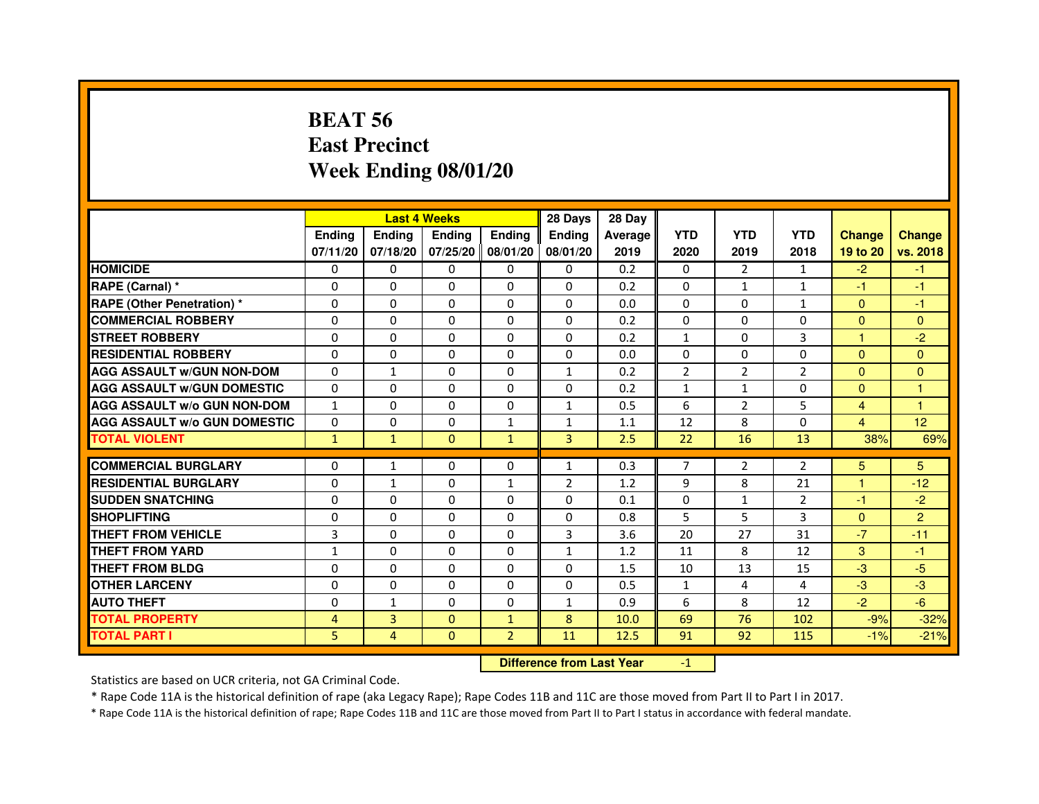# BEAT 56
# East Precinct
# Week Ending 08/01/20

| | Last 4 Weeks | | | | 28 Days | 28 Day | | | | | |
|---|---|---|---|---|---|---|---|---|---|---|---|
| | Ending 07/11/20 | Ending 07/18/20 | Ending 07/25/20 | Ending 08/01/20 | Ending 08/01/20 | Average 2019 | YTD 2020 | YTD 2019 | YTD 2018 | Change 19 to 20 | Change vs. 2018 |
| HOMICIDE | 0 | 0 | 0 | 0 | 0 | 0.2 | 0 | 2 | 1 | -2 | -1 |
| RAPE (Carnal) * | 0 | 0 | 0 | 0 | 0 | 0.2 | 0 | 1 | 1 | -1 | -1 |
| RAPE (Other Penetration) * | 0 | 0 | 0 | 0 | 0 | 0.0 | 0 | 0 | 1 | 0 | -1 |
| COMMERCIAL ROBBERY | 0 | 0 | 0 | 0 | 0 | 0.2 | 0 | 0 | 0 | 0 | 0 |
| STREET ROBBERY | 0 | 0 | 0 | 0 | 0 | 0.2 | 1 | 0 | 3 | 1 | -2 |
| RESIDENTIAL ROBBERY | 0 | 0 | 0 | 0 | 0 | 0.0 | 0 | 0 | 0 | 0 | 0 |
| AGG ASSAULT w/GUN NON-DOM | 0 | 1 | 0 | 0 | 1 | 0.2 | 2 | 2 | 2 | 0 | 0 |
| AGG ASSAULT w/GUN DOMESTIC | 0 | 0 | 0 | 0 | 0 | 0.2 | 1 | 1 | 0 | 0 | 1 |
| AGG ASSAULT w/o GUN NON-DOM | 1 | 0 | 0 | 0 | 1 | 0.5 | 6 | 2 | 5 | 4 | 1 |
| AGG ASSAULT w/o GUN DOMESTIC | 0 | 0 | 0 | 1 | 1 | 1.1 | 12 | 8 | 0 | 4 | 12 |
| TOTAL VIOLENT | 1 | 1 | 0 | 1 | 3 | 2.5 | 22 | 16 | 13 | 38% | 69% |
| COMMERCIAL BURGLARY | 0 | 1 | 0 | 0 | 1 | 0.3 | 7 | 2 | 2 | 5 | 5 |
| RESIDENTIAL BURGLARY | 0 | 1 | 0 | 1 | 2 | 1.2 | 9 | 8 | 21 | 1 | -12 |
| SUDDEN SNATCHING | 0 | 0 | 0 | 0 | 0 | 0.1 | 0 | 1 | 2 | -1 | -2 |
| SHOPLIFTING | 0 | 0 | 0 | 0 | 0 | 0.8 | 5 | 5 | 3 | 0 | 2 |
| THEFT FROM VEHICLE | 3 | 0 | 0 | 0 | 3 | 3.6 | 20 | 27 | 31 | -7 | -11 |
| THEFT FROM YARD | 1 | 0 | 0 | 0 | 1 | 1.2 | 11 | 8 | 12 | 3 | -1 |
| THEFT FROM BLDG | 0 | 0 | 0 | 0 | 0 | 1.5 | 10 | 13 | 15 | -3 | -5 |
| OTHER LARCENY | 0 | 0 | 0 | 0 | 0 | 0.5 | 1 | 4 | 4 | -3 | -3 |
| AUTO THEFT | 0 | 1 | 0 | 0 | 1 | 0.9 | 6 | 8 | 12 | -2 | -6 |
| TOTAL PROPERTY | 4 | 3 | 0 | 1 | 8 | 10.0 | 69 | 76 | 102 | -9% | -32% |
| TOTAL PART I | 5 | 4 | 0 | 2 | 11 | 12.5 | 91 | 92 | 115 | -1% | -21% |

**Difference from Last Year** -1

Statistics are based on UCR criteria, not GA Criminal Code.

* Rape Code 11A is the historical definition of rape (aka Legacy Rape); Rape Codes 11B and 11C are those moved from Part II to Part I in 2017.

* Rape Code 11A is the historical definition of rape; Rape Codes 11B and 11C are those moved from Part II to Part I status in accordance with federal mandate.